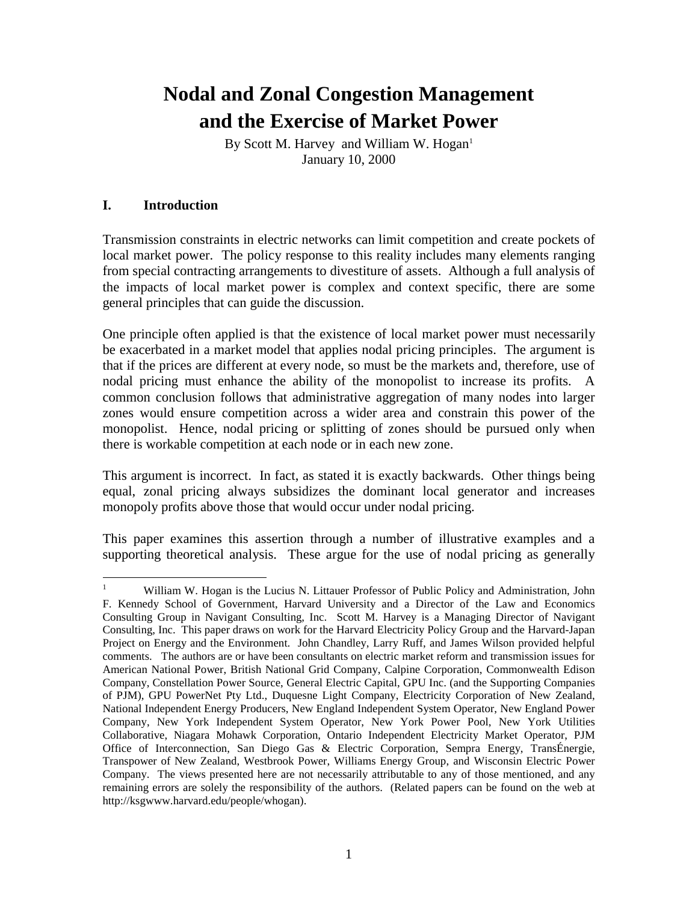# Nodal and Zonal Congestion Management and the Exercise of Market Power

By Scott M. Harvey and William W. Hogan[1]

January 10, 2000

## I. Introduction

Transmission constraints in electric networks can limit competition and create pockets of local market power. The policy response to this reality includes many elements ranging from special contracting arrangements to divestiture of assets. Although a full analysis of the impacts of local market power is complex and context specific, there are some general principles that can guide the discussion.

One principle often applied is that the existence of local market power must necessarily be exacerbated in a market model that applies nodal pricing principles. The argument is that if the prices are different at every node, so must be the markets and, therefore, use of nodal pricing must enhance the ability of the monopolist to increase its profits. A common conclusion follows that administrative aggregation of many nodes into larger zones would ensure competition across a wider area and constrain this power of the monopolist. Hence, nodal pricing or splitting of zones should be pursued only when there is workable competition at each node or in each new zone.

This argument is incorrect. In fact, as stated it is exactly backwards. Other things being equal, zonal pricing always subsidizes the dominant local generator and increases monopoly profits above those that would occur under nodal pricing.

This paper examines this assertion through a number of illustrative examples and a supporting theoretical analysis. These argue for the use of nodal pricing as generally

---

[1] William W. Hogan is the Lucius N. Littauer Professor of Public Policy and Administration, John F. Kennedy School of Government, Harvard University and a Director of the Law and Economics Consulting Group in Navigant Consulting, Inc. Scott M. Harvey is a Managing Director of Navigant Consulting, Inc. This paper draws on work for the Harvard Electricity Policy Group and the Harvard-Japan Project on Energy and the Environment. John Chandley, Larry Ruff, and James Wilson provided helpful comments. The authors are or have been consultants on electric market reform and transmission issues for American National Power, British National Grid Company, Calpine Corporation, Commonwealth Edison Company, Constellation Power Source, General Electric Capital, GPU Inc. (and the Supporting Companies of PJM), GPU PowerNet Pty Ltd., Duquesne Light Company, Electricity Corporation of New Zealand, National Independent Energy Producers, New England Independent System Operator, New England Power Company, New York Independent System Operator, New York Power Pool, New York Utilities Collaborative, Niagara Mohawk Corporation, Ontario Independent Electricity Market Operator, PJM Office of Interconnection, San Diego Gas & Electric Corporation, Sempra Energy, TransÉnergie, Transpower of New Zealand, Westbrook Power, Williams Energy Group, and Wisconsin Electric Power Company. The views presented here are not necessarily attributable to any of those mentioned, and any remaining errors are solely the responsibility of the authors. (Related papers can be found on the web at http://ksgwww.harvard.edu/people/whogan).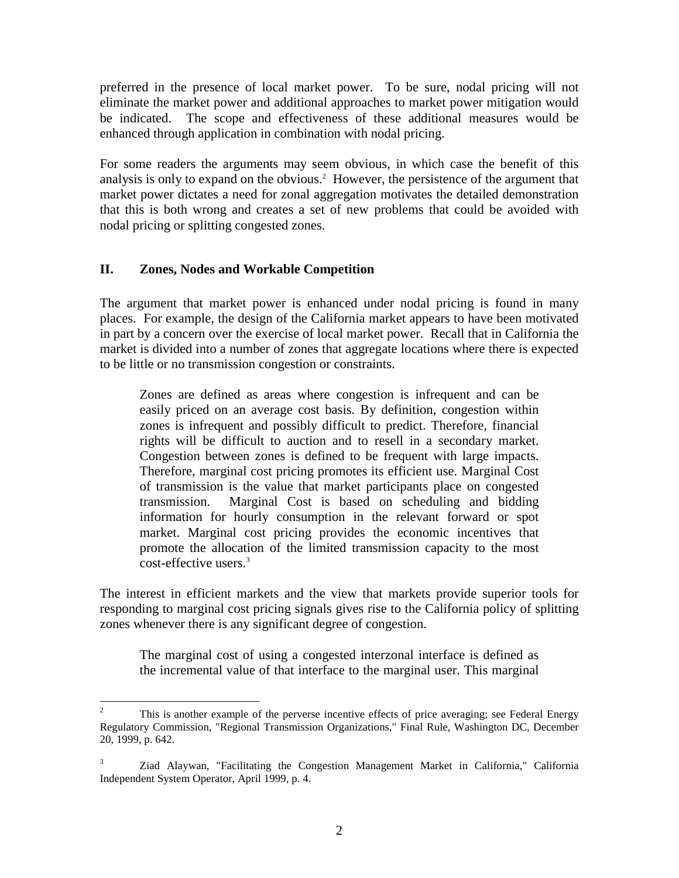preferred in the presence of local market power. To be sure, nodal pricing will not eliminate the market power and additional approaches to market power mitigation would be indicated. The scope and effectiveness of these additional measures would be enhanced through application in combination with nodal pricing.

For some readers the arguments may seem obvious, in which case the benefit of this analysis is only to expand on the obvious.[2] However, the persistence of the argument that market power dictates a need for zonal aggregation motivates the detailed demonstration that this is both wrong and creates a set of new problems that could be avoided with nodal pricing or splitting congested zones.

## II. Zones, Nodes and Workable Competition

The argument that market power is enhanced under nodal pricing is found in many places. For example, the design of the California market appears to have been motivated in part by a concern over the exercise of local market power. Recall that in California the market is divided into a number of zones that aggregate locations where there is expected to be little or no transmission congestion or constraints.

> Zones are defined as areas where congestion is infrequent and can be easily priced on an average cost basis. By definition, congestion within zones is infrequent and possibly difficult to predict. Therefore, financial rights will be difficult to auction and to resell in a secondary market. Congestion between zones is defined to be frequent with large impacts. Therefore, marginal cost pricing promotes its efficient use. Marginal Cost of transmission is the value that market participants place on congested transmission. Marginal Cost is based on scheduling and bidding information for hourly consumption in the relevant forward or spot market. Marginal cost pricing provides the economic incentives that promote the allocation of the limited transmission capacity to the most cost-effective users.[3]

The interest in efficient markets and the view that markets provide superior tools for responding to marginal cost pricing signals gives rise to the California policy of splitting zones whenever there is any significant degree of congestion.

> The marginal cost of using a congested interzonal interface is defined as the incremental value of that interface to the marginal user. This marginal

---

[2] This is another example of the perverse incentive effects of price averaging; see Federal Energy Regulatory Commission, "Regional Transmission Organizations," Final Rule, Washington DC, December 20, 1999, p. 642.

[3] Ziad Alaywan, "Facilitating the Congestion Management Market in California," California Independent System Operator, April 1999, p. 4.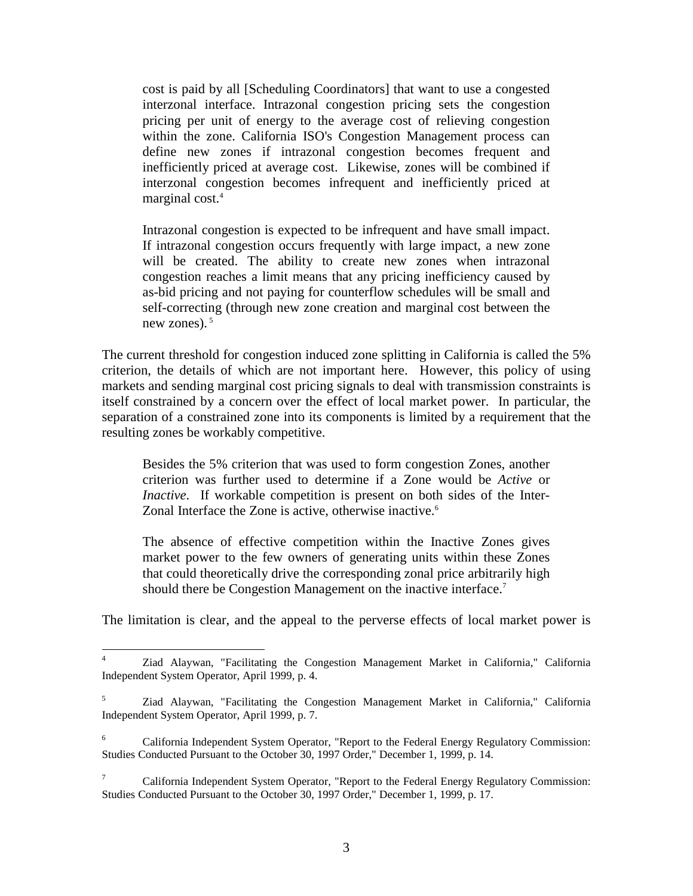> cost is paid by all [Scheduling Coordinators] that want to use a congested interzonal interface. Intrazonal congestion pricing sets the congestion pricing per unit of energy to the average cost of relieving congestion within the zone. California ISO's Congestion Management process can define new zones if intrazonal congestion becomes frequent and inefficiently priced at average cost. Likewise, zones will be combined if interzonal congestion becomes infrequent and inefficiently priced at marginal cost.[4]
>
> Intrazonal congestion is expected to be infrequent and have small impact. If intrazonal congestion occurs frequently with large impact, a new zone will be created. The ability to create new zones when intrazonal congestion reaches a limit means that any pricing inefficiency caused by as-bid pricing and not paying for counterflow schedules will be small and self-correcting (through new zone creation and marginal cost between the new zones).[5]

The current threshold for congestion induced zone splitting in California is called the 5% criterion, the details of which are not important here. However, this policy of using markets and sending marginal cost pricing signals to deal with transmission constraints is itself constrained by a concern over the effect of local market power. In particular, the separation of a constrained zone into its components is limited by a requirement that the resulting zones be workably competitive.

> Besides the 5% criterion that was used to form congestion Zones, another criterion was further used to determine if a Zone would be *Active* or *Inactive*. If workable competition is present on both sides of the Inter-Zonal Interface the Zone is active, otherwise inactive.[6]
>
> The absence of effective competition within the Inactive Zones gives market power to the few owners of generating units within these Zones that could theoretically drive the corresponding zonal price arbitrarily high should there be Congestion Management on the inactive interface.[7]

The limitation is clear, and the appeal to the perverse effects of local market power is

---

[4] Ziad Alaywan, "Facilitating the Congestion Management Market in California," California Independent System Operator, April 1999, p. 4.

[5] Ziad Alaywan, "Facilitating the Congestion Management Market in California," California Independent System Operator, April 1999, p. 7.

[6] California Independent System Operator, "Report to the Federal Energy Regulatory Commission: Studies Conducted Pursuant to the October 30, 1997 Order," December 1, 1999, p. 14.

[7] California Independent System Operator, "Report to the Federal Energy Regulatory Commission: Studies Conducted Pursuant to the October 30, 1997 Order," December 1, 1999, p. 17.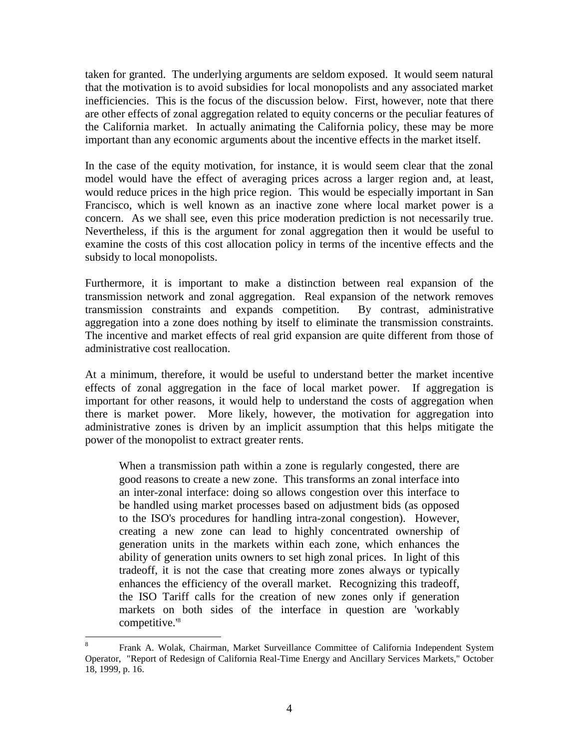taken for granted. The underlying arguments are seldom exposed. It would seem natural that the motivation is to avoid subsidies for local monopolists and any associated market inefficiencies. This is the focus of the discussion below. First, however, note that there are other effects of zonal aggregation related to equity concerns or the peculiar features of the California market. In actually animating the California policy, these may be more important than any economic arguments about the incentive effects in the market itself.

In the case of the equity motivation, for instance, it is would seem clear that the zonal model would have the effect of averaging prices across a larger region and, at least, would reduce prices in the high price region. This would be especially important in San Francisco, which is well known as an inactive zone where local market power is a concern. As we shall see, even this price moderation prediction is not necessarily true. Nevertheless, if this is the argument for zonal aggregation then it would be useful to examine the costs of this cost allocation policy in terms of the incentive effects and the subsidy to local monopolists.

Furthermore, it is important to make a distinction between real expansion of the transmission network and zonal aggregation. Real expansion of the network removes transmission constraints and expands competition. By contrast, administrative aggregation into a zone does nothing by itself to eliminate the transmission constraints. The incentive and market effects of real grid expansion are quite different from those of administrative cost reallocation.

At a minimum, therefore, it would be useful to understand better the market incentive effects of zonal aggregation in the face of local market power. If aggregation is important for other reasons, it would help to understand the costs of aggregation when there is market power. More likely, however, the motivation for aggregation into administrative zones is driven by an implicit assumption that this helps mitigate the power of the monopolist to extract greater rents.

> When a transmission path within a zone is regularly congested, there are good reasons to create a new zone. This transforms an zonal interface into an inter-zonal interface: doing so allows congestion over this interface to be handled using market processes based on adjustment bids (as opposed to the ISO's procedures for handling intra-zonal congestion). However, creating a new zone can lead to highly concentrated ownership of generation units in the markets within each zone, which enhances the ability of generation units owners to set high zonal prices. In light of this tradeoff, it is not the case that creating more zones always or typically enhances the efficiency of the overall market. Recognizing this tradeoff, the ISO Tariff calls for the creation of new zones only if generation markets on both sides of the interface in question are 'workably competitive.'[8]

---

[8] Frank A. Wolak, Chairman, Market Surveillance Committee of California Independent System Operator, "Report of Redesign of California Real-Time Energy and Ancillary Services Markets," October 18, 1999, p. 16.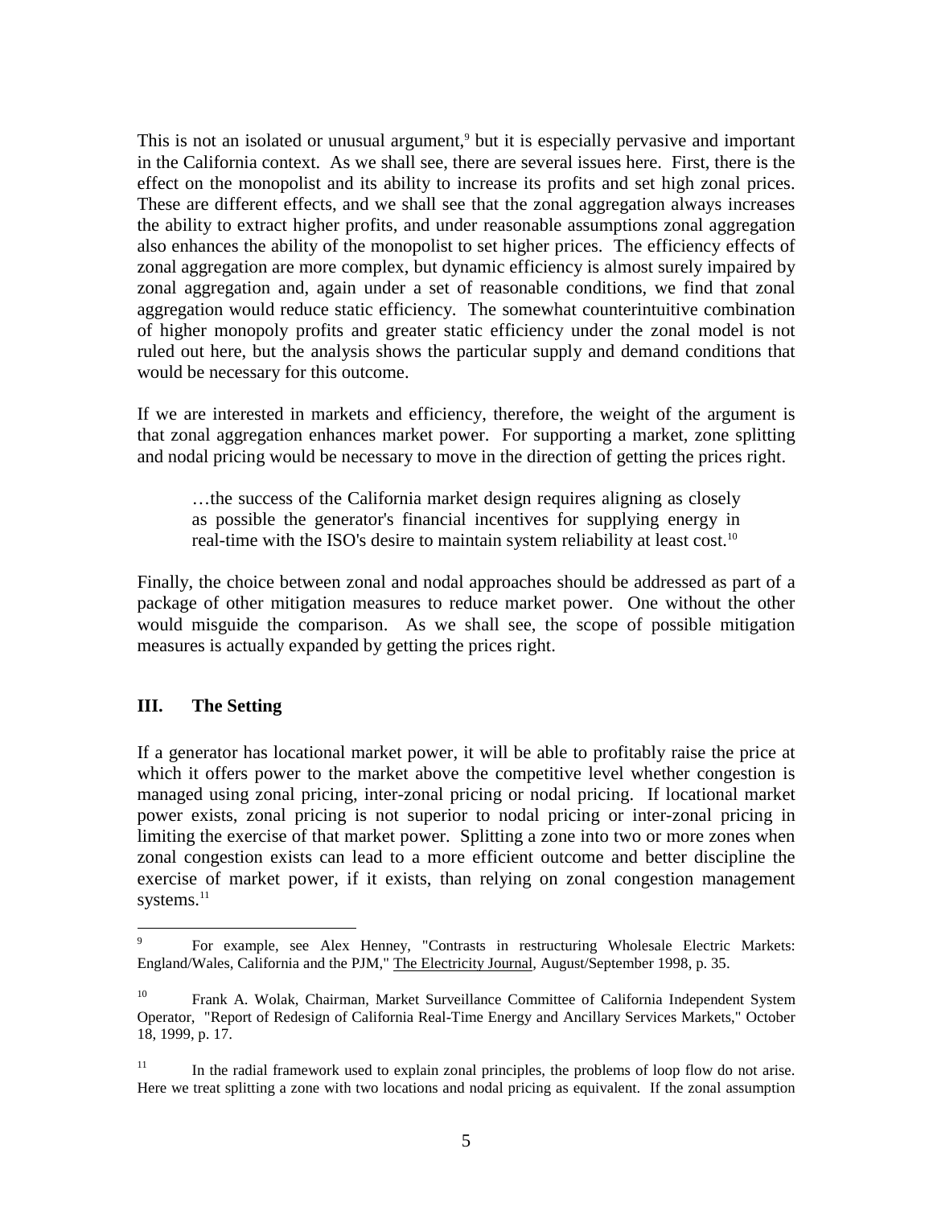This is not an isolated or unusual argument,[9] but it is especially pervasive and important in the California context. As we shall see, there are several issues here. First, there is the effect on the monopolist and its ability to increase its profits and set high zonal prices. These are different effects, and we shall see that the zonal aggregation always increases the ability to extract higher profits, and under reasonable assumptions zonal aggregation also enhances the ability of the monopolist to set higher prices. The efficiency effects of zonal aggregation are more complex, but dynamic efficiency is almost surely impaired by zonal aggregation and, again under a set of reasonable conditions, we find that zonal aggregation would reduce static efficiency. The somewhat counterintuitive combination of higher monopoly profits and greater static efficiency under the zonal model is not ruled out here, but the analysis shows the particular supply and demand conditions that would be necessary for this outcome.

If we are interested in markets and efficiency, therefore, the weight of the argument is that zonal aggregation enhances market power. For supporting a market, zone splitting and nodal pricing would be necessary to move in the direction of getting the prices right.

> …the success of the California market design requires aligning as closely as possible the generator's financial incentives for supplying energy in real-time with the ISO's desire to maintain system reliability at least cost.[10]

Finally, the choice between zonal and nodal approaches should be addressed as part of a package of other mitigation measures to reduce market power. One without the other would misguide the comparison. As we shall see, the scope of possible mitigation measures is actually expanded by getting the prices right.

## III. The Setting

If a generator has locational market power, it will be able to profitably raise the price at which it offers power to the market above the competitive level whether congestion is managed using zonal pricing, inter-zonal pricing or nodal pricing. If locational market power exists, zonal pricing is not superior to nodal pricing or inter-zonal pricing in limiting the exercise of that market power. Splitting a zone into two or more zones when zonal congestion exists can lead to a more efficient outcome and better discipline the exercise of market power, if it exists, than relying on zonal congestion management systems.[11]

---

[9] For example, see Alex Henney, "Contrasts in restructuring Wholesale Electric Markets: England/Wales, California and the PJM," The Electricity Journal, August/September 1998, p. 35.

[10] Frank A. Wolak, Chairman, Market Surveillance Committee of California Independent System Operator, "Report of Redesign of California Real-Time Energy and Ancillary Services Markets," October 18, 1999, p. 17.

[11] In the radial framework used to explain zonal principles, the problems of loop flow do not arise. Here we treat splitting a zone with two locations and nodal pricing as equivalent. If the zonal assumption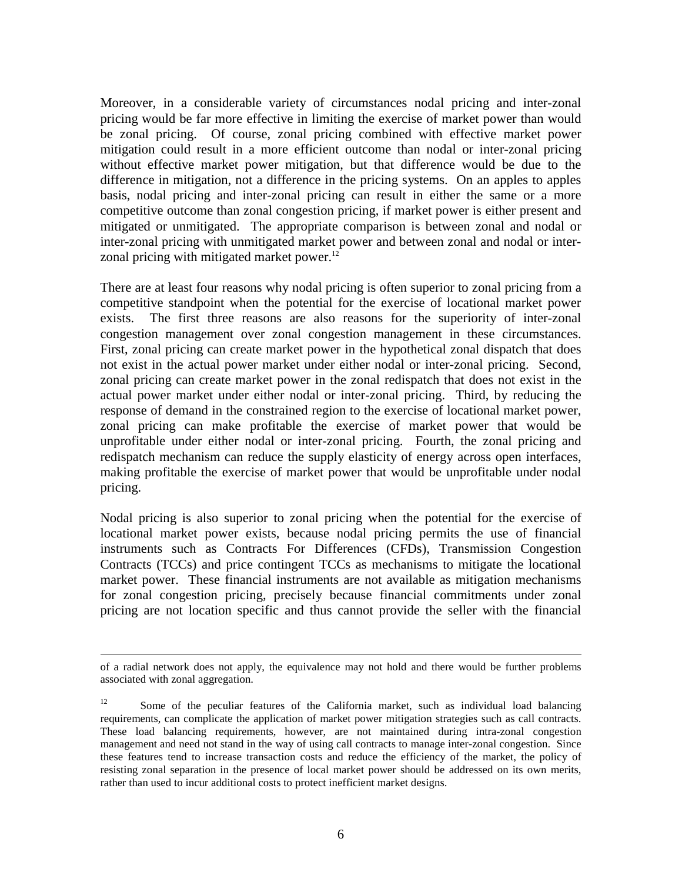Moreover, in a considerable variety of circumstances nodal pricing and inter-zonal pricing would be far more effective in limiting the exercise of market power than would be zonal pricing. Of course, zonal pricing combined with effective market power mitigation could result in a more efficient outcome than nodal or inter-zonal pricing without effective market power mitigation, but that difference would be due to the difference in mitigation, not a difference in the pricing systems. On an apples to apples basis, nodal pricing and inter-zonal pricing can result in either the same or a more competitive outcome than zonal congestion pricing, if market power is either present and mitigated or unmitigated. The appropriate comparison is between zonal and nodal or inter-zonal pricing with unmitigated market power and between zonal and nodal or inter-zonal pricing with mitigated market power.[12]

There are at least four reasons why nodal pricing is often superior to zonal pricing from a competitive standpoint when the potential for the exercise of locational market power exists. The first three reasons are also reasons for the superiority of inter-zonal congestion management over zonal congestion management in these circumstances. First, zonal pricing can create market power in the hypothetical zonal dispatch that does not exist in the actual power market under either nodal or inter-zonal pricing. Second, zonal pricing can create market power in the zonal redispatch that does not exist in the actual power market under either nodal or inter-zonal pricing. Third, by reducing the response of demand in the constrained region to the exercise of locational market power, zonal pricing can make profitable the exercise of market power that would be unprofitable under either nodal or inter-zonal pricing. Fourth, the zonal pricing and redispatch mechanism can reduce the supply elasticity of energy across open interfaces, making profitable the exercise of market power that would be unprofitable under nodal pricing.

Nodal pricing is also superior to zonal pricing when the potential for the exercise of locational market power exists, because nodal pricing permits the use of financial instruments such as Contracts For Differences (CFDs), Transmission Congestion Contracts (TCCs) and price contingent TCCs as mechanisms to mitigate the locational market power. These financial instruments are not available as mitigation mechanisms for zonal congestion pricing, precisely because financial commitments under zonal pricing are not location specific and thus cannot provide the seller with the financial

---

of a radial network does not apply, the equivalence may not hold and there would be further problems associated with zonal aggregation.

[12] Some of the peculiar features of the California market, such as individual load balancing requirements, can complicate the application of market power mitigation strategies such as call contracts. These load balancing requirements, however, are not maintained during intra-zonal congestion management and need not stand in the way of using call contracts to manage inter-zonal congestion. Since these features tend to increase transaction costs and reduce the efficiency of the market, the policy of resisting zonal separation in the presence of local market power should be addressed on its own merits, rather than used to incur additional costs to protect inefficient market designs.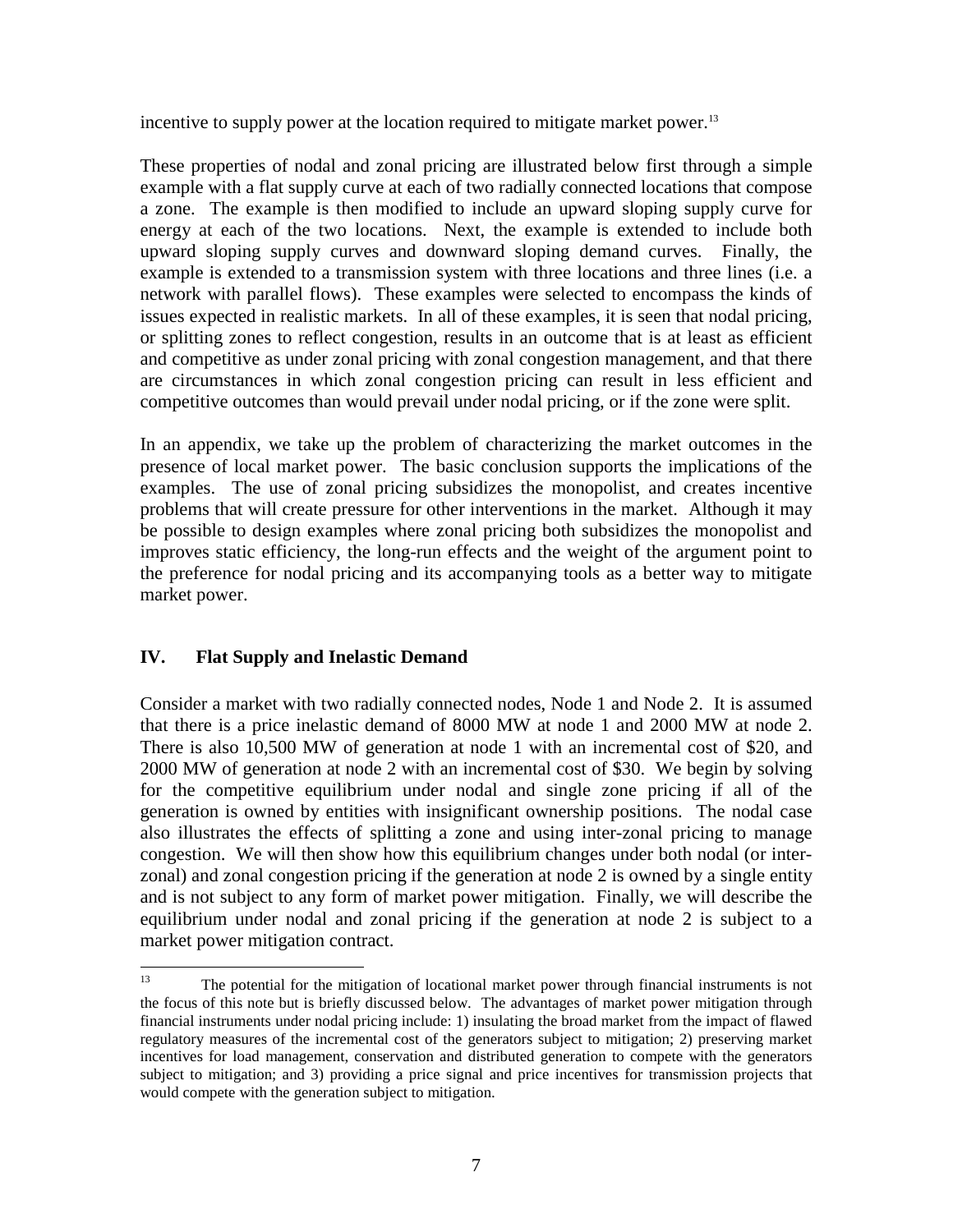incentive to supply power at the location required to mitigate market power.[13]

These properties of nodal and zonal pricing are illustrated below first through a simple example with a flat supply curve at each of two radially connected locations that compose a zone. The example is then modified to include an upward sloping supply curve for energy at each of the two locations. Next, the example is extended to include both upward sloping supply curves and downward sloping demand curves. Finally, the example is extended to a transmission system with three locations and three lines (i.e. a network with parallel flows). These examples were selected to encompass the kinds of issues expected in realistic markets. In all of these examples, it is seen that nodal pricing, or splitting zones to reflect congestion, results in an outcome that is at least as efficient and competitive as under zonal pricing with zonal congestion management, and that there are circumstances in which zonal congestion pricing can result in less efficient and competitive outcomes than would prevail under nodal pricing, or if the zone were split.

In an appendix, we take up the problem of characterizing the market outcomes in the presence of local market power. The basic conclusion supports the implications of the examples. The use of zonal pricing subsidizes the monopolist, and creates incentive problems that will create pressure for other interventions in the market. Although it may be possible to design examples where zonal pricing both subsidizes the monopolist and improves static efficiency, the long-run effects and the weight of the argument point to the preference for nodal pricing and its accompanying tools as a better way to mitigate market power.

## IV. Flat Supply and Inelastic Demand

Consider a market with two radially connected nodes, Node 1 and Node 2. It is assumed that there is a price inelastic demand of 8000 MW at node 1 and 2000 MW at node 2. There is also 10,500 MW of generation at node 1 with an incremental cost of $20, and 2000 MW of generation at node 2 with an incremental cost of $30. We begin by solving for the competitive equilibrium under nodal and single zone pricing if all of the generation is owned by entities with insignificant ownership positions. The nodal case also illustrates the effects of splitting a zone and using inter-zonal pricing to manage congestion. We will then show how this equilibrium changes under both nodal (or inter-zonal) and zonal congestion pricing if the generation at node 2 is owned by a single entity and is not subject to any form of market power mitigation. Finally, we will describe the equilibrium under nodal and zonal pricing if the generation at node 2 is subject to a market power mitigation contract.

---

[13] The potential for the mitigation of locational market power through financial instruments is not the focus of this note but is briefly discussed below. The advantages of market power mitigation through financial instruments under nodal pricing include: 1) insulating the broad market from the impact of flawed regulatory measures of the incremental cost of the generators subject to mitigation; 2) preserving market incentives for load management, conservation and distributed generation to compete with the generators subject to mitigation; and 3) providing a price signal and price incentives for transmission projects that would compete with the generation subject to mitigation.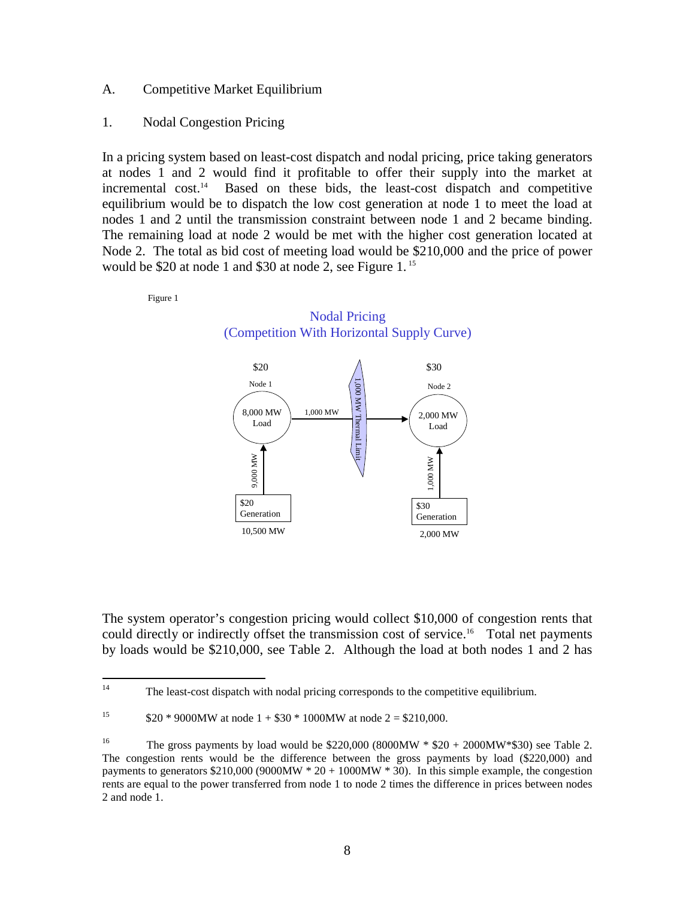A. Competitive Market Equilibrium

1. Nodal Congestion Pricing

In a pricing system based on least-cost dispatch and nodal pricing, price taking generators at nodes 1 and 2 would find it profitable to offer their supply into the market at incremental cost.[14] Based on these bids, the least-cost dispatch and competitive equilibrium would be to dispatch the low cost generation at node 1 to meet the load at nodes 1 and 2 until the transmission constraint between node 1 and 2 became binding. The remaining load at node 2 would be met with the higher cost generation located at Node 2. The total as bid cost of meeting load would be $210,000 and the price of power would be $20 at node 1 and $30 at node 2, see Figure 1.[15]

Figure 1

Nodal Pricing
(Competition With Horizontal Supply Curve)

$20 | Node 1 | 8,000 MW Load | 1,000 MW | 1,000 MW Thermal Limit | $30 | Node 2 | 2,000 MW Load | 9,000 MW | $20 Generation | 10,500 MW | 1,000 MW | $30 Generation | 2,000 MW

The system operator's congestion pricing would collect $10,000 of congestion rents that could directly or indirectly offset the transmission cost of service.[16] Total net payments by loads would be $210,000, see Table 2. Although the load at both nodes 1 and 2 has

---

[14] The least-cost dispatch with nodal pricing corresponds to the competitive equilibrium.

[15] $20 * 9000MW at node 1 + $30 * 1000MW at node 2 = $210,000.

[16] The gross payments by load would be $220,000 (8000MW * $20 + 2000MW*$30) see Table 2. The congestion rents would be the difference between the gross payments by load ($220,000) and payments to generators $210,000 (9000MW * 20 + 1000MW * 30). In this simple example, the congestion rents are equal to the power transferred from node 1 to node 2 times the difference in prices between nodes 2 and node 1.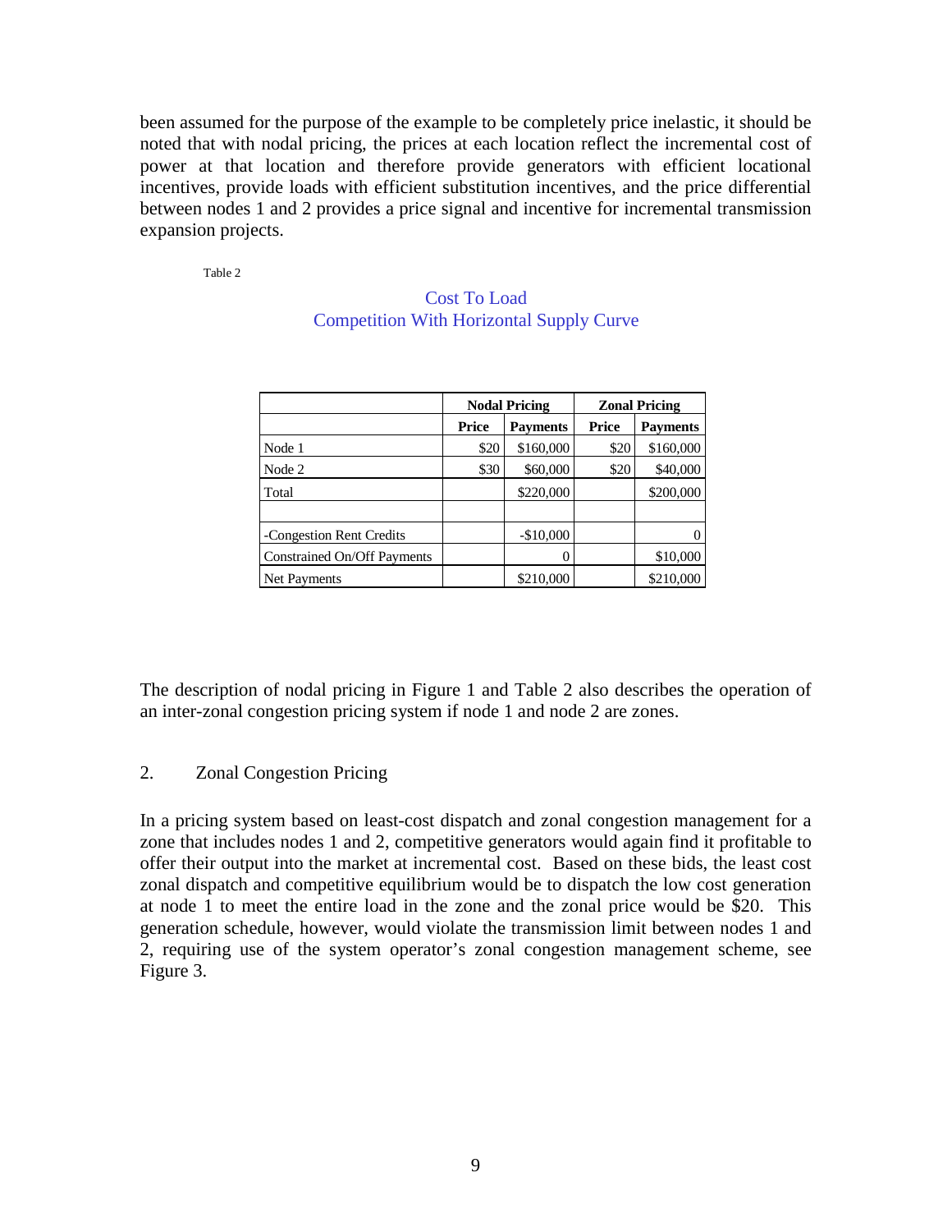been assumed for the purpose of the example to be completely price inelastic, it should be noted that with nodal pricing, the prices at each location reflect the incremental cost of power at that location and therefore provide generators with efficient locational incentives, provide loads with efficient substitution incentives, and the price differential between nodes 1 and 2 provides a price signal and incentive for incremental transmission expansion projects.

Table 2

Cost To Load
Competition With Horizontal Supply Curve

| | Nodal Pricing | | Zonal Pricing | |
|---|---|---|---|---|
| | **Price** | **Payments** | **Price** | **Payments** |
| Node 1 | $20 | $160,000 | $20 | $160,000 |
| Node 2 | $30 | $60,000 | $20 | $40,000 |
| Total | | $220,000 | | $200,000 |
| | | | | |
| -Congestion Rent Credits | | -$10,000 | | 0 |
| Constrained On/Off Payments | | 0 | | $10,000 |
| Net Payments | | $210,000 | | $210,000 |

The description of nodal pricing in Figure 1 and Table 2 also describes the operation of an inter-zonal congestion pricing system if node 1 and node 2 are zones.

## 2. Zonal Congestion Pricing

In a pricing system based on least-cost dispatch and zonal congestion management for a zone that includes nodes 1 and 2, competitive generators would again find it profitable to offer their output into the market at incremental cost. Based on these bids, the least cost zonal dispatch and competitive equilibrium would be to dispatch the low cost generation at node 1 to meet the entire load in the zone and the zonal price would be $20. This generation schedule, however, would violate the transmission limit between nodes 1 and 2, requiring use of the system operator's zonal congestion management scheme, see Figure 3.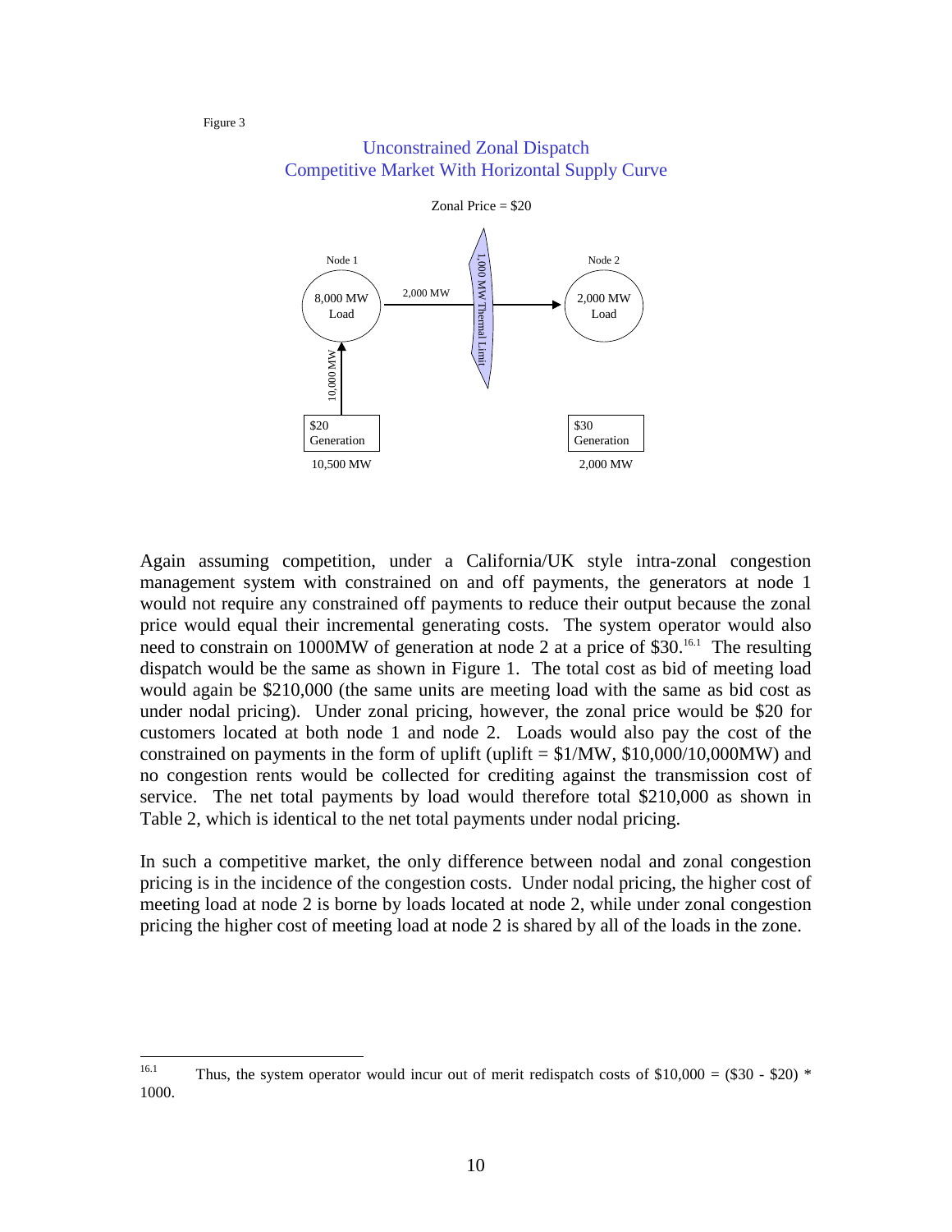Figure 3

Unconstrained Zonal Dispatch
Competitive Market With Horizontal Supply Curve

Zonal Price = $20

Node 1

8,000 MW Load

2,000 MW

1,000 MW Thermal Limit

Node 2

2,000 MW Load

10,000 MW

$20 Generation

10,500 MW

$30 Generation

2,000 MW

Again assuming competition, under a California/UK style intra-zonal congestion management system with constrained on and off payments, the generators at node 1 would not require any constrained off payments to reduce their output because the zonal price would equal their incremental generating costs. The system operator would also need to constrain on 1000MW of generation at node 2 at a price of $30.[16.1] The resulting dispatch would be the same as shown in Figure 1. The total cost as bid of meeting load would again be $210,000 (the same units are meeting load with the same as bid cost as under nodal pricing). Under zonal pricing, however, the zonal price would be $20 for customers located at both node 1 and node 2. Loads would also pay the cost of the constrained on payments in the form of uplift (uplift = $1/MW, $10,000/10,000MW) and no congestion rents would be collected for crediting against the transmission cost of service. The net total payments by load would therefore total $210,000 as shown in Table 2, which is identical to the net total payments under nodal pricing.

In such a competitive market, the only difference between nodal and zonal congestion pricing is in the incidence of the congestion costs. Under nodal pricing, the higher cost of meeting load at node 2 is borne by loads located at node 2, while under zonal congestion pricing the higher cost of meeting load at node 2 is shared by all of the loads in the zone.

---

[16.1] Thus, the system operator would incur out of merit redispatch costs of $10,000 = ($30 - $20) * 1000.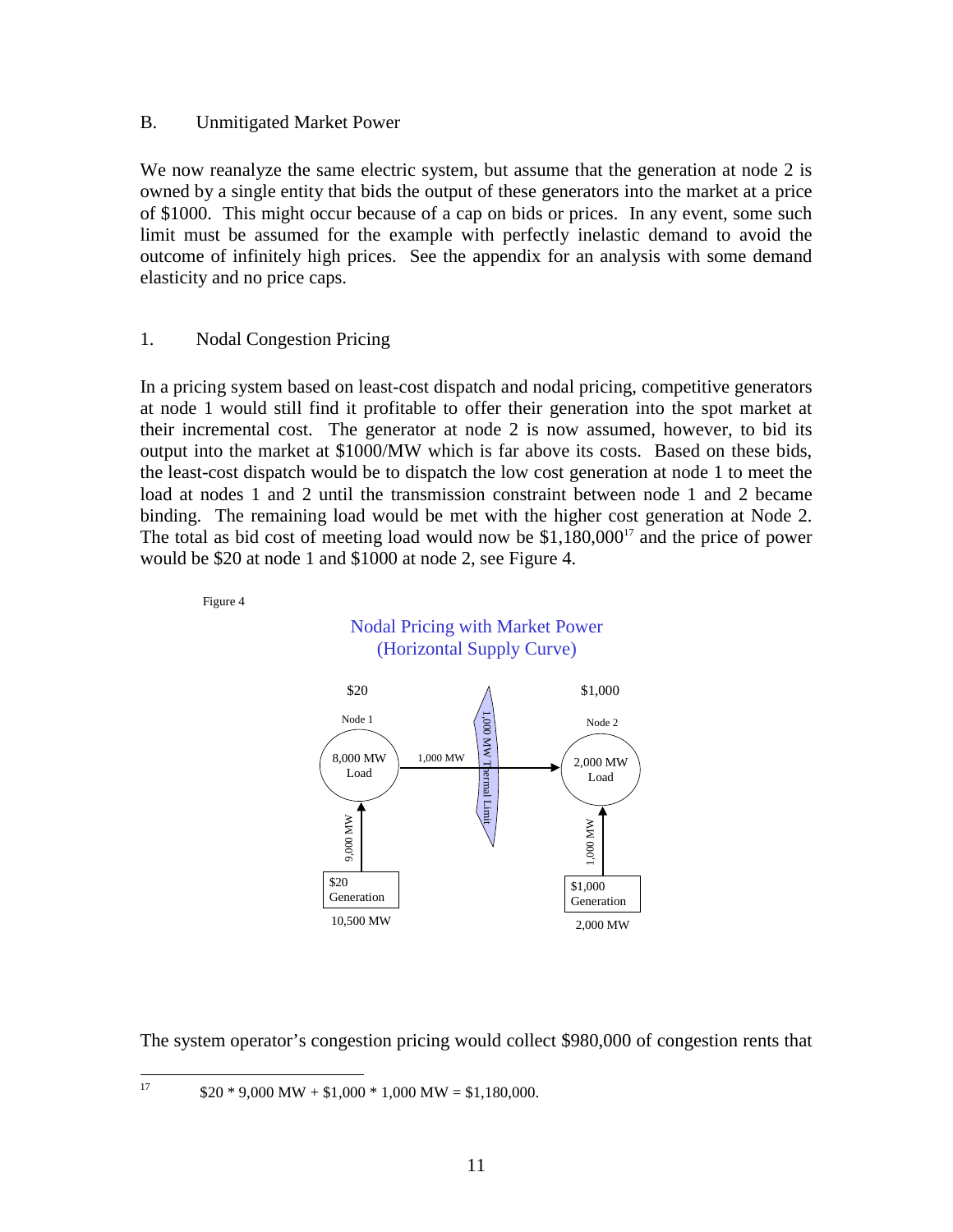## B. Unmitigated Market Power

We now reanalyze the same electric system, but assume that the generation at node 2 is owned by a single entity that bids the output of these generators into the market at a price of $1000. This might occur because of a cap on bids or prices. In any event, some such limit must be assumed for the example with perfectly inelastic demand to avoid the outcome of infinitely high prices. See the appendix for an analysis with some demand elasticity and no price caps.

### 1. Nodal Congestion Pricing

In a pricing system based on least-cost dispatch and nodal pricing, competitive generators at node 1 would still find it profitable to offer their generation into the spot market at their incremental cost. The generator at node 2 is now assumed, however, to bid its output into the market at $1000/MW which is far above its costs. Based on these bids, the least-cost dispatch would be to dispatch the low cost generation at node 1 to meet the load at nodes 1 and 2 until the transmission constraint between node 1 and 2 became binding. The remaining load would be met with the higher cost generation at Node 2. The total as bid cost of meeting load would now be $1,180,000[17] and the price of power would be $20 at node 1 and $1000 at node 2, see Figure 4.

Figure 4

Nodal Pricing with Market Power (Horizontal Supply Curve)

$20 — Node 1: 8,000 MW Load; 9,000 MW from $20 Generation (10,500 MW)

1,000 MW flow — 1,000 MW Thermal Limit

$1,000 — Node 2: 2,000 MW Load; 1,000 MW from $1,000 Generation (2,000 MW)

The system operator's congestion pricing would collect $980,000 of congestion rents that

[17] $20 * 9,000 MW + $1,000 * 1,000 MW = $1,180,000.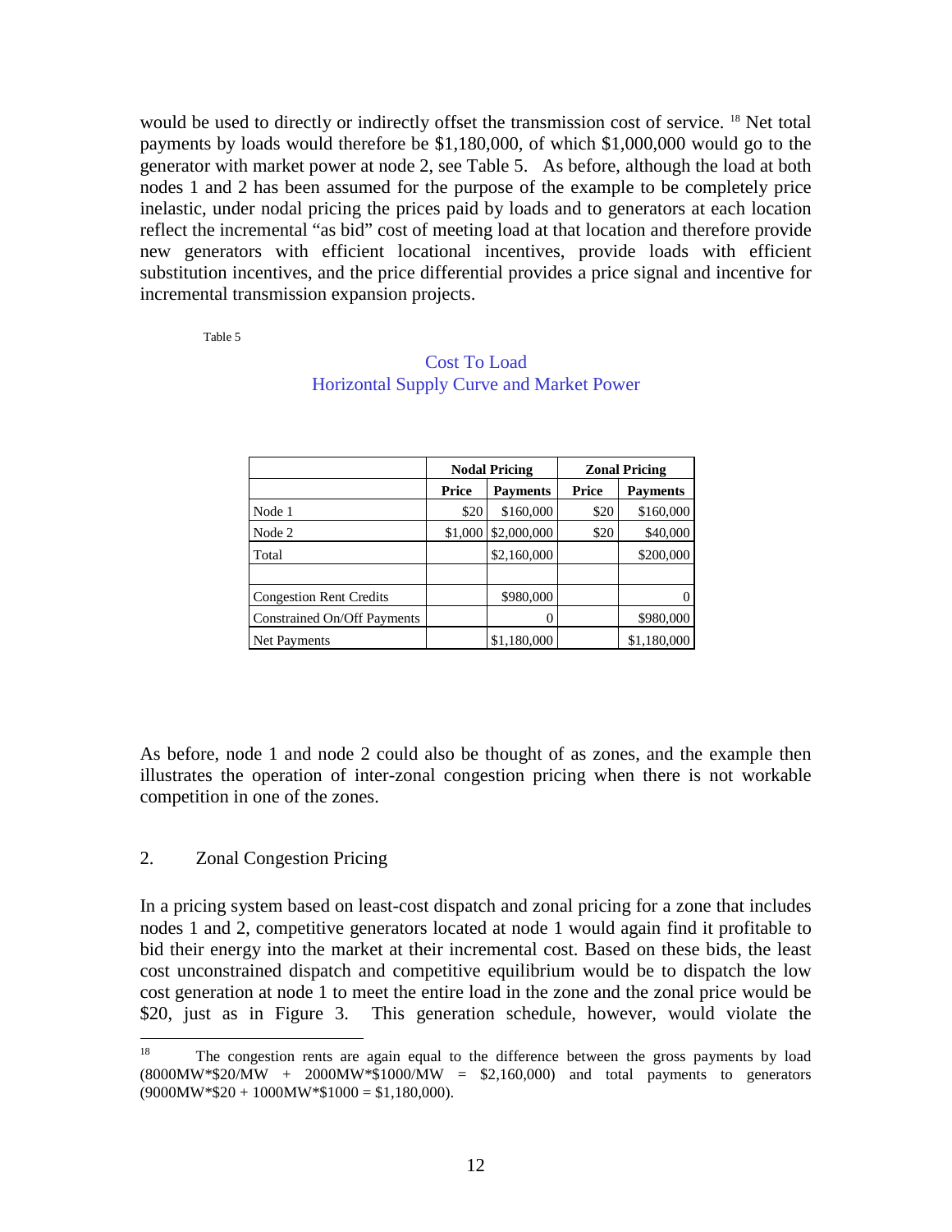would be used to directly or indirectly offset the transmission cost of service. [18] Net total payments by loads would therefore be $1,180,000, of which $1,000,000 would go to the generator with market power at node 2, see Table 5. As before, although the load at both nodes 1 and 2 has been assumed for the purpose of the example to be completely price inelastic, under nodal pricing the prices paid by loads and to generators at each location reflect the incremental "as bid" cost of meeting load at that location and therefore provide new generators with efficient locational incentives, provide loads with efficient substitution incentives, and the price differential provides a price signal and incentive for incremental transmission expansion projects.

Table 5

Cost To Load
Horizontal Supply Curve and Market Power

| | **Nodal Pricing** | | **Zonal Pricing** | |
|---|---|---|---|---|
| | **Price** | **Payments** | **Price** | **Payments** |
| Node 1 | $20 | $160,000 | $20 | $160,000 |
| Node 2 | $1,000 | $2,000,000 | $20 | $40,000 |
| Total | | $2,160,000 | | $200,000 |
| | | | | |
| Congestion Rent Credits | | $980,000 | | 0 |
| Constrained On/Off Payments | | 0 | | $980,000 |
| Net Payments | | $1,180,000 | | $1,180,000 |

As before, node 1 and node 2 could also be thought of as zones, and the example then illustrates the operation of inter-zonal congestion pricing when there is not workable competition in one of the zones.

## 2. Zonal Congestion Pricing

In a pricing system based on least-cost dispatch and zonal pricing for a zone that includes nodes 1 and 2, competitive generators located at node 1 would again find it profitable to bid their energy into the market at their incremental cost. Based on these bids, the least cost unconstrained dispatch and competitive equilibrium would be to dispatch the low cost generation at node 1 to meet the entire load in the zone and the zonal price would be $20, just as in Figure 3. This generation schedule, however, would violate the

[18] The congestion rents are again equal to the difference between the gross payments by load (8000MW*$20/MW + 2000MW*$1000/MW = $2,160,000) and total payments to generators (9000MW*$20 + 1000MW*$1000 = $1,180,000).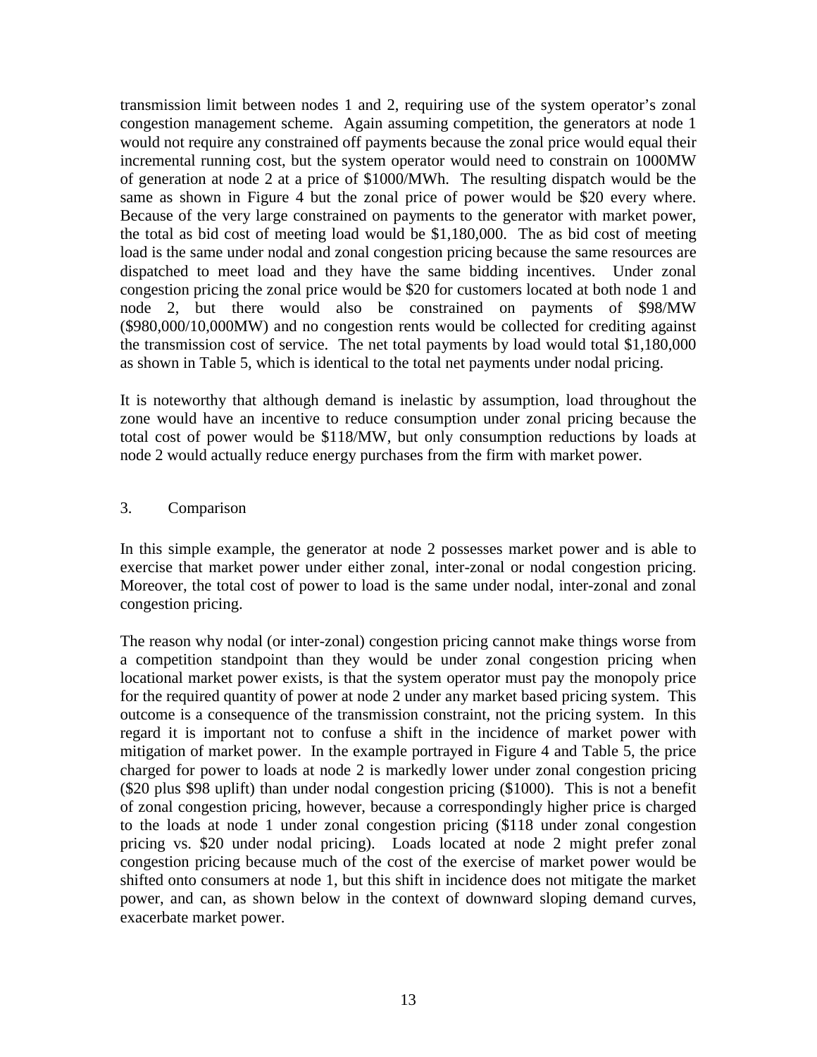transmission limit between nodes 1 and 2, requiring use of the system operator's zonal congestion management scheme. Again assuming competition, the generators at node 1 would not require any constrained off payments because the zonal price would equal their incremental running cost, but the system operator would need to constrain on 1000MW of generation at node 2 at a price of $1000/MWh. The resulting dispatch would be the same as shown in Figure 4 but the zonal price of power would be $20 every where. Because of the very large constrained on payments to the generator with market power, the total as bid cost of meeting load would be $1,180,000. The as bid cost of meeting load is the same under nodal and zonal congestion pricing because the same resources are dispatched to meet load and they have the same bidding incentives. Under zonal congestion pricing the zonal price would be $20 for customers located at both node 1 and node 2, but there would also be constrained on payments of $98/MW ($980,000/10,000MW) and no congestion rents would be collected for crediting against the transmission cost of service. The net total payments by load would total $1,180,000 as shown in Table 5, which is identical to the total net payments under nodal pricing.

It is noteworthy that although demand is inelastic by assumption, load throughout the zone would have an incentive to reduce consumption under zonal pricing because the total cost of power would be $118/MW, but only consumption reductions by loads at node 2 would actually reduce energy purchases from the firm with market power.

3. Comparison

In this simple example, the generator at node 2 possesses market power and is able to exercise that market power under either zonal, inter-zonal or nodal congestion pricing. Moreover, the total cost of power to load is the same under nodal, inter-zonal and zonal congestion pricing.

The reason why nodal (or inter-zonal) congestion pricing cannot make things worse from a competition standpoint than they would be under zonal congestion pricing when locational market power exists, is that the system operator must pay the monopoly price for the required quantity of power at node 2 under any market based pricing system. This outcome is a consequence of the transmission constraint, not the pricing system. In this regard it is important not to confuse a shift in the incidence of market power with mitigation of market power. In the example portrayed in Figure 4 and Table 5, the price charged for power to loads at node 2 is markedly lower under zonal congestion pricing ($20 plus $98 uplift) than under nodal congestion pricing ($1000). This is not a benefit of zonal congestion pricing, however, because a correspondingly higher price is charged to the loads at node 1 under zonal congestion pricing ($118 under zonal congestion pricing vs. $20 under nodal pricing). Loads located at node 2 might prefer zonal congestion pricing because much of the cost of the exercise of market power would be shifted onto consumers at node 1, but this shift in incidence does not mitigate the market power, and can, as shown below in the context of downward sloping demand curves, exacerbate market power.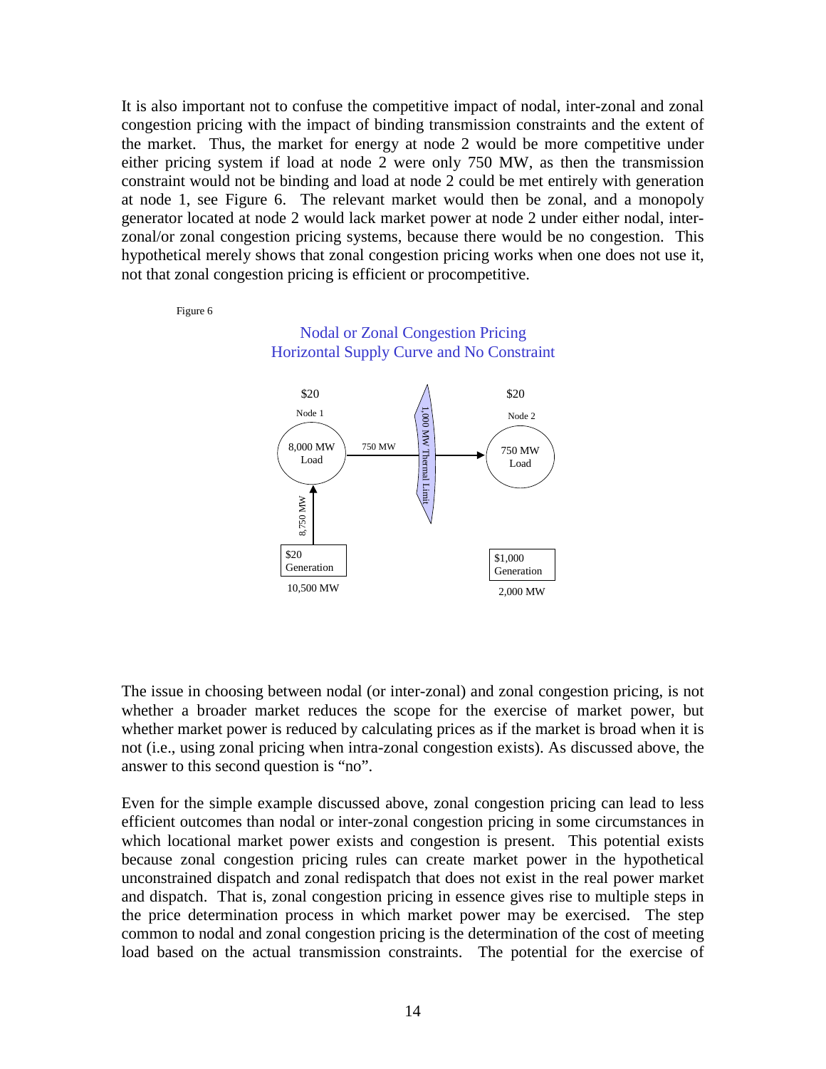It is also important not to confuse the competitive impact of nodal, inter-zonal and zonal congestion pricing with the impact of binding transmission constraints and the extent of the market. Thus, the market for energy at node 2 would be more competitive under either pricing system if load at node 2 were only 750 MW, as then the transmission constraint would not be binding and load at node 2 could be met entirely with generation at node 1, see Figure 6. The relevant market would then be zonal, and a monopoly generator located at node 2 would lack market power at node 2 under either nodal, inter-zonal/or zonal congestion pricing systems, because there would be no congestion. This hypothetical merely shows that zonal congestion pricing works when one does not use it, not that zonal congestion pricing is efficient or procompetitive.

Figure 6

Nodal or Zonal Congestion Pricing
Horizontal Supply Curve and No Constraint

$20 Node 1: 8,000 MW Load
$20 Node 2: 750 MW Load
750 MW flow from Node 1 to Node 2 across 1,000 MW Thermal Limit
$20 Generation, 10,500 MW (8,750 MW to Node 1)
$1,000 Generation, 2,000 MW (at Node 2)

The issue in choosing between nodal (or inter-zonal) and zonal congestion pricing, is not whether a broader market reduces the scope for the exercise of market power, but whether market power is reduced by calculating prices as if the market is broad when it is not (i.e., using zonal pricing when intra-zonal congestion exists). As discussed above, the answer to this second question is "no".

Even for the simple example discussed above, zonal congestion pricing can lead to less efficient outcomes than nodal or inter-zonal congestion pricing in some circumstances in which locational market power exists and congestion is present. This potential exists because zonal congestion pricing rules can create market power in the hypothetical unconstrained dispatch and zonal redispatch that does not exist in the real power market and dispatch. That is, zonal congestion pricing in essence gives rise to multiple steps in the price determination process in which market power may be exercised. The step common to nodal and zonal congestion pricing is the determination of the cost of meeting load based on the actual transmission constraints. The potential for the exercise of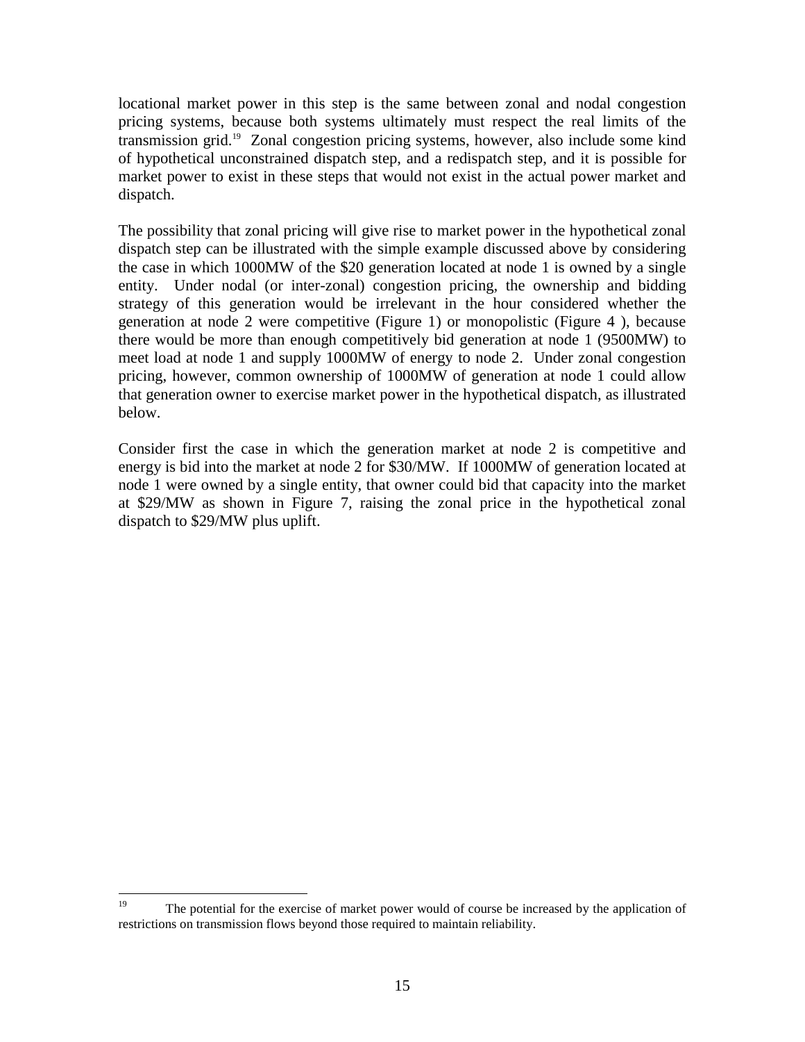locational market power in this step is the same between zonal and nodal congestion pricing systems, because both systems ultimately must respect the real limits of the transmission grid.[19] Zonal congestion pricing systems, however, also include some kind of hypothetical unconstrained dispatch step, and a redispatch step, and it is possible for market power to exist in these steps that would not exist in the actual power market and dispatch.

The possibility that zonal pricing will give rise to market power in the hypothetical zonal dispatch step can be illustrated with the simple example discussed above by considering the case in which 1000MW of the $20 generation located at node 1 is owned by a single entity. Under nodal (or inter-zonal) congestion pricing, the ownership and bidding strategy of this generation would be irrelevant in the hour considered whether the generation at node 2 were competitive (Figure 1) or monopolistic (Figure 4 ), because there would be more than enough competitively bid generation at node 1 (9500MW) to meet load at node 1 and supply 1000MW of energy to node 2. Under zonal congestion pricing, however, common ownership of 1000MW of generation at node 1 could allow that generation owner to exercise market power in the hypothetical dispatch, as illustrated below.

Consider first the case in which the generation market at node 2 is competitive and energy is bid into the market at node 2 for $30/MW. If 1000MW of generation located at node 1 were owned by a single entity, that owner could bid that capacity into the market at $29/MW as shown in Figure 7, raising the zonal price in the hypothetical zonal dispatch to $29/MW plus uplift.

---

[19] The potential for the exercise of market power would of course be increased by the application of restrictions on transmission flows beyond those required to maintain reliability.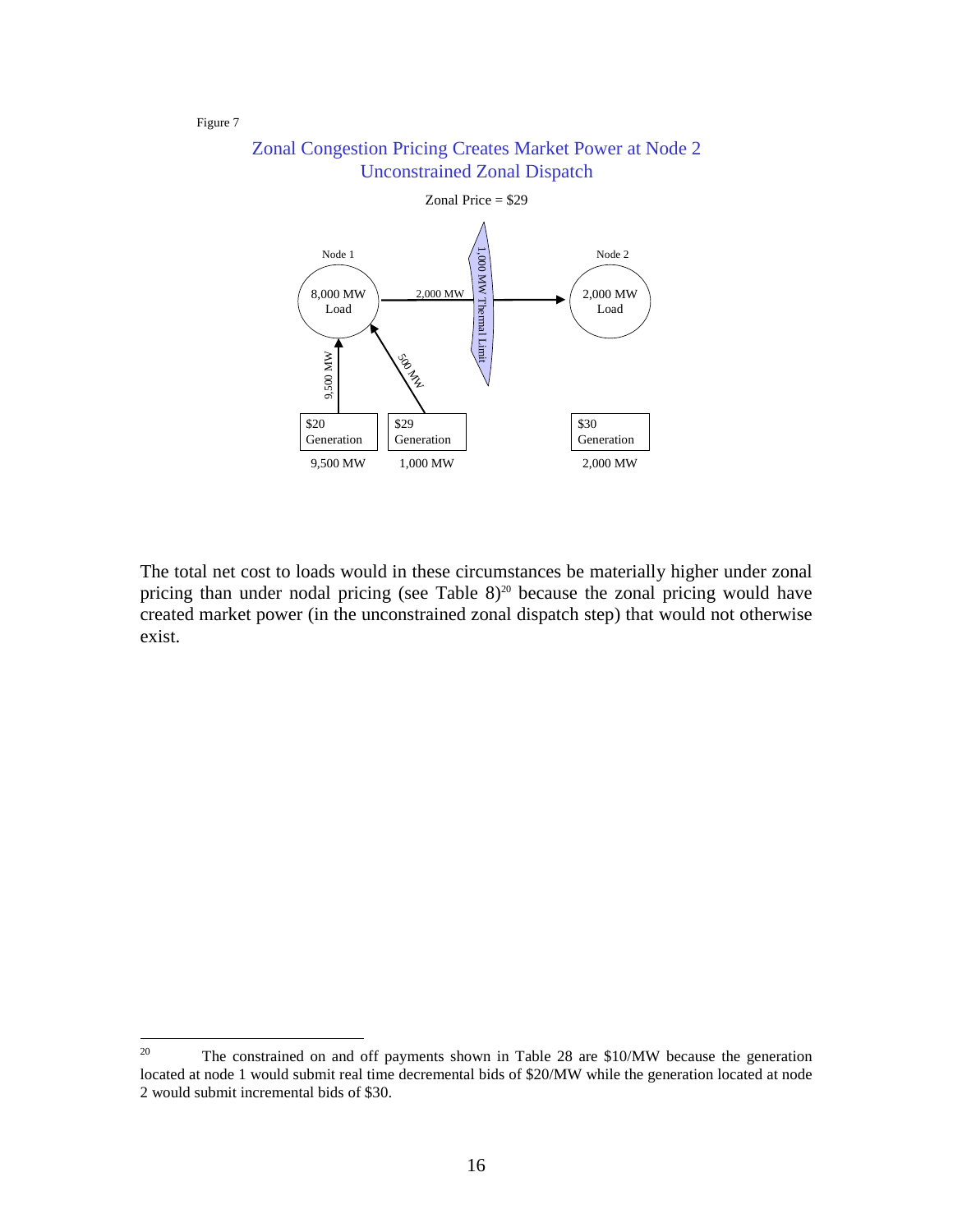Figure 7

## Zonal Congestion Pricing Creates Market Power at Node 2
## Unconstrained Zonal Dispatch

Zonal Price = $29

Node 1

8,000 MW Load

2,000 MW

1,000 MW Thermal Limit

Node 2

2,000 MW Load

9,500 MW

500 MW

$20 Generation

9,500 MW

$29 Generation

1,000 MW

$30 Generation

2,000 MW

The total net cost to loads would in these circumstances be materially higher under zonal pricing than under nodal pricing (see Table 8)[20] because the zonal pricing would have created market power (in the unconstrained zonal dispatch step) that would not otherwise exist.

---

[20] The constrained on and off payments shown in Table 28 are $10/MW because the generation located at node 1 would submit real time decremental bids of $20/MW while the generation located at node 2 would submit incremental bids of $30.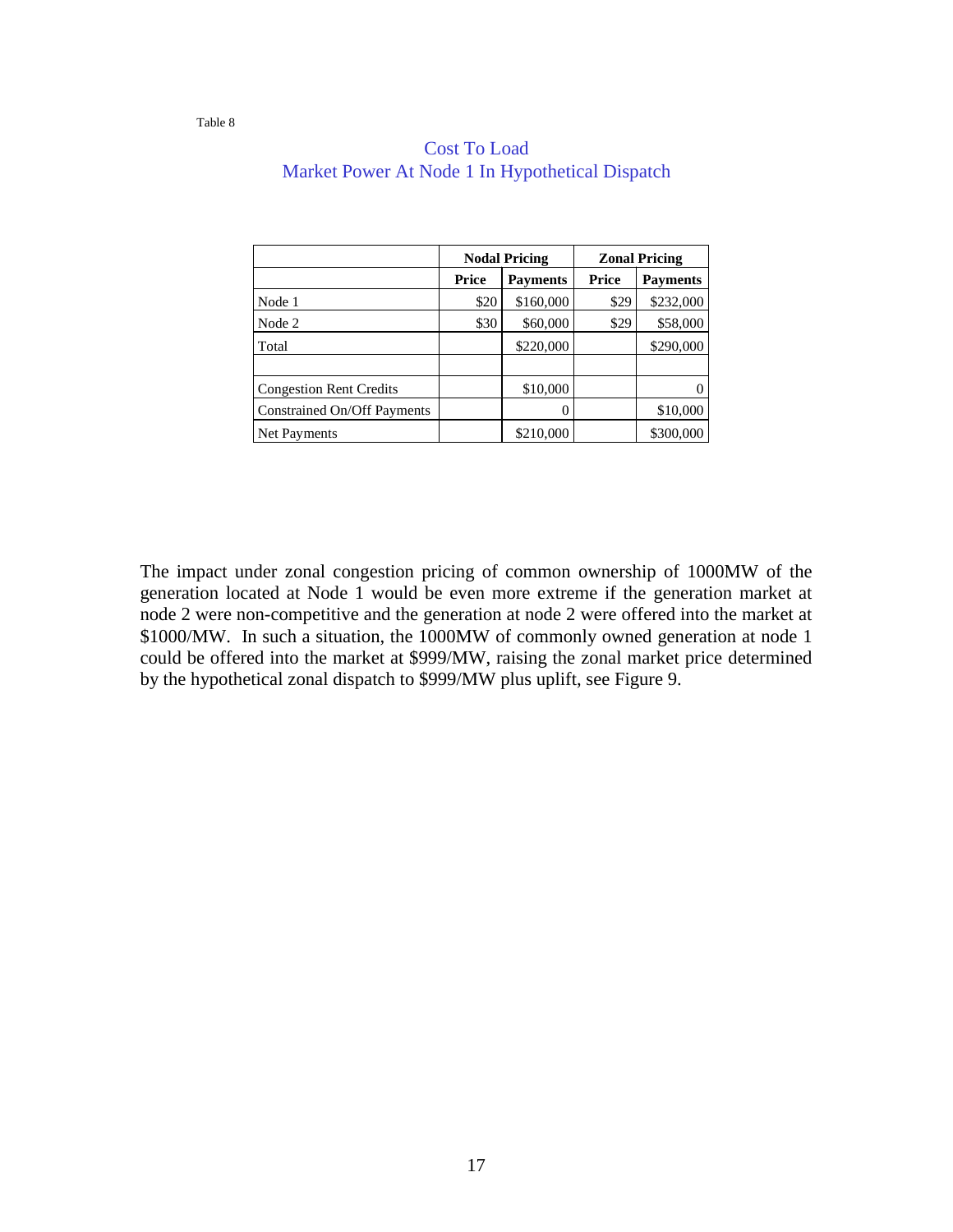Table 8

Cost To Load
Market Power At Node 1 In Hypothetical Dispatch

| | Nodal Pricing | | Zonal Pricing | |
|---|---|---|---|---|
| | **Price** | **Payments** | **Price** | **Payments** |
| Node 1 | $20 | $160,000 | $29 | $232,000 |
| Node 2 | $30 | $60,000 | $29 | $58,000 |
| Total | | $220,000 | | $290,000 |
| | | | | |
| Congestion Rent Credits | | $10,000 | | 0 |
| Constrained On/Off Payments | | 0 | | $10,000 |
| Net Payments | | $210,000 | | $300,000 |

The impact under zonal congestion pricing of common ownership of 1000MW of the generation located at Node 1 would be even more extreme if the generation market at node 2 were non-competitive and the generation at node 2 were offered into the market at $1000/MW. In such a situation, the 1000MW of commonly owned generation at node 1 could be offered into the market at $999/MW, raising the zonal market price determined by the hypothetical zonal dispatch to $999/MW plus uplift, see Figure 9.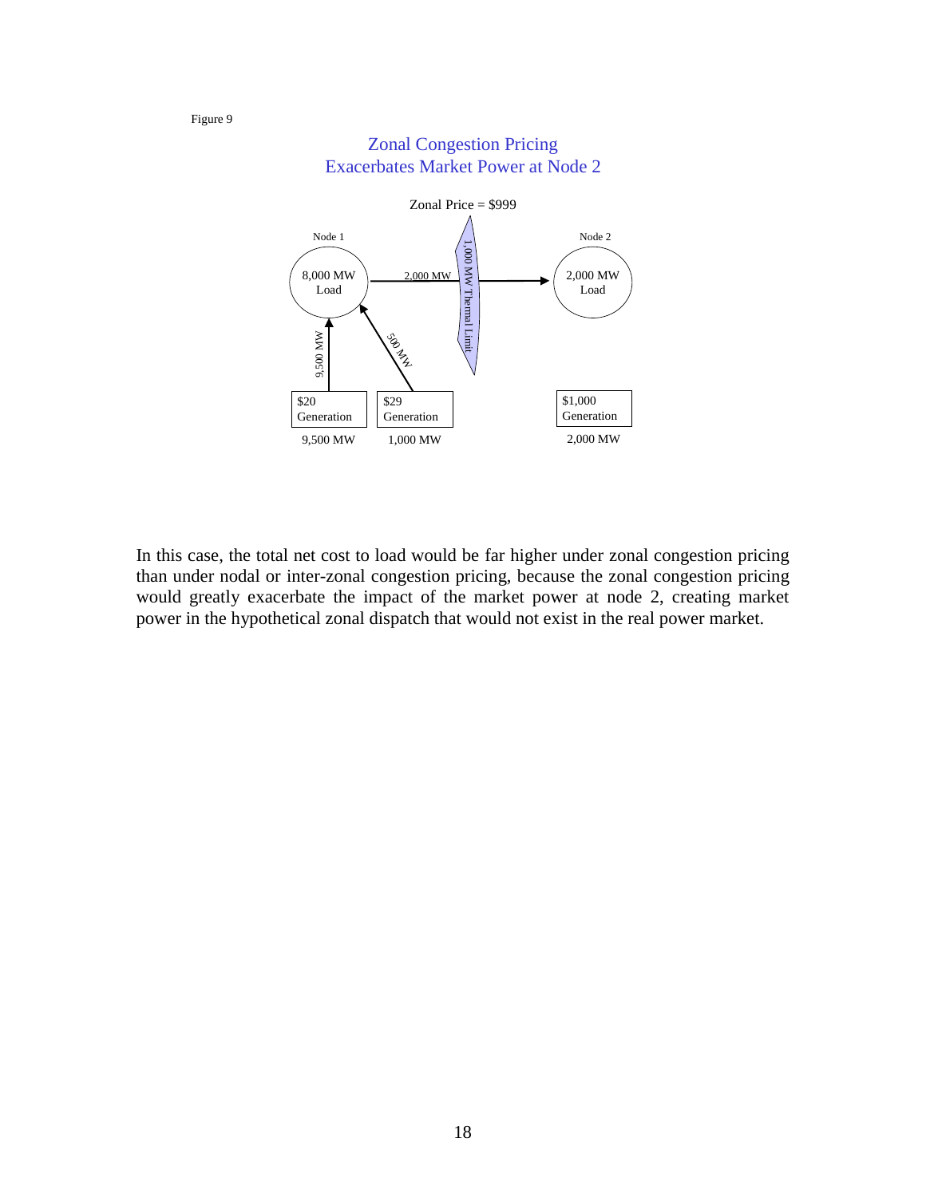Figure 9

Zonal Congestion Pricing
Exacerbates Market Power at Node 2

Zonal Price = $999

Node 1

8,000 MW Load

Node 2

2,000 MW Load

2,000 MW

1,000 MW Thermal Limit

9,500 MW

500 MW

$20 Generation

9,500 MW

$29 Generation

1,000 MW

$1,000 Generation

2,000 MW

In this case, the total net cost to load would be far higher under zonal congestion pricing than under nodal or inter-zonal congestion pricing, because the zonal congestion pricing would greatly exacerbate the impact of the market power at node 2, creating market power in the hypothetical zonal dispatch that would not exist in the real power market.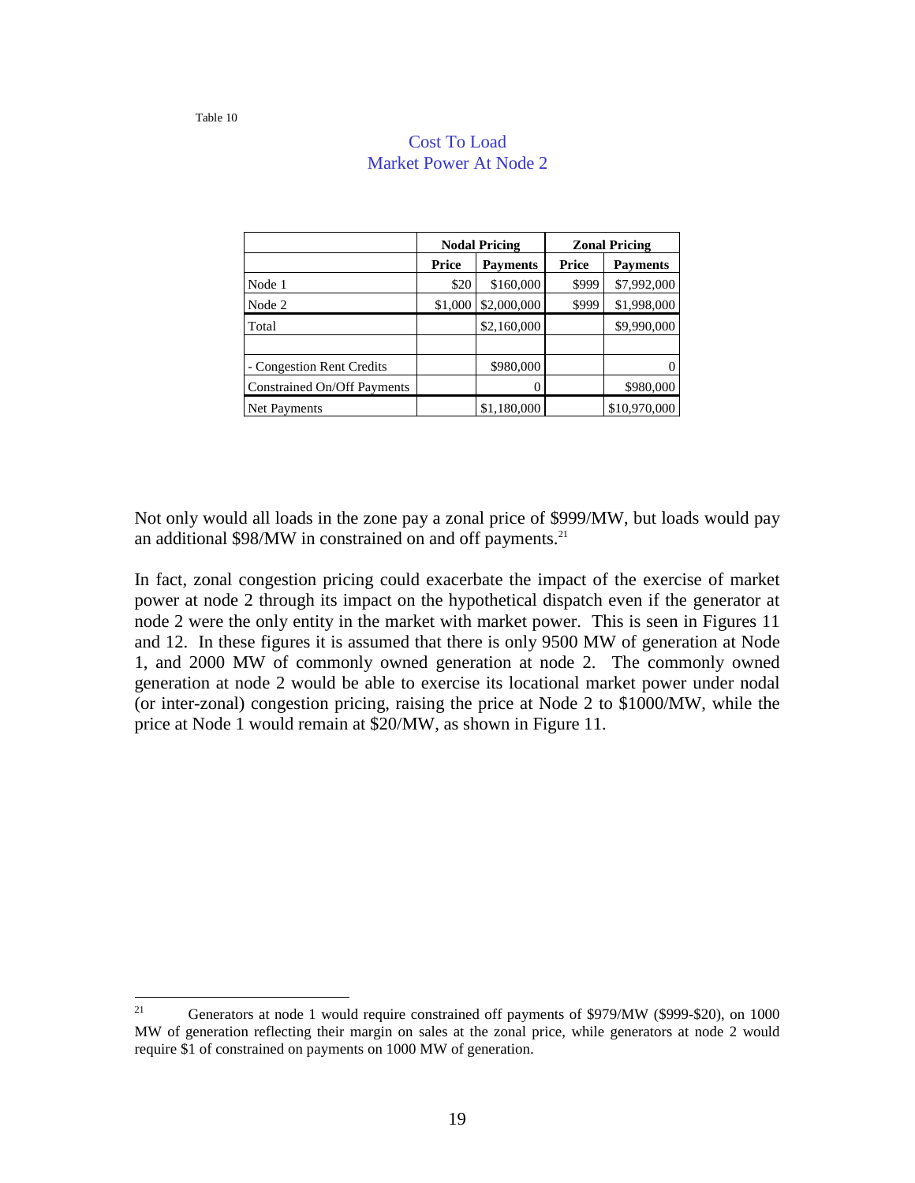Table 10

## Cost To Load
## Market Power At Node 2

| | Nodal Pricing | | Zonal Pricing | |
|---|---|---|---|---|
| | **Price** | **Payments** | **Price** | **Payments** |
| Node 1 | $20 | $160,000 | $999 | $7,992,000 |
| Node 2 | $1,000 | $2,000,000 | $999 | $1,998,000 |
| Total | | $2,160,000 | | $9,990,000 |
| | | | | |
| - Congestion Rent Credits | | $980,000 | | 0 |
| Constrained On/Off Payments | | 0 | | $980,000 |
| Net Payments | | $1,180,000 | | $10,970,000 |

Not only would all loads in the zone pay a zonal price of $999/MW, but loads would pay an additional $98/MW in constrained on and off payments.[21]

In fact, zonal congestion pricing could exacerbate the impact of the exercise of market power at node 2 through its impact on the hypothetical dispatch even if the generator at node 2 were the only entity in the market with market power. This is seen in Figures 11 and 12. In these figures it is assumed that there is only 9500 MW of generation at Node 1, and 2000 MW of commonly owned generation at node 2. The commonly owned generation at node 2 would be able to exercise its locational market power under nodal (or inter-zonal) congestion pricing, raising the price at Node 2 to $1000/MW, while the price at Node 1 would remain at $20/MW, as shown in Figure 11.

---

[21] Generators at node 1 would require constrained off payments of $979/MW ($999-$20), on 1000 MW of generation reflecting their margin on sales at the zonal price, while generators at node 2 would require $1 of constrained on payments on 1000 MW of generation.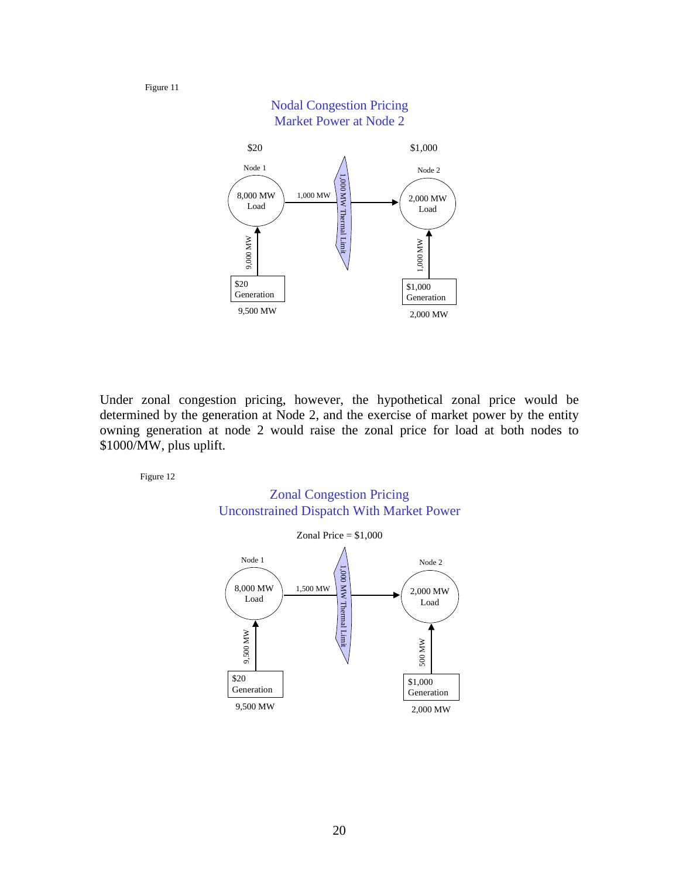Figure 11

Nodal Congestion Pricing
Market Power at Node 2

$20 | $1,000

Node 1: 8,000 MW Load — Node 2: 2,000 MW Load

1,000 MW (flow Node 1 → Node 2); 1,000 MW Thermal Limit

9,000 MW from $20 Generation (9,500 MW) at Node 1

1,000 MW from $1,000 Generation (2,000 MW) at Node 2

Under zonal congestion pricing, however, the hypothetical zonal price would be determined by the generation at Node 2, and the exercise of market power by the entity owning generation at node 2 would raise the zonal price for load at both nodes to $1000/MW, plus uplift.

Figure 12

Zonal Congestion Pricing
Unconstrained Dispatch With Market Power

Zonal Price = $1,000

Node 1: 8,000 MW Load — Node 2: 2,000 MW Load

1,500 MW (flow Node 1 → Node 2); 1,000 MW Thermal Limit

9,500 MW from $20 Generation (9,500 MW) at Node 1

500 MW from $1,000 Generation (2,000 MW) at Node 2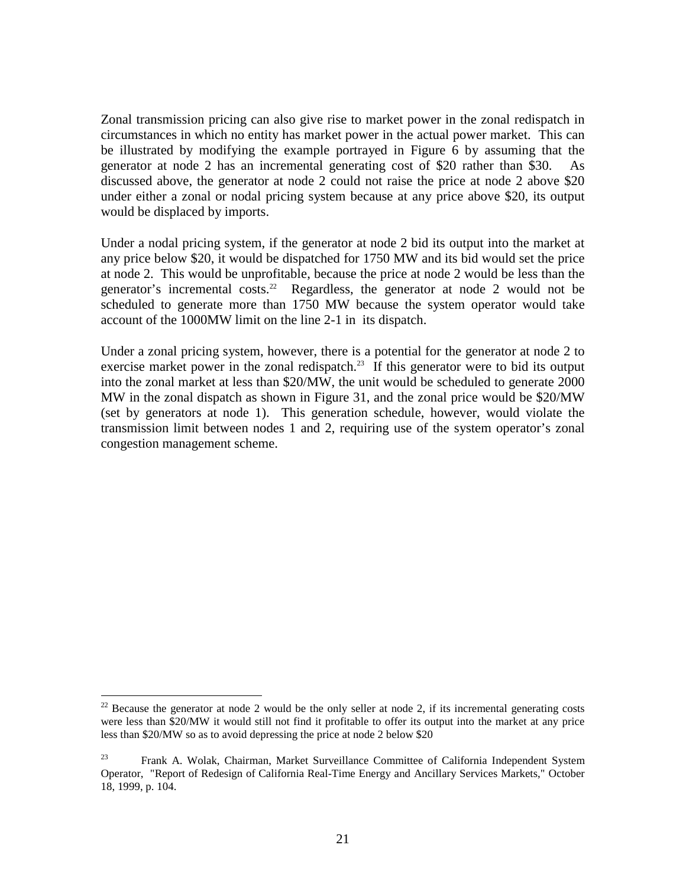Zonal transmission pricing can also give rise to market power in the zonal redispatch in circumstances in which no entity has market power in the actual power market. This can be illustrated by modifying the example portrayed in Figure 6 by assuming that the generator at node 2 has an incremental generating cost of $20 rather than $30. As discussed above, the generator at node 2 could not raise the price at node 2 above $20 under either a zonal or nodal pricing system because at any price above $20, its output would be displaced by imports.

Under a nodal pricing system, if the generator at node 2 bid its output into the market at any price below $20, it would be dispatched for 1750 MW and its bid would set the price at node 2. This would be unprofitable, because the price at node 2 would be less than the generator's incremental costs.[22] Regardless, the generator at node 2 would not be scheduled to generate more than 1750 MW because the system operator would take account of the 1000MW limit on the line 2-1 in its dispatch.

Under a zonal pricing system, however, there is a potential for the generator at node 2 to exercise market power in the zonal redispatch.[23] If this generator were to bid its output into the zonal market at less than $20/MW, the unit would be scheduled to generate 2000 MW in the zonal dispatch as shown in Figure 31, and the zonal price would be $20/MW (set by generators at node 1). This generation schedule, however, would violate the transmission limit between nodes 1 and 2, requiring use of the system operator's zonal congestion management scheme.

---

[22] Because the generator at node 2 would be the only seller at node 2, if its incremental generating costs were less than $20/MW it would still not find it profitable to offer its output into the market at any price less than $20/MW so as to avoid depressing the price at node 2 below $20

[23] Frank A. Wolak, Chairman, Market Surveillance Committee of California Independent System Operator, "Report of Redesign of California Real-Time Energy and Ancillary Services Markets," October 18, 1999, p. 104.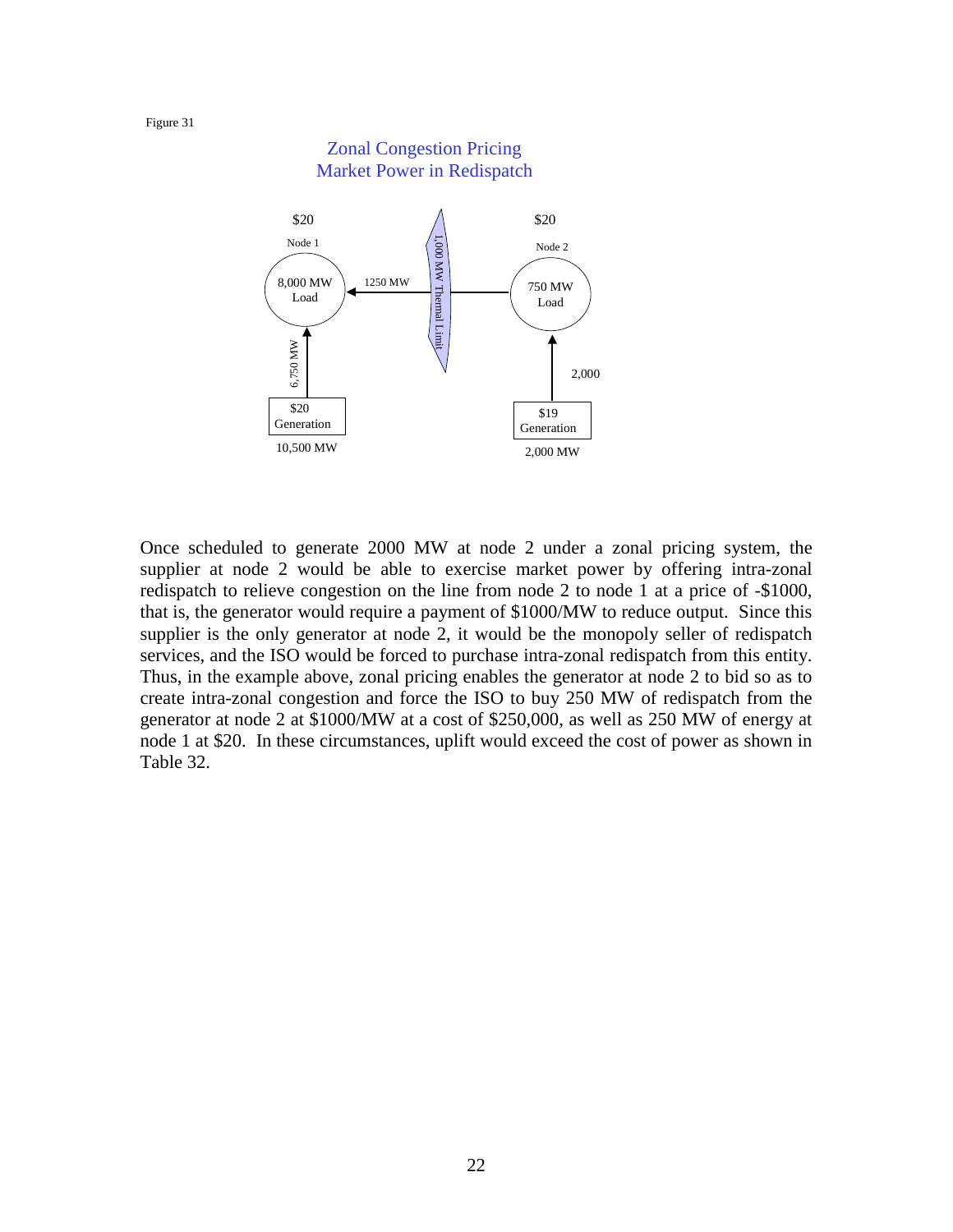Figure 31

Zonal Congestion Pricing
Market Power in Redispatch

$20 Node 1 — 8,000 MW Load

$20 Node 2 — 750 MW Load

1250 MW

1,000 MW Thermal Limit

6,750 MW

2,000

$20 Generation — 10,500 MW

$19 Generation — 2,000 MW

Once scheduled to generate 2000 MW at node 2 under a zonal pricing system, the supplier at node 2 would be able to exercise market power by offering intra-zonal redispatch to relieve congestion on the line from node 2 to node 1 at a price of -$1000, that is, the generator would require a payment of $1000/MW to reduce output. Since this supplier is the only generator at node 2, it would be the monopoly seller of redispatch services, and the ISO would be forced to purchase intra-zonal redispatch from this entity. Thus, in the example above, zonal pricing enables the generator at node 2 to bid so as to create intra-zonal congestion and force the ISO to buy 250 MW of redispatch from the generator at node 2 at $1000/MW at a cost of $250,000, as well as 250 MW of energy at node 1 at $20. In these circumstances, uplift would exceed the cost of power as shown in Table 32.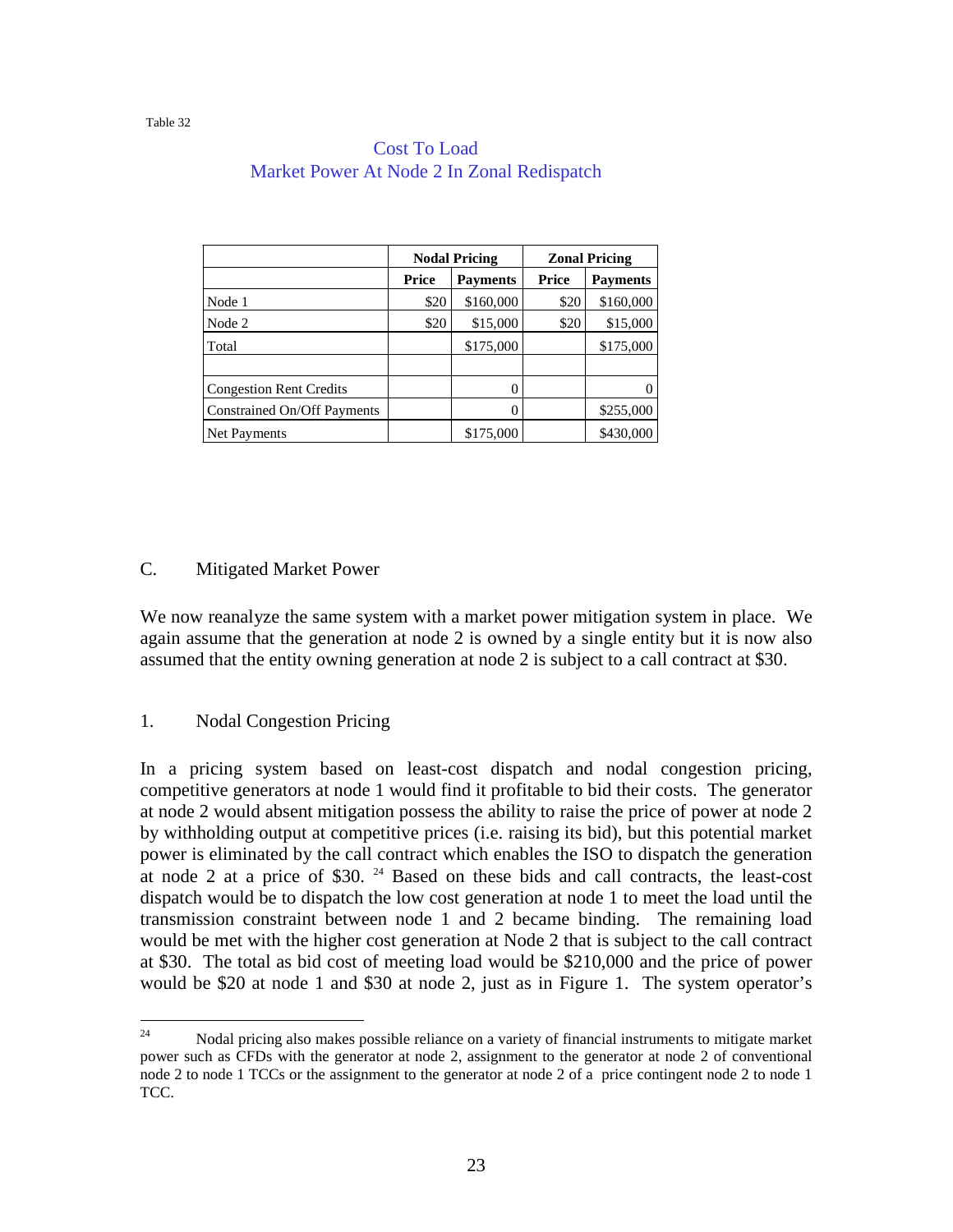Table 32

### Cost To Load
### Market Power At Node 2 In Zonal Redispatch

| | Nodal Pricing | | Zonal Pricing | |
|---|---|---|---|---|
| | **Price** | **Payments** | **Price** | **Payments** |
| Node 1 | $20 | $160,000 | $20 | $160,000 |
| Node 2 | $20 | $15,000 | $20 | $15,000 |
| Total | | $175,000 | | $175,000 |
| | | | | |
| Congestion Rent Credits | | 0 | | 0 |
| Constrained On/Off Payments | | 0 | | $255,000 |
| Net Payments | | $175,000 | | $430,000 |

## C. Mitigated Market Power

We now reanalyze the same system with a market power mitigation system in place. We again assume that the generation at node 2 is owned by a single entity but it is now also assumed that the entity owning generation at node 2 is subject to a call contract at $30.

### 1. Nodal Congestion Pricing

In a pricing system based on least-cost dispatch and nodal congestion pricing, competitive generators at node 1 would find it profitable to bid their costs. The generator at node 2 would absent mitigation possess the ability to raise the price of power at node 2 by withholding output at competitive prices (i.e. raising its bid), but this potential market power is eliminated by the call contract which enables the ISO to dispatch the generation at node 2 at a price of $30. [24] Based on these bids and call contracts, the least-cost dispatch would be to dispatch the low cost generation at node 1 to meet the load until the transmission constraint between node 1 and 2 became binding. The remaining load would be met with the higher cost generation at Node 2 that is subject to the call contract at $30. The total as bid cost of meeting load would be $210,000 and the price of power would be $20 at node 1 and $30 at node 2, just as in Figure 1. The system operator's

[24] Nodal pricing also makes possible reliance on a variety of financial instruments to mitigate market power such as CFDs with the generator at node 2, assignment to the generator at node 2 of conventional node 2 to node 1 TCCs or the assignment to the generator at node 2 of a price contingent node 2 to node 1 TCC.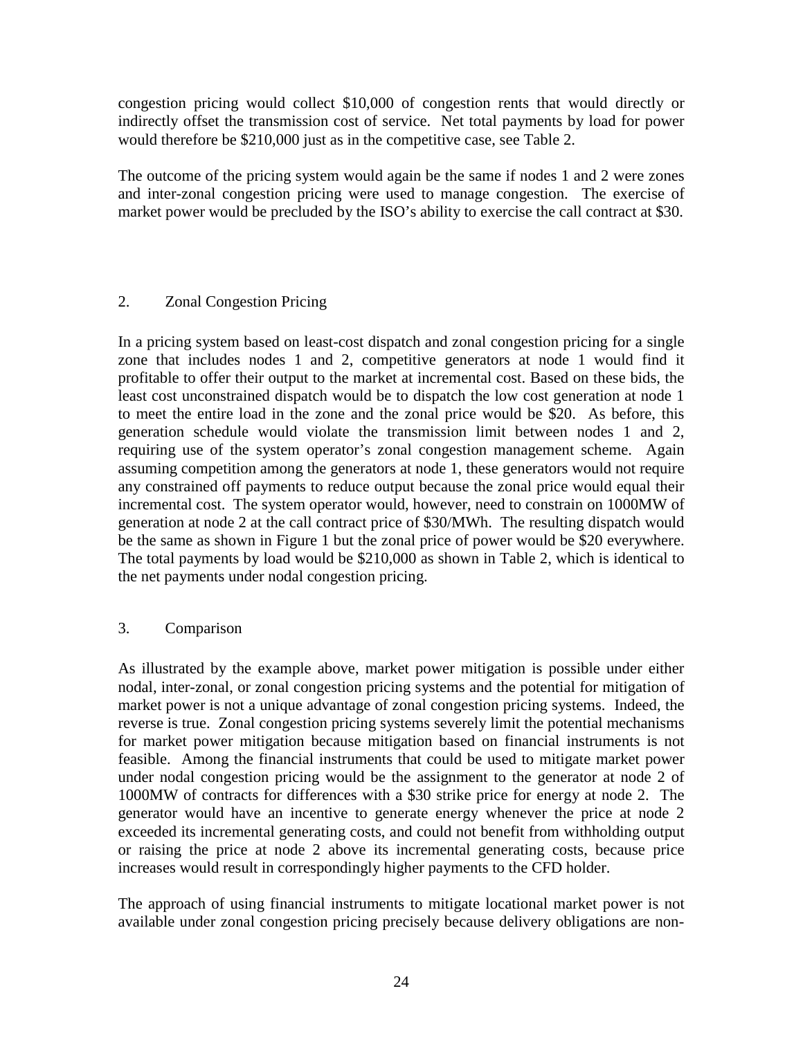congestion pricing would collect $10,000 of congestion rents that would directly or indirectly offset the transmission cost of service. Net total payments by load for power would therefore be $210,000 just as in the competitive case, see Table 2.

The outcome of the pricing system would again be the same if nodes 1 and 2 were zones and inter-zonal congestion pricing were used to manage congestion. The exercise of market power would be precluded by the ISO's ability to exercise the call contract at $30.

## 2. Zonal Congestion Pricing

In a pricing system based on least-cost dispatch and zonal congestion pricing for a single zone that includes nodes 1 and 2, competitive generators at node 1 would find it profitable to offer their output to the market at incremental cost. Based on these bids, the least cost unconstrained dispatch would be to dispatch the low cost generation at node 1 to meet the entire load in the zone and the zonal price would be $20. As before, this generation schedule would violate the transmission limit between nodes 1 and 2, requiring use of the system operator's zonal congestion management scheme. Again assuming competition among the generators at node 1, these generators would not require any constrained off payments to reduce output because the zonal price would equal their incremental cost. The system operator would, however, need to constrain on 1000MW of generation at node 2 at the call contract price of $30/MWh. The resulting dispatch would be the same as shown in Figure 1 but the zonal price of power would be $20 everywhere. The total payments by load would be $210,000 as shown in Table 2, which is identical to the net payments under nodal congestion pricing.

## 3. Comparison

As illustrated by the example above, market power mitigation is possible under either nodal, inter-zonal, or zonal congestion pricing systems and the potential for mitigation of market power is not a unique advantage of zonal congestion pricing systems. Indeed, the reverse is true. Zonal congestion pricing systems severely limit the potential mechanisms for market power mitigation because mitigation based on financial instruments is not feasible. Among the financial instruments that could be used to mitigate market power under nodal congestion pricing would be the assignment to the generator at node 2 of 1000MW of contracts for differences with a $30 strike price for energy at node 2. The generator would have an incentive to generate energy whenever the price at node 2 exceeded its incremental generating costs, and could not benefit from withholding output or raising the price at node 2 above its incremental generating costs, because price increases would result in correspondingly higher payments to the CFD holder.

The approach of using financial instruments to mitigate locational market power is not available under zonal congestion pricing precisely because delivery obligations are non-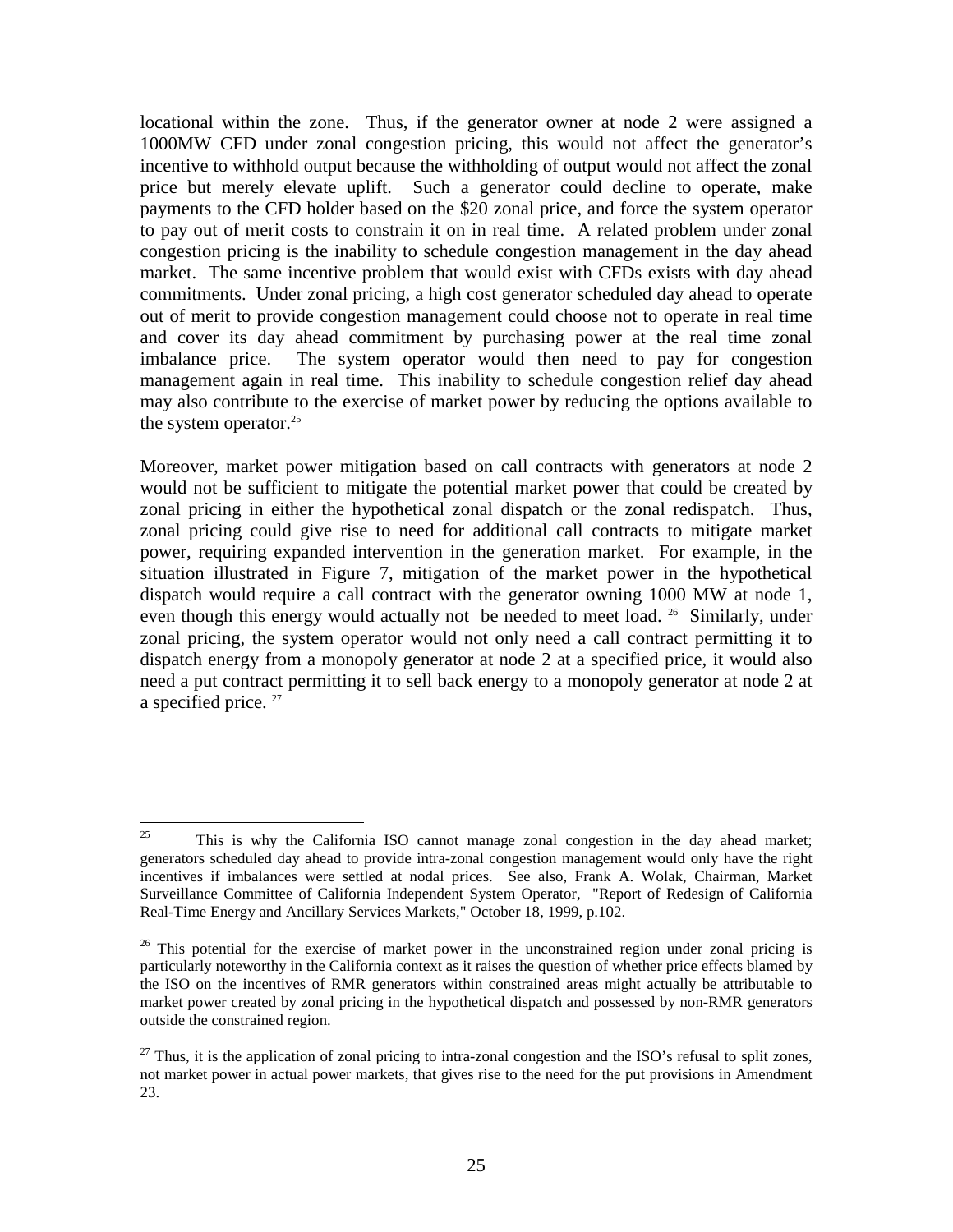locational within the zone. Thus, if the generator owner at node 2 were assigned a 1000MW CFD under zonal congestion pricing, this would not affect the generator's incentive to withhold output because the withholding of output would not affect the zonal price but merely elevate uplift. Such a generator could decline to operate, make payments to the CFD holder based on the $20 zonal price, and force the system operator to pay out of merit costs to constrain it on in real time. A related problem under zonal congestion pricing is the inability to schedule congestion management in the day ahead market. The same incentive problem that would exist with CFDs exists with day ahead commitments. Under zonal pricing, a high cost generator scheduled day ahead to operate out of merit to provide congestion management could choose not to operate in real time and cover its day ahead commitment by purchasing power at the real time zonal imbalance price. The system operator would then need to pay for congestion management again in real time. This inability to schedule congestion relief day ahead may also contribute to the exercise of market power by reducing the options available to the system operator.[25]

Moreover, market power mitigation based on call contracts with generators at node 2 would not be sufficient to mitigate the potential market power that could be created by zonal pricing in either the hypothetical zonal dispatch or the zonal redispatch. Thus, zonal pricing could give rise to need for additional call contracts to mitigate market power, requiring expanded intervention in the generation market. For example, in the situation illustrated in Figure 7, mitigation of the market power in the hypothetical dispatch would require a call contract with the generator owning 1000 MW at node 1, even though this energy would actually not be needed to meet load.[26] Similarly, under zonal pricing, the system operator would not only need a call contract permitting it to dispatch energy from a monopoly generator at node 2 at a specified price, it would also need a put contract permitting it to sell back energy to a monopoly generator at node 2 at a specified price.[27]

---

[25] This is why the California ISO cannot manage zonal congestion in the day ahead market; generators scheduled day ahead to provide intra-zonal congestion management would only have the right incentives if imbalances were settled at nodal prices. See also, Frank A. Wolak, Chairman, Market Surveillance Committee of California Independent System Operator, "Report of Redesign of California Real-Time Energy and Ancillary Services Markets," October 18, 1999, p.102.

[26] This potential for the exercise of market power in the unconstrained region under zonal pricing is particularly noteworthy in the California context as it raises the question of whether price effects blamed by the ISO on the incentives of RMR generators within constrained areas might actually be attributable to market power created by zonal pricing in the hypothetical dispatch and possessed by non-RMR generators outside the constrained region.

[27] Thus, it is the application of zonal pricing to intra-zonal congestion and the ISO's refusal to split zones, not market power in actual power markets, that gives rise to the need for the put provisions in Amendment 23.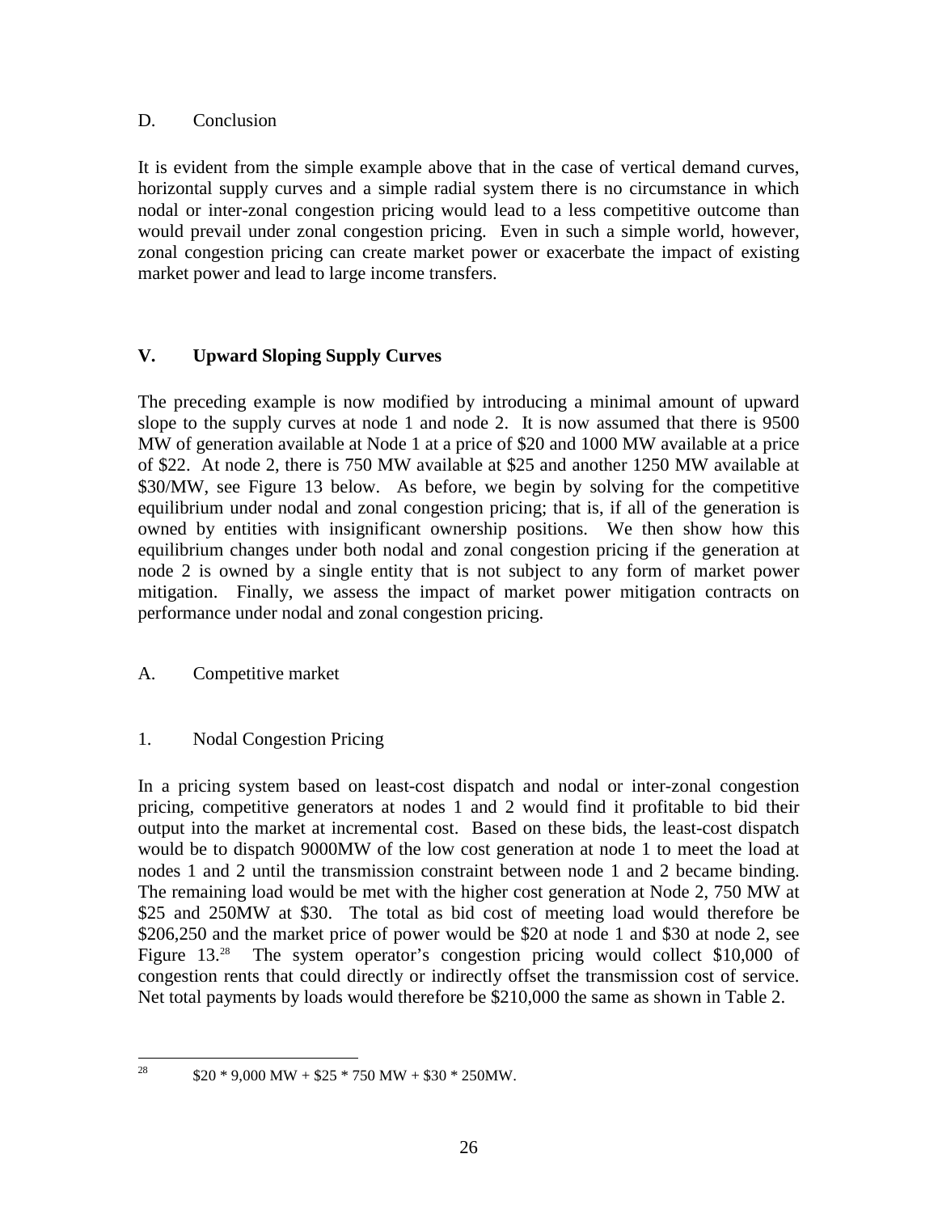### D. Conclusion

It is evident from the simple example above that in the case of vertical demand curves, horizontal supply curves and a simple radial system there is no circumstance in which nodal or inter-zonal congestion pricing would lead to a less competitive outcome than would prevail under zonal congestion pricing. Even in such a simple world, however, zonal congestion pricing can create market power or exacerbate the impact of existing market power and lead to large income transfers.

## V. Upward Sloping Supply Curves

The preceding example is now modified by introducing a minimal amount of upward slope to the supply curves at node 1 and node 2. It is now assumed that there is 9500 MW of generation available at Node 1 at a price of $20 and 1000 MW available at a price of $22. At node 2, there is 750 MW available at $25 and another 1250 MW available at $30/MW, see Figure 13 below. As before, we begin by solving for the competitive equilibrium under nodal and zonal congestion pricing; that is, if all of the generation is owned by entities with insignificant ownership positions. We then show how this equilibrium changes under both nodal and zonal congestion pricing if the generation at node 2 is owned by a single entity that is not subject to any form of market power mitigation. Finally, we assess the impact of market power mitigation contracts on performance under nodal and zonal congestion pricing.

### A. Competitive market

#### 1. Nodal Congestion Pricing

In a pricing system based on least-cost dispatch and nodal or inter-zonal congestion pricing, competitive generators at nodes 1 and 2 would find it profitable to bid their output into the market at incremental cost. Based on these bids, the least-cost dispatch would be to dispatch 9000MW of the low cost generation at node 1 to meet the load at nodes 1 and 2 until the transmission constraint between node 1 and 2 became binding. The remaining load would be met with the higher cost generation at Node 2, 750 MW at $25 and 250MW at $30. The total as bid cost of meeting load would therefore be $206,250 and the market price of power would be $20 at node 1 and $30 at node 2, see Figure 13.[28] The system operator's congestion pricing would collect $10,000 of congestion rents that could directly or indirectly offset the transmission cost of service. Net total payments by loads would therefore be $210,000 the same as shown in Table 2.

[28] $20 * 9,000 MW + $25 * 750 MW + $30 * 250MW.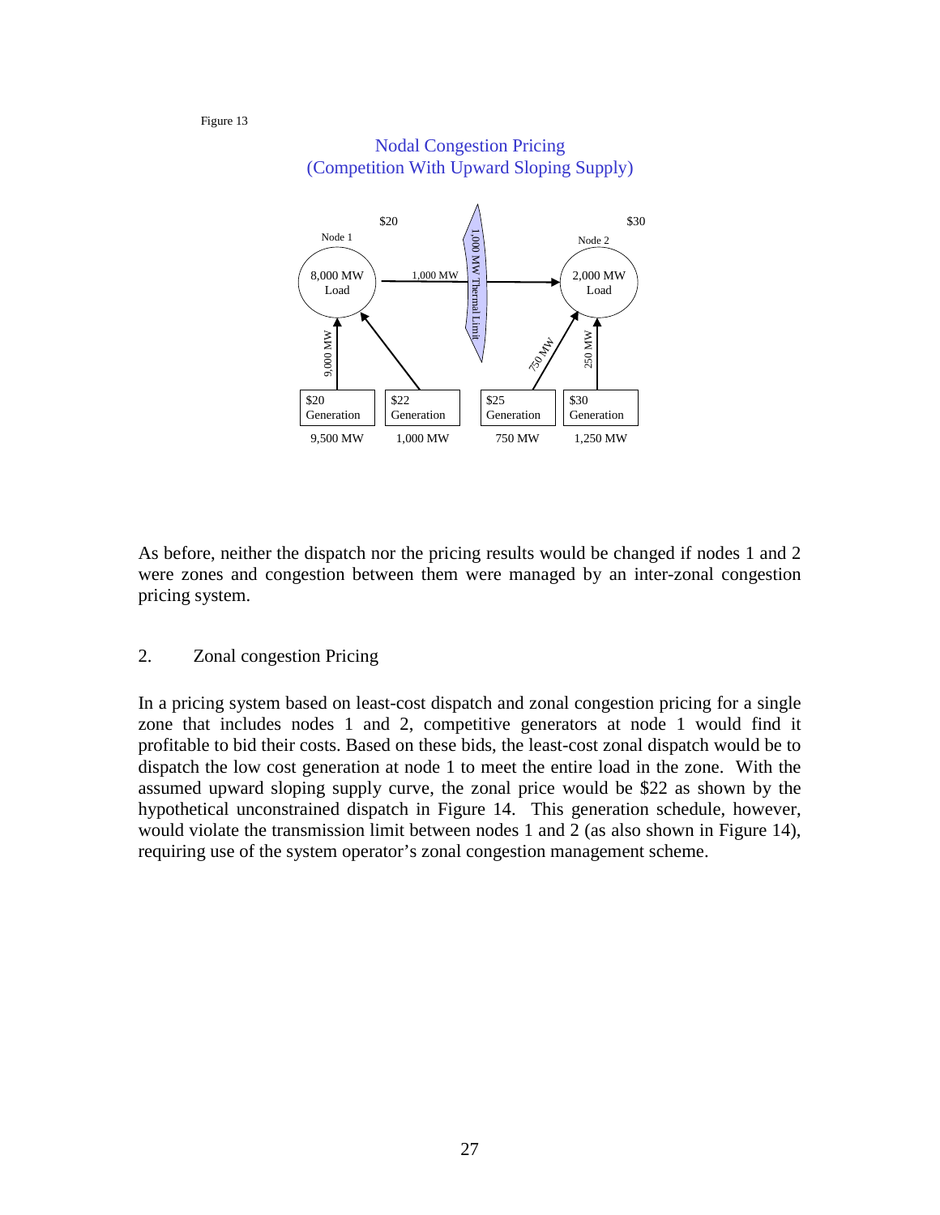Figure 13

Nodal Congestion Pricing
(Competition With Upward Sloping Supply)

As before, neither the dispatch nor the pricing results would be changed if nodes 1 and 2 were zones and congestion between them were managed by an inter-zonal congestion pricing system.

## 2. Zonal congestion Pricing

In a pricing system based on least-cost dispatch and zonal congestion pricing for a single zone that includes nodes 1 and 2, competitive generators at node 1 would find it profitable to bid their costs. Based on these bids, the least-cost zonal dispatch would be to dispatch the low cost generation at node 1 to meet the entire load in the zone. With the assumed upward sloping supply curve, the zonal price would be $22 as shown by the hypothetical unconstrained dispatch in Figure 14. This generation schedule, however, would violate the transmission limit between nodes 1 and 2 (as also shown in Figure 14), requiring use of the system operator's zonal congestion management scheme.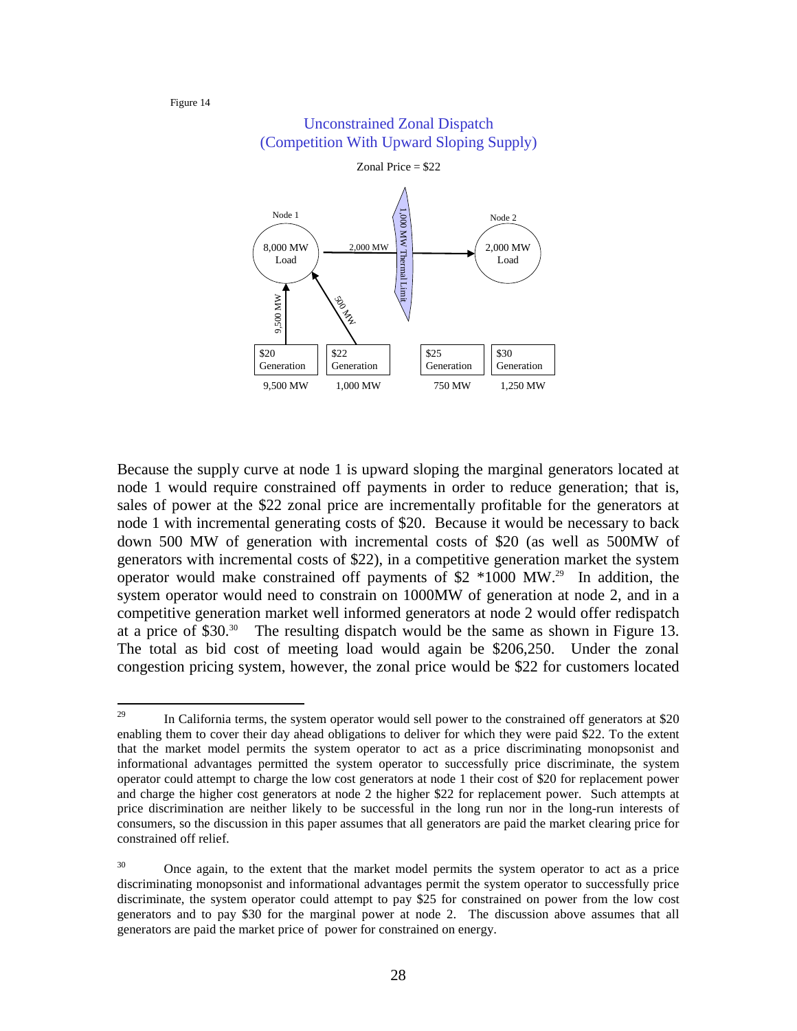Figure 14

Unconstrained Zonal Dispatch
(Competition With Upward Sloping Supply)

Zonal Price = $22

Node 1: 8,000 MW Load

Node 2: 2,000 MW Load

2,000 MW

1,000 MW Thermal Limit

9,500 MW

500 MW

| $20 Generation | $22 Generation | $25 Generation | $30 Generation |
|---|---|---|---|
| 9,500 MW | 1,000 MW | 750 MW | 1,250 MW |

Because the supply curve at node 1 is upward sloping the marginal generators located at node 1 would require constrained off payments in order to reduce generation; that is, sales of power at the $22 zonal price are incrementally profitable for the generators at node 1 with incremental generating costs of $20. Because it would be necessary to back down 500 MW of generation with incremental costs of $20 (as well as 500MW of generators with incremental costs of $22), in a competitive generation market the system operator would make constrained off payments of $2 *1000 MW.[29] In addition, the system operator would need to constrain on 1000MW of generation at node 2, and in a competitive generation market well informed generators at node 2 would offer redispatch at a price of $30.[30] The resulting dispatch would be the same as shown in Figure 13. The total as bid cost of meeting load would again be $206,250. Under the zonal congestion pricing system, however, the zonal price would be $22 for customers located

---

[29] In California terms, the system operator would sell power to the constrained off generators at $20 enabling them to cover their day ahead obligations to deliver for which they were paid $22. To the extent that the market model permits the system operator to act as a price discriminating monopsonist and informational advantages permitted the system operator to successfully price discriminate, the system operator could attempt to charge the low cost generators at node 1 their cost of $20 for replacement power and charge the higher cost generators at node 2 the higher $22 for replacement power. Such attempts at price discrimination are neither likely to be successful in the long run nor in the long-run interests of consumers, so the discussion in this paper assumes that all generators are paid the market clearing price for constrained off relief.

[30] Once again, to the extent that the market model permits the system operator to act as a price discriminating monopsonist and informational advantages permit the system operator to successfully price discriminate, the system operator could attempt to pay $25 for constrained on power from the low cost generators and to pay $30 for the marginal power at node 2. The discussion above assumes that all generators are paid the market price of power for constrained on energy.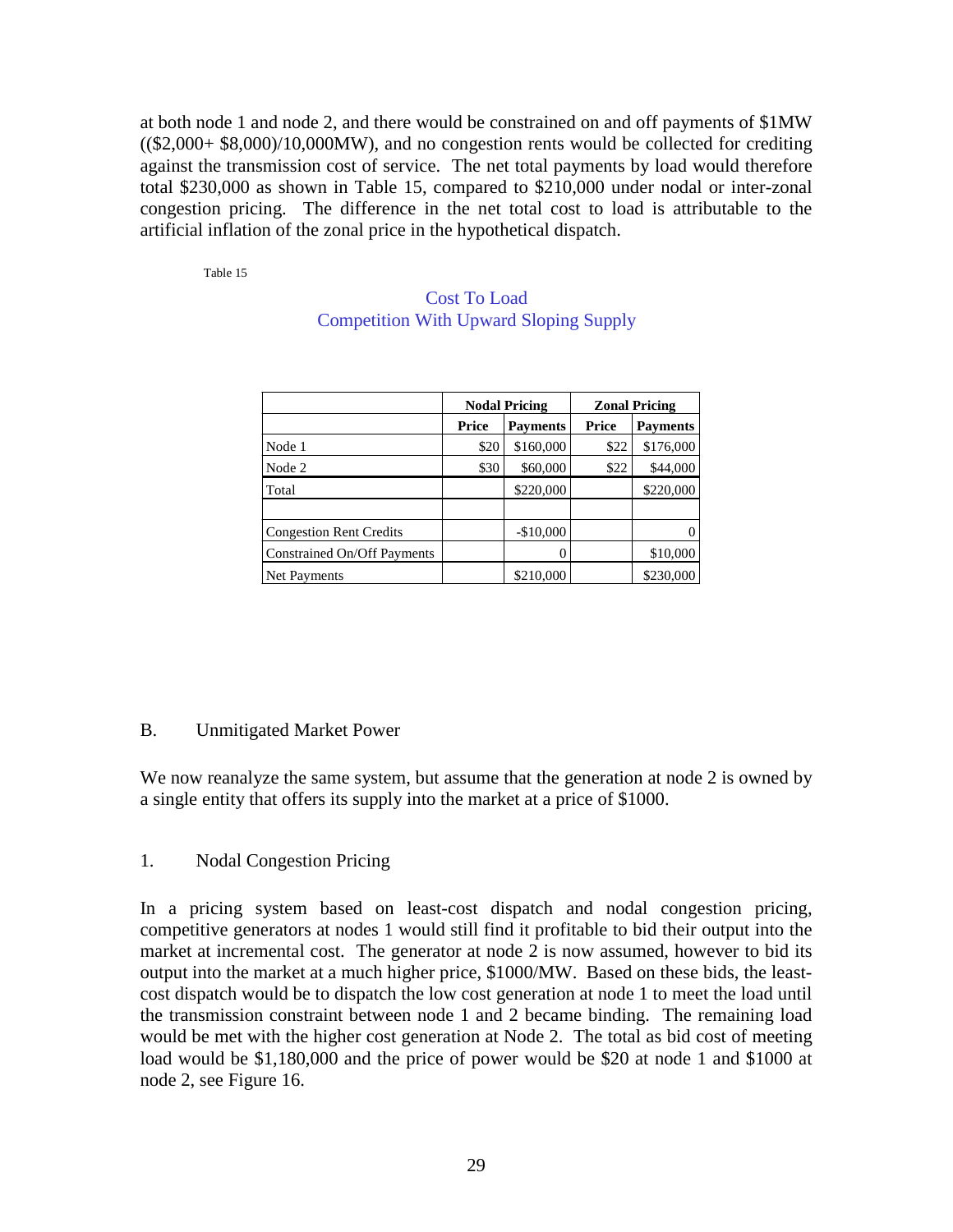at both node 1 and node 2, and there would be constrained on and off payments of $1MW (($2,000+ $8,000)/10,000MW), and no congestion rents would be collected for crediting against the transmission cost of service. The net total payments by load would therefore total $230,000 as shown in Table 15, compared to $210,000 under nodal or inter-zonal congestion pricing. The difference in the net total cost to load is attributable to the artificial inflation of the zonal price in the hypothetical dispatch.

Table 15

Cost To Load
Competition With Upward Sloping Supply

| | Nodal Pricing | | Zonal Pricing | |
|---|---|---|---|---|
| | **Price** | **Payments** | **Price** | **Payments** |
| Node 1 | $20 | $160,000 | $22 | $176,000 |
| Node 2 | $30 | $60,000 | $22 | $44,000 |
| Total | | $220,000 | | $220,000 |
| | | | | |
| Congestion Rent Credits | | -$10,000 | | 0 |
| Constrained On/Off Payments | | 0 | | $10,000 |
| Net Payments | | $210,000 | | $230,000 |

## B. Unmitigated Market Power

We now reanalyze the same system, but assume that the generation at node 2 is owned by a single entity that offers its supply into the market at a price of $1000.

### 1. Nodal Congestion Pricing

In a pricing system based on least-cost dispatch and nodal congestion pricing, competitive generators at nodes 1 would still find it profitable to bid their output into the market at incremental cost. The generator at node 2 is now assumed, however to bid its output into the market at a much higher price, $1000/MW. Based on these bids, the least-cost dispatch would be to dispatch the low cost generation at node 1 to meet the load until the transmission constraint between node 1 and 2 became binding. The remaining load would be met with the higher cost generation at Node 2. The total as bid cost of meeting load would be $1,180,000 and the price of power would be $20 at node 1 and $1000 at node 2, see Figure 16.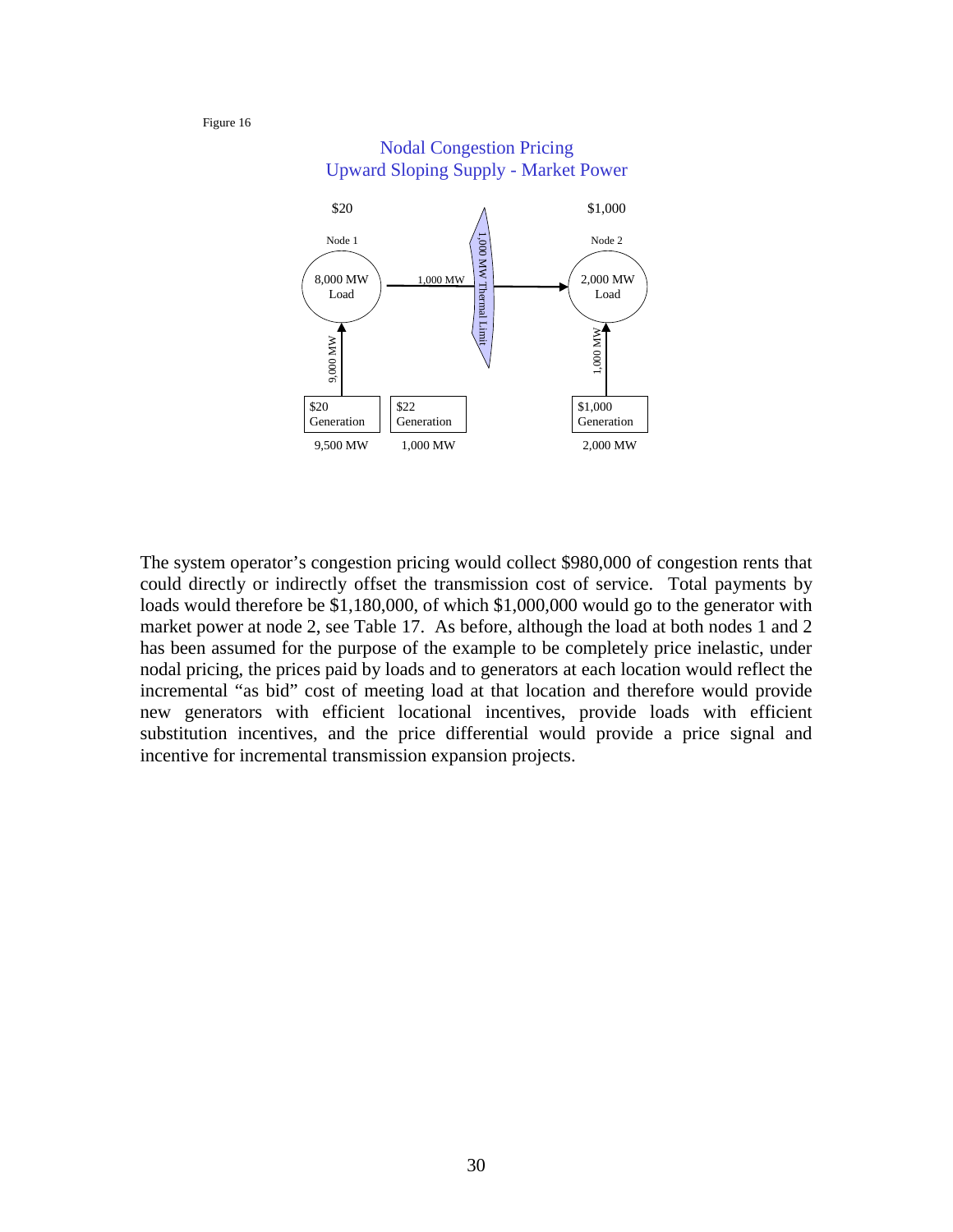Figure 16

Nodal Congestion Pricing
Upward Sloping Supply - Market Power

$20 Node 1: 8,000 MW Load

$1,000 Node 2: 2,000 MW Load

1,000 MW (1,000 MW Thermal Limit)

9,000 MW — $20 Generation, 9,500 MW

$22 Generation, 1,000 MW

1,000 MW — $1,000 Generation, 2,000 MW

The system operator's congestion pricing would collect $980,000 of congestion rents that could directly or indirectly offset the transmission cost of service. Total payments by loads would therefore be $1,180,000, of which $1,000,000 would go to the generator with market power at node 2, see Table 17. As before, although the load at both nodes 1 and 2 has been assumed for the purpose of the example to be completely price inelastic, under nodal pricing, the prices paid by loads and to generators at each location would reflect the incremental "as bid" cost of meeting load at that location and therefore would provide new generators with efficient locational incentives, provide loads with efficient substitution incentives, and the price differential would provide a price signal and incentive for incremental transmission expansion projects.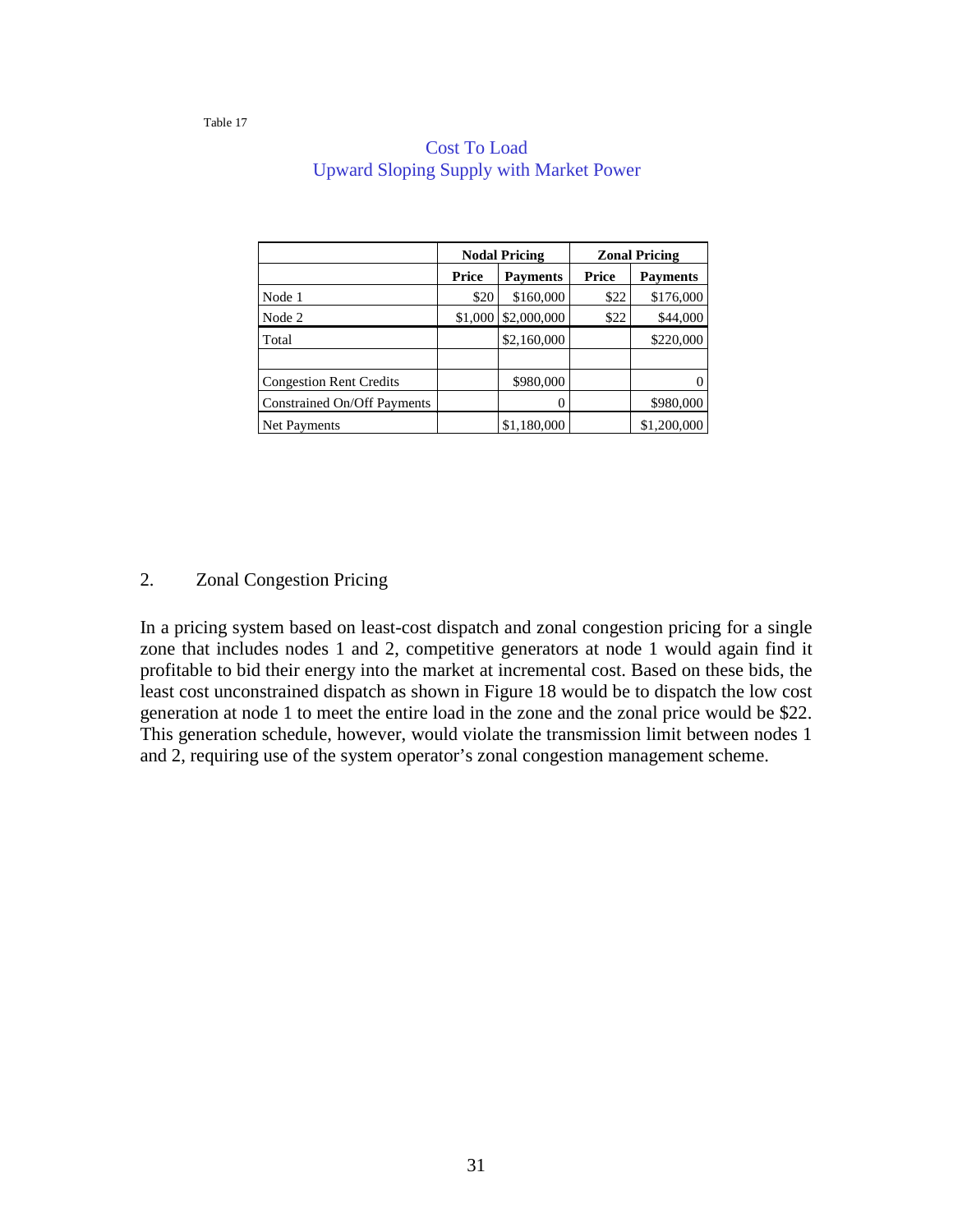Table 17

Cost To Load
Upward Sloping Supply with Market Power

| | Nodal Pricing | | Zonal Pricing | |
|---|---|---|---|---|
| | **Price** | **Payments** | **Price** | **Payments** |
| Node 1 | $20 | $160,000 | $22 | $176,000 |
| Node 2 | $1,000 | $2,000,000 | $22 | $44,000 |
| Total | | $2,160,000 | | $220,000 |
| | | | | |
| Congestion Rent Credits | | $980,000 | | 0 |
| Constrained On/Off Payments | | 0 | | $980,000 |
| Net Payments | | $1,180,000 | | $1,200,000 |

## 2. Zonal Congestion Pricing

In a pricing system based on least-cost dispatch and zonal congestion pricing for a single zone that includes nodes 1 and 2, competitive generators at node 1 would again find it profitable to bid their energy into the market at incremental cost. Based on these bids, the least cost unconstrained dispatch as shown in Figure 18 would be to dispatch the low cost generation at node 1 to meet the entire load in the zone and the zonal price would be $22. This generation schedule, however, would violate the transmission limit between nodes 1 and 2, requiring use of the system operator's zonal congestion management scheme.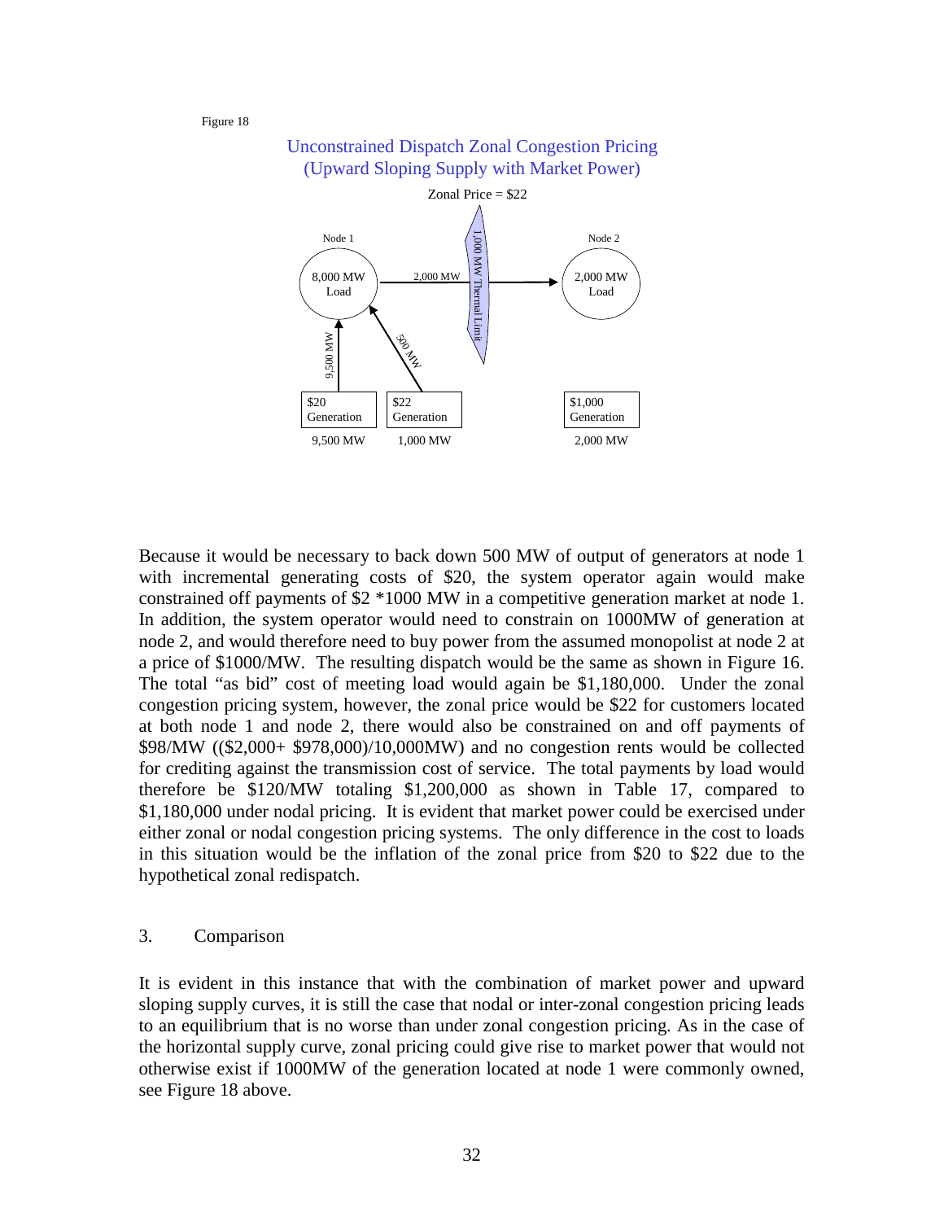Figure 18

Unconstrained Dispatch Zonal Congestion Pricing
(Upward Sloping Supply with Market Power)

Zonal Price = $22

Node 1 — 8,000 MW Load
Node 2 — 2,000 MW Load
2,000 MW
1,000 MW Thermal Limit
9,500 MW
500 MW
$20 Generation — 9,500 MW
$22 Generation — 1,000 MW
$1,000 Generation — 2,000 MW

Because it would be necessary to back down 500 MW of output of generators at node 1 with incremental generating costs of $20, the system operator again would make constrained off payments of $2 *1000 MW in a competitive generation market at node 1. In addition, the system operator would need to constrain on 1000MW of generation at node 2, and would therefore need to buy power from the assumed monopolist at node 2 at a price of $1000/MW. The resulting dispatch would be the same as shown in Figure 16. The total "as bid" cost of meeting load would again be $1,180,000. Under the zonal congestion pricing system, however, the zonal price would be $22 for customers located at both node 1 and node 2, there would also be constrained on and off payments of $98/MW (($2,000+ $978,000)/10,000MW) and no congestion rents would be collected for crediting against the transmission cost of service. The total payments by load would therefore be $120/MW totaling $1,200,000 as shown in Table 17, compared to $1,180,000 under nodal pricing. It is evident that market power could be exercised under either zonal or nodal congestion pricing systems. The only difference in the cost to loads in this situation would be the inflation of the zonal price from $20 to $22 due to the hypothetical zonal redispatch.

3. Comparison

It is evident in this instance that with the combination of market power and upward sloping supply curves, it is still the case that nodal or inter-zonal congestion pricing leads to an equilibrium that is no worse than under zonal congestion pricing. As in the case of the horizontal supply curve, zonal pricing could give rise to market power that would not otherwise exist if 1000MW of the generation located at node 1 were commonly owned, see Figure 18 above.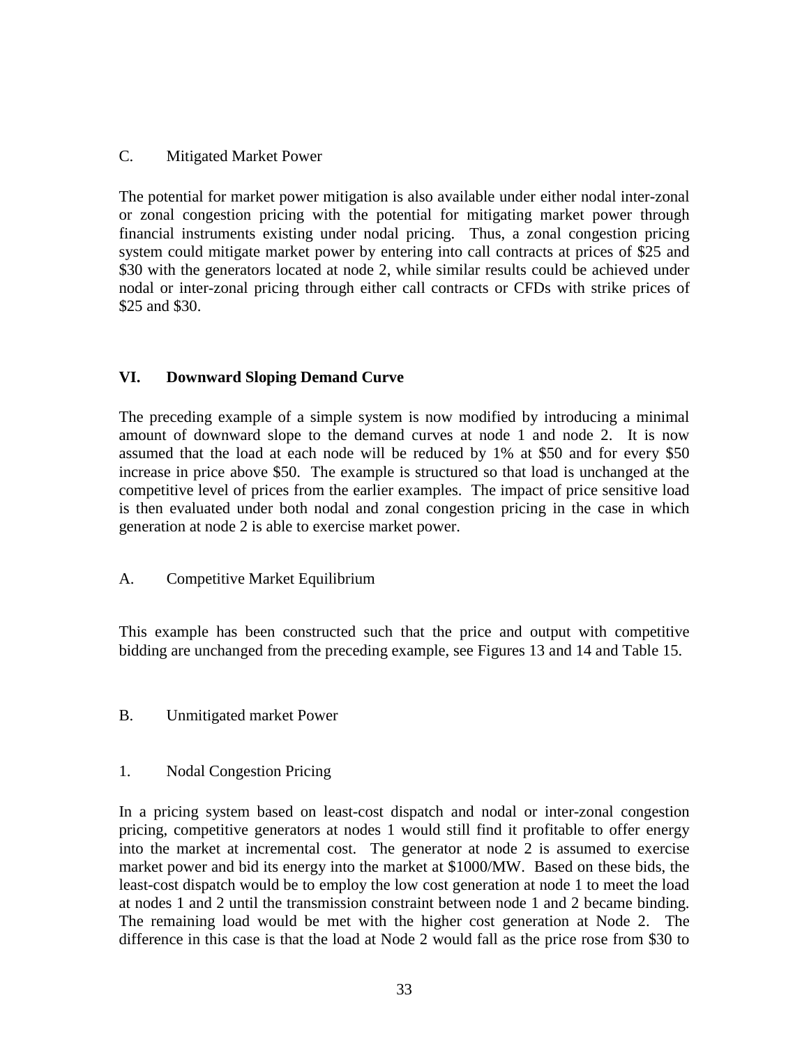### C. Mitigated Market Power

The potential for market power mitigation is also available under either nodal inter-zonal or zonal congestion pricing with the potential for mitigating market power through financial instruments existing under nodal pricing. Thus, a zonal congestion pricing system could mitigate market power by entering into call contracts at prices of $25 and $30 with the generators located at node 2, while similar results could be achieved under nodal or inter-zonal pricing through either call contracts or CFDs with strike prices of $25 and $30.

## VI. Downward Sloping Demand Curve

The preceding example of a simple system is now modified by introducing a minimal amount of downward slope to the demand curves at node 1 and node 2. It is now assumed that the load at each node will be reduced by 1% at $50 and for every $50 increase in price above $50. The example is structured so that load is unchanged at the competitive level of prices from the earlier examples. The impact of price sensitive load is then evaluated under both nodal and zonal congestion pricing in the case in which generation at node 2 is able to exercise market power.

### A. Competitive Market Equilibrium

This example has been constructed such that the price and output with competitive bidding are unchanged from the preceding example, see Figures 13 and 14 and Table 15.

### B. Unmitigated market Power

#### 1. Nodal Congestion Pricing

In a pricing system based on least-cost dispatch and nodal or inter-zonal congestion pricing, competitive generators at nodes 1 would still find it profitable to offer energy into the market at incremental cost. The generator at node 2 is assumed to exercise market power and bid its energy into the market at $1000/MW. Based on these bids, the least-cost dispatch would be to employ the low cost generation at node 1 to meet the load at nodes 1 and 2 until the transmission constraint between node 1 and 2 became binding. The remaining load would be met with the higher cost generation at Node 2. The difference in this case is that the load at Node 2 would fall as the price rose from $30 to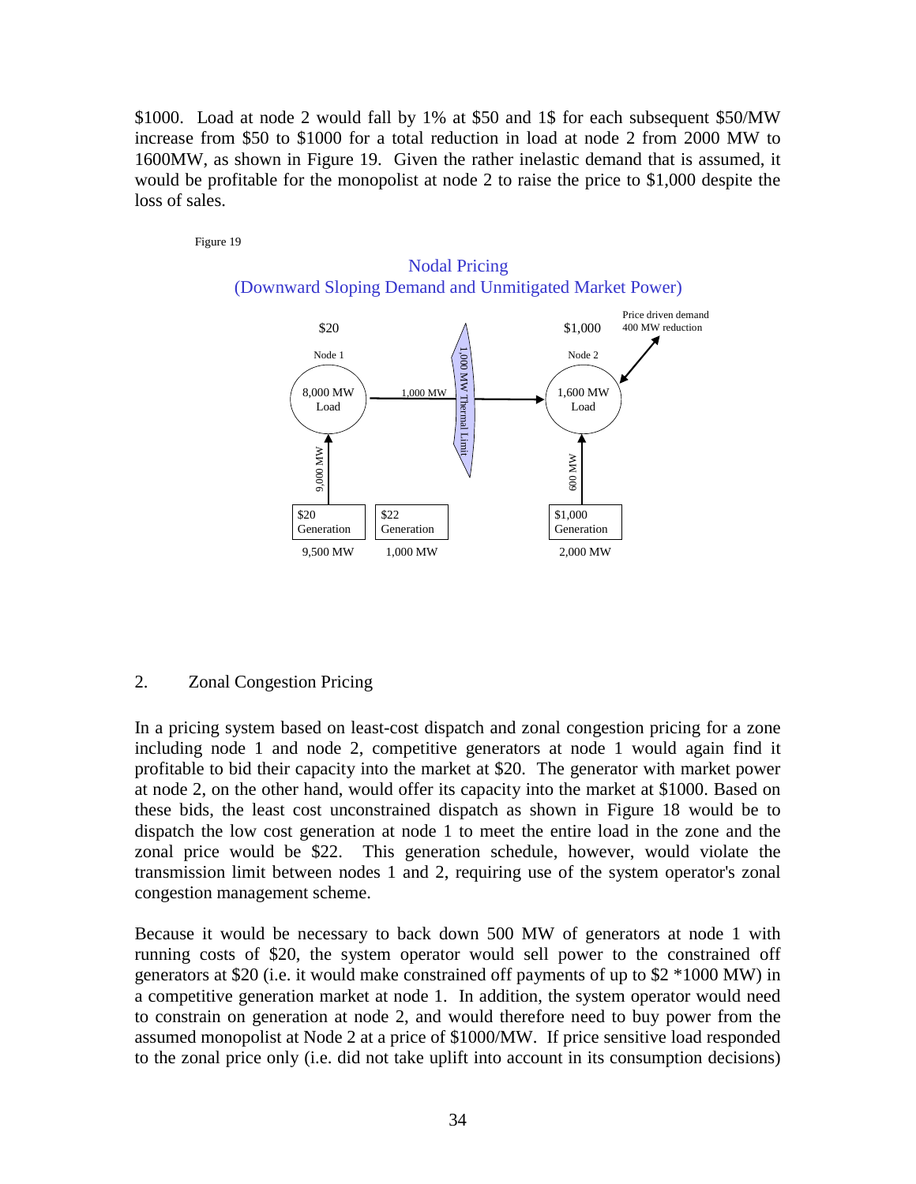$1000. Load at node 2 would fall by 1% at $50 and 1$ for each subsequent $50/MW increase from $50 to $1000 for a total reduction in load at node 2 from 2000 MW to 1600MW, as shown in Figure 19. Given the rather inelastic demand that is assumed, it would be profitable for the monopolist at node 2 to raise the price to $1,000 despite the loss of sales.

Figure 19

Nodal Pricing
(Downward Sloping Demand and Unmitigated Market Power)

$20 Node 1 — 8,000 MW Load; 9,000 MW; $20 Generation 9,500 MW; $22 Generation 1,000 MW

1,000 MW — 1,000 MW Thermal Limit

$1,000 Node 2 — 1,600 MW Load; 600 MW; $1,000 Generation 2,000 MW

Price driven demand 400 MW reduction

## 2. Zonal Congestion Pricing

In a pricing system based on least-cost dispatch and zonal congestion pricing for a zone including node 1 and node 2, competitive generators at node 1 would again find it profitable to bid their capacity into the market at $20. The generator with market power at node 2, on the other hand, would offer its capacity into the market at $1000. Based on these bids, the least cost unconstrained dispatch as shown in Figure 18 would be to dispatch the low cost generation at node 1 to meet the entire load in the zone and the zonal price would be $22. This generation schedule, however, would violate the transmission limit between nodes 1 and 2, requiring use of the system operator's zonal congestion management scheme.

Because it would be necessary to back down 500 MW of generators at node 1 with running costs of $20, the system operator would sell power to the constrained off generators at $20 (i.e. it would make constrained off payments of up to $2 *1000 MW) in a competitive generation market at node 1. In addition, the system operator would need to constrain on generation at node 2, and would therefore need to buy power from the assumed monopolist at Node 2 at a price of $1000/MW. If price sensitive load responded to the zonal price only (i.e. did not take uplift into account in its consumption decisions)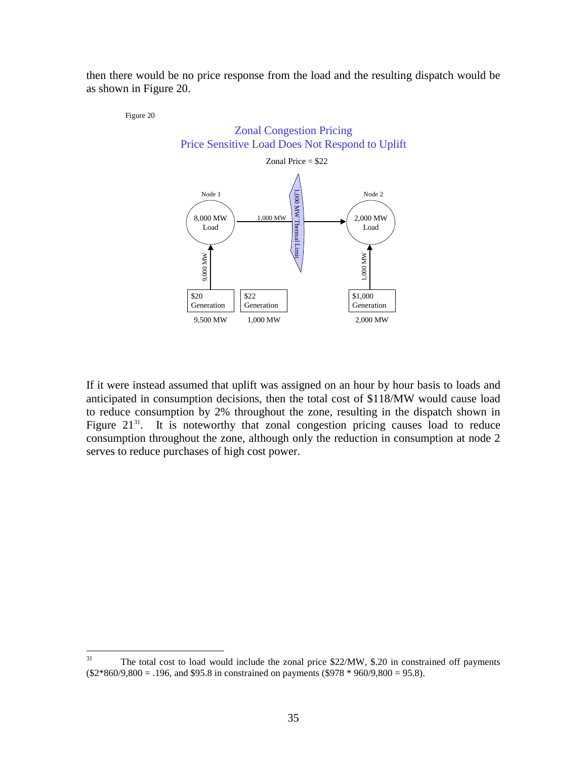then there would be no price response from the load and the resulting dispatch would be as shown in Figure 20.

Figure 20

Zonal Congestion Pricing
Price Sensitive Load Does Not Respond to Uplift

Zonal Price = $22

Node 1

8,000 MW Load

1,000 MW

1,000 MW Thermal Limit

Node 2

2,000 MW Load

9,000 MW

1,000 MW

$20 Generation

9,500 MW

$22 Generation

1,000 MW

$1,000 Generation

2,000 MW

If it were instead assumed that uplift was assigned on an hour by hour basis to loads and anticipated in consumption decisions, then the total cost of $118/MW would cause load to reduce consumption by 2% throughout the zone, resulting in the dispatch shown in Figure 21[31]. It is noteworthy that zonal congestion pricing causes load to reduce consumption throughout the zone, although only the reduction in consumption at node 2 serves to reduce purchases of high cost power.

---

[31] The total cost to load would include the zonal price $22/MW, $.20 in constrained off payments ($2*860/9,800 = .196, and $95.8 in constrained on payments ($978 * 960/9,800 = 95.8).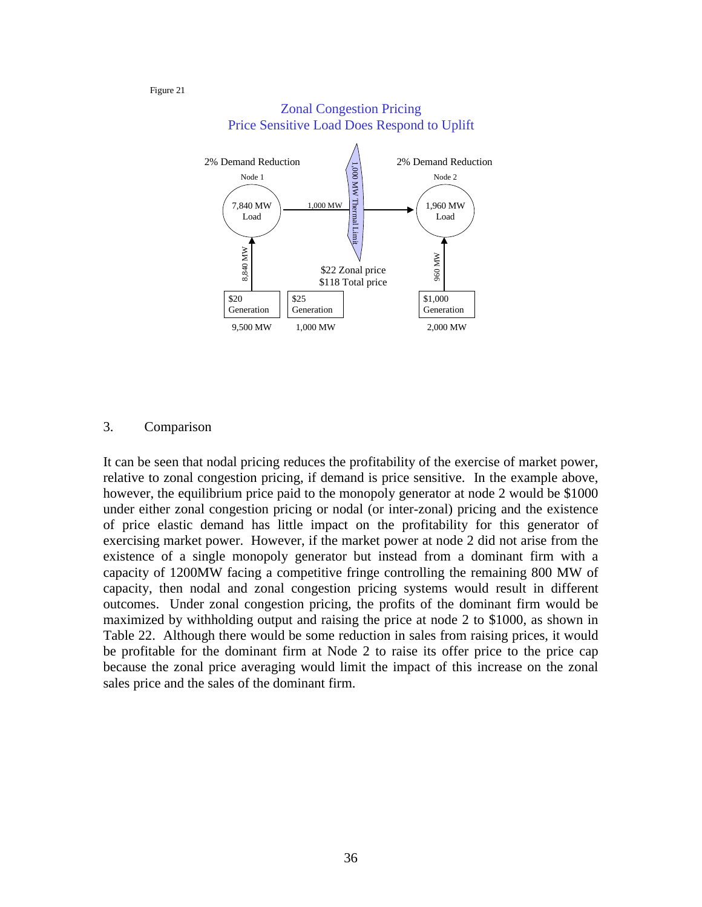Figure 21

Zonal Congestion Pricing
Price Sensitive Load Does Respond to Uplift

2% Demand Reduction

Node 1

7,840 MW Load

1,000 MW

1,000 MW Thermal Limit

2% Demand Reduction

Node 2

1,960 MW Load

8,840 MW

960 MW

$22 Zonal price
$118 Total price

| $20 Generation | $25 Generation | $1,000 Generation |
|---|---|---|
| 9,500 MW | 1,000 MW | 2,000 MW |

## 3. Comparison

It can be seen that nodal pricing reduces the profitability of the exercise of market power, relative to zonal congestion pricing, if demand is price sensitive. In the example above, however, the equilibrium price paid to the monopoly generator at node 2 would be $1000 under either zonal congestion pricing or nodal (or inter-zonal) pricing and the existence of price elastic demand has little impact on the profitability for this generator of exercising market power. However, if the market power at node 2 did not arise from the existence of a single monopoly generator but instead from a dominant firm with a capacity of 1200MW facing a competitive fringe controlling the remaining 800 MW of capacity, then nodal and zonal congestion pricing systems would result in different outcomes. Under zonal congestion pricing, the profits of the dominant firm would be maximized by withholding output and raising the price at node 2 to $1000, as shown in Table 22. Although there would be some reduction in sales from raising prices, it would be profitable for the dominant firm at Node 2 to raise its offer price to the price cap because the zonal price averaging would limit the impact of this increase on the zonal sales price and the sales of the dominant firm.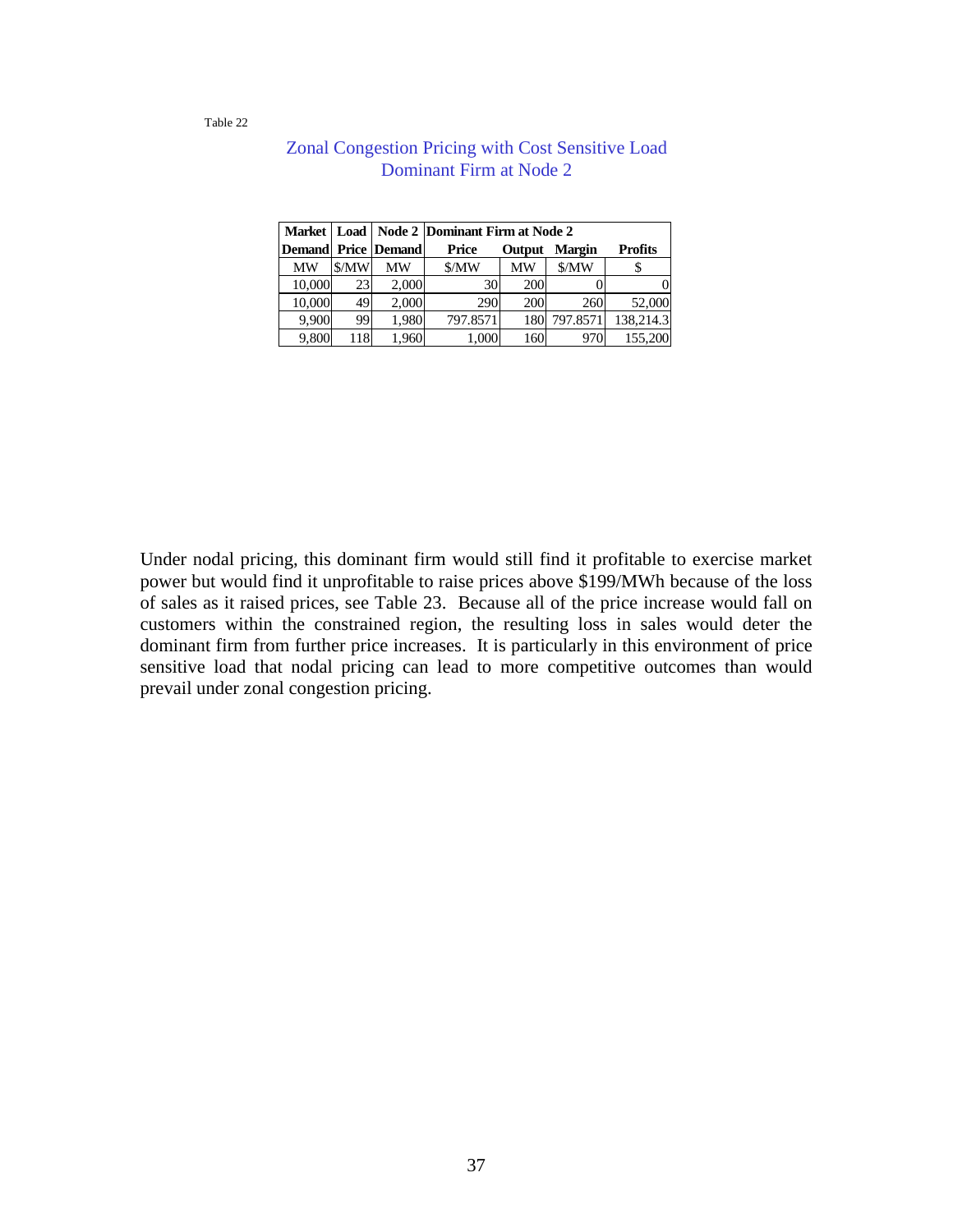Table 22

## Zonal Congestion Pricing with Cost Sensitive Load
## Dominant Firm at Node 2

| Market Demand | Load Price | Node 2 Demand | Dominant Firm at Node 2 Price | Output | Margin | Profits |
|---|---|---|---|---|---|---|
| MW | $/MW | MW | $/MW | MW | $/MW | $ |
| 10,000 | 23 | 2,000 | 30 | 200 | 0 | 0 |
| 10,000 | 49 | 2,000 | 290 | 200 | 260 | 52,000 |
| 9,900 | 99 | 1,980 | 797.8571 | 180 | 797.8571 | 138,214.3 |
| 9,800 | 118 | 1,960 | 1,000 | 160 | 970 | 155,200 |

Under nodal pricing, this dominant firm would still find it profitable to exercise market power but would find it unprofitable to raise prices above $199/MWh because of the loss of sales as it raised prices, see Table 23. Because all of the price increase would fall on customers within the constrained region, the resulting loss in sales would deter the dominant firm from further price increases. It is particularly in this environment of price sensitive load that nodal pricing can lead to more competitive outcomes than would prevail under zonal congestion pricing.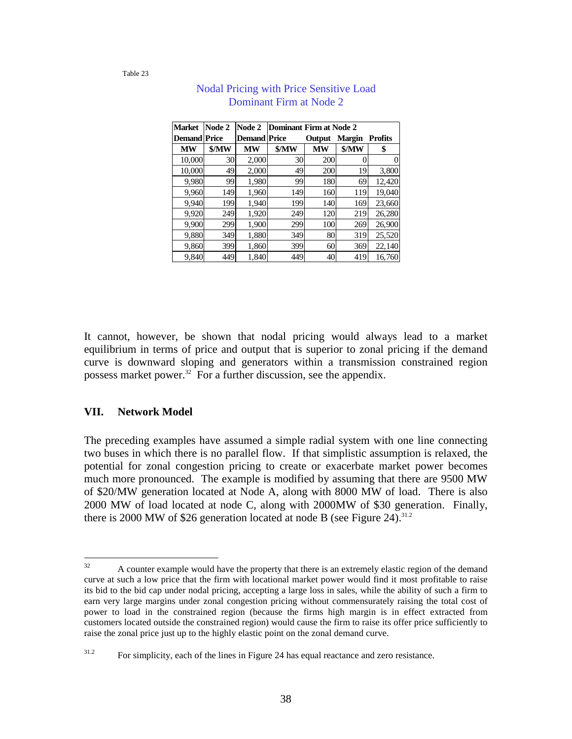Table 23

Nodal Pricing with Price Sensitive Load
Dominant Firm at Node 2

| Market Demand | Node 2 Price | Node 2 Demand | Price | Dominant Firm at Node 2 Output | Margin | Profits |
|---|---|---|---|---|---|---|
| MW | $/MW | MW | $/MW | MW | $/MW | $ |
| 10,000 | 30 | 2,000 | 30 | 200 | 0 | 0 |
| 10,000 | 49 | 2,000 | 49 | 200 | 19 | 3,800 |
| 9,980 | 99 | 1,980 | 99 | 180 | 69 | 12,420 |
| 9,960 | 149 | 1,960 | 149 | 160 | 119 | 19,040 |
| 9,940 | 199 | 1,940 | 199 | 140 | 169 | 23,660 |
| 9,920 | 249 | 1,920 | 249 | 120 | 219 | 26,280 |
| 9,900 | 299 | 1,900 | 299 | 100 | 269 | 26,900 |
| 9,880 | 349 | 1,880 | 349 | 80 | 319 | 25,520 |
| 9,860 | 399 | 1,860 | 399 | 60 | 369 | 22,140 |
| 9,840 | 449 | 1,840 | 449 | 40 | 419 | 16,760 |

It cannot, however, be shown that nodal pricing would always lead to a market equilibrium in terms of price and output that is superior to zonal pricing if the demand curve is downward sloping and generators within a transmission constrained region possess market power.[32] For a further discussion, see the appendix.

## VII. Network Model

The preceding examples have assumed a simple radial system with one line connecting two buses in which there is no parallel flow. If that simplistic assumption is relaxed, the potential for zonal congestion pricing to create or exacerbate market power becomes much more pronounced. The example is modified by assuming that there are 9500 MW of $20/MW generation located at Node A, along with 8000 MW of load. There is also 2000 MW of load located at node C, along with 2000MW of $30 generation. Finally, there is 2000 MW of $26 generation located at node B (see Figure 24).[31.2]

---

[32] A counter example would have the property that there is an extremely elastic region of the demand curve at such a low price that the firm with locational market power would find it most profitable to raise its bid to the bid cap under nodal pricing, accepting a large loss in sales, while the ability of such a firm to earn very large margins under zonal congestion pricing without commensurately raising the total cost of power to load in the constrained region (because the firms high margin is in effect extracted from customers located outside the constrained region) would cause the firm to raise its offer price sufficiently to raise the zonal price just up to the highly elastic point on the zonal demand curve.

[31.2] For simplicity, each of the lines in Figure 24 has equal reactance and zero resistance.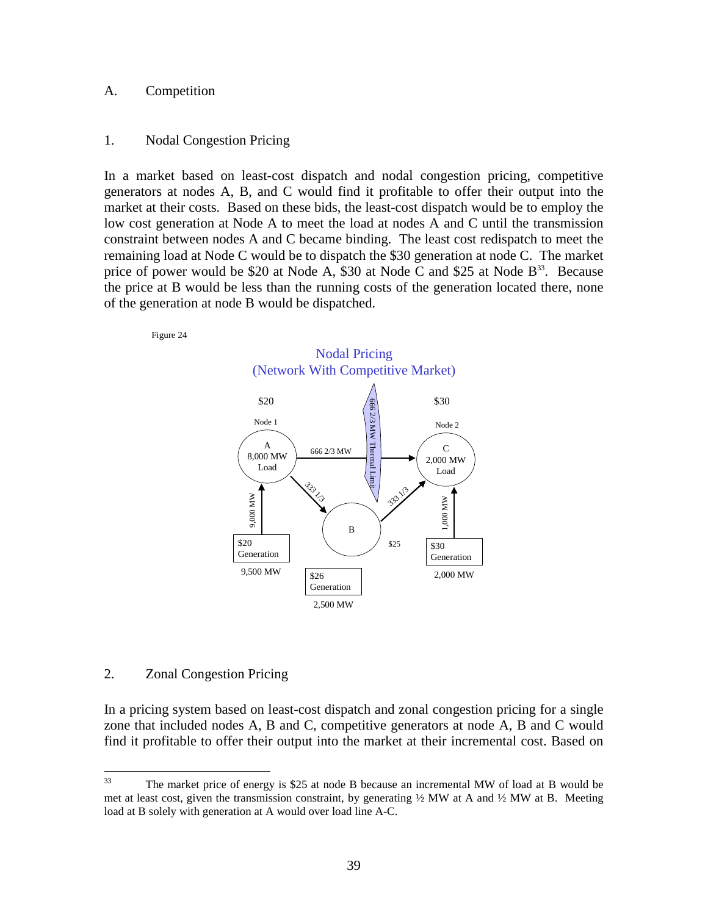## A. Competition

### 1. Nodal Congestion Pricing

In a market based on least-cost dispatch and nodal congestion pricing, competitive generators at nodes A, B, and C would find it profitable to offer their output into the market at their costs. Based on these bids, the least-cost dispatch would be to employ the low cost generation at Node A to meet the load at nodes A and C until the transmission constraint between nodes A and C became binding. The least cost redispatch to meet the remaining load at Node C would be to dispatch the $30 generation at node C. The market price of power would be $20 at Node A, $30 at Node C and $25 at Node B[33]. Because the price at B would be less than the running costs of the generation located there, none of the generation at node B would be dispatched.

Figure 24

Nodal Pricing
(Network With Competitive Market)

### 2. Zonal Congestion Pricing

In a pricing system based on least-cost dispatch and zonal congestion pricing for a single zone that included nodes A, B and C, competitive generators at node A, B and C would find it profitable to offer their output into the market at their incremental cost. Based on

[33] The market price of energy is $25 at node B because an incremental MW of load at B would be met at least cost, given the transmission constraint, by generating ½ MW at A and ½ MW at B. Meeting load at B solely with generation at A would over load line A-C.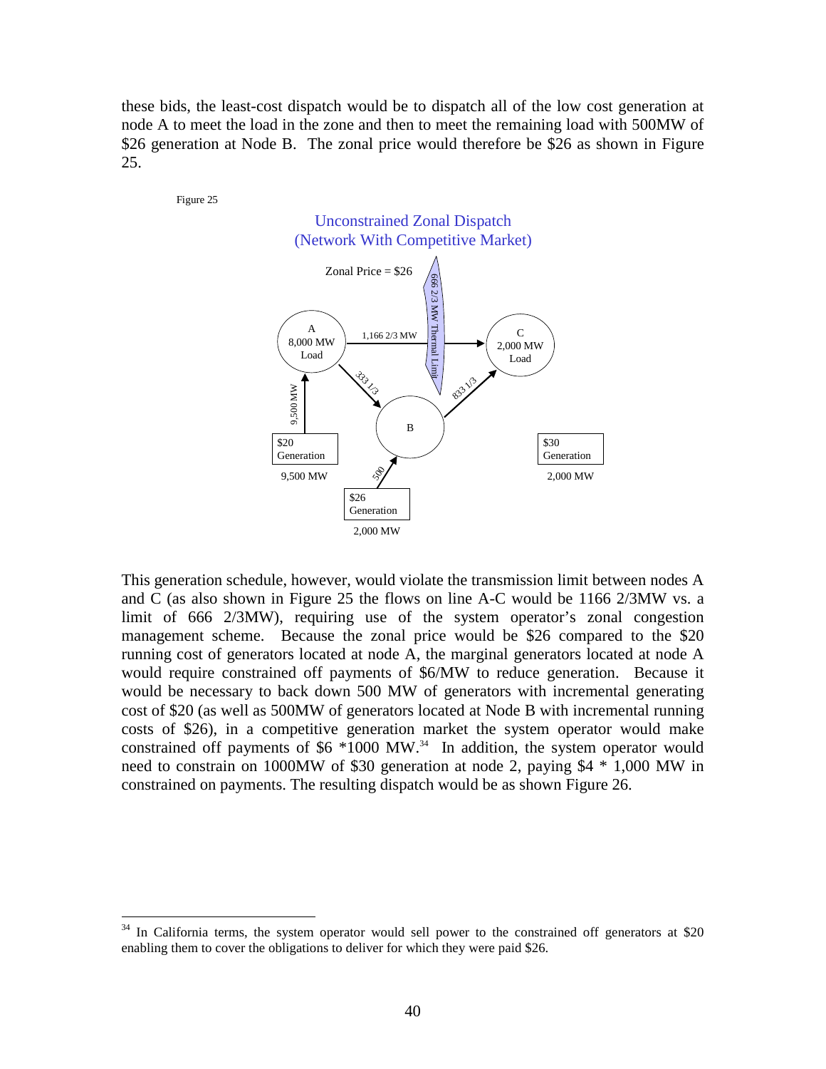these bids, the least-cost dispatch would be to dispatch all of the low cost generation at node A to meet the load in the zone and then to meet the remaining load with 500MW of $26 generation at Node B. The zonal price would therefore be $26 as shown in Figure 25.

Figure 25

Unconstrained Zonal Dispatch
(Network With Competitive Market)

Zonal Price = $26

A: 8,000 MW Load
B
C: 2,000 MW Load

1,166 2/3 MW
666 2/3 MW Thermal Limit
333 1/3
833 1/3
9,500 MW
500

$20 Generation — 9,500 MW
$26 Generation — 2,000 MW
$30 Generation — 2,000 MW

This generation schedule, however, would violate the transmission limit between nodes A and C (as also shown in Figure 25 the flows on line A-C would be 1166 2/3MW vs. a limit of 666 2/3MW), requiring use of the system operator's zonal congestion management scheme. Because the zonal price would be $26 compared to the $20 running cost of generators located at node A, the marginal generators located at node A would require constrained off payments of $6/MW to reduce generation. Because it would be necessary to back down 500 MW of generators with incremental generating cost of $20 (as well as 500MW of generators located at Node B with incremental running costs of $26), in a competitive generation market the system operator would make constrained off payments of $6 *1000 MW.[34] In addition, the system operator would need to constrain on 1000MW of $30 generation at node 2, paying $4 * 1,000 MW in constrained on payments. The resulting dispatch would be as shown Figure 26.

[34] In California terms, the system operator would sell power to the constrained off generators at $20 enabling them to cover the obligations to deliver for which they were paid $26.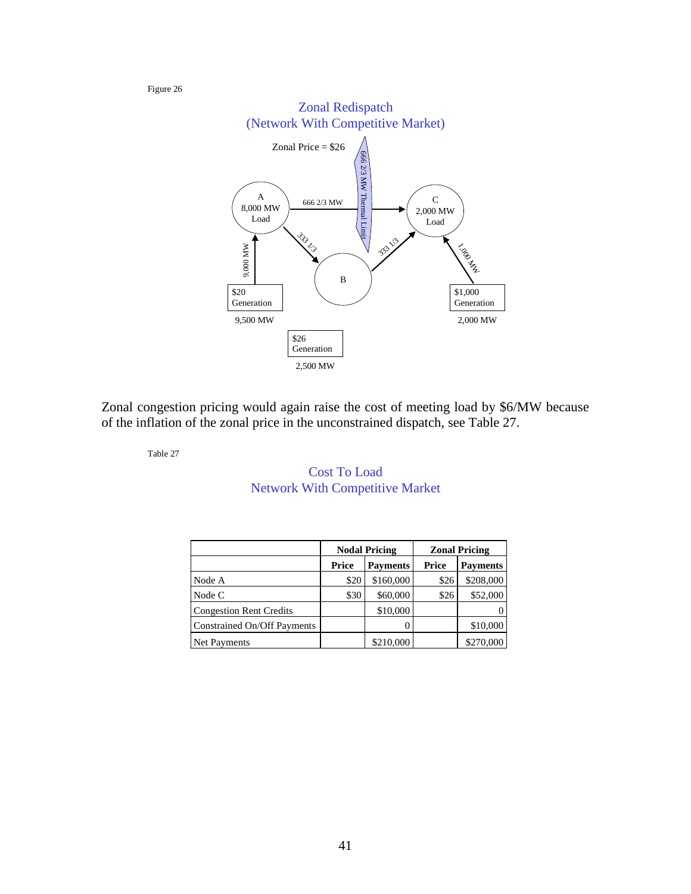Figure 26

Zonal Redispatch
(Network With Competitive Market)

Zonal Price = $26

A: 8,000 MW Load

C: 2,000 MW Load

B

666 2/3 MW

666 2/3 MW Thermal Limit

333 1/3

333 1/3

9,000 MW

1,000 MW

$20 Generation — 9,500 MW

$26 Generation — 2,500 MW

$1,000 Generation — 2,000 MW

Zonal congestion pricing would again raise the cost of meeting load by $6/MW because of the inflation of the zonal price in the unconstrained dispatch, see Table 27.

Table 27

Cost To Load
Network With Competitive Market

| | Nodal Pricing | | Zonal Pricing | |
|---|---|---|---|---|
| | Price | Payments | Price | Payments |
| Node A | $20 | $160,000 | $26 | $208,000 |
| Node C | $30 | $60,000 | $26 | $52,000 |
| Congestion Rent Credits | | $10,000 | | 0 |
| Constrained On/Off Payments | | 0 | | $10,000 |
| Net Payments | | $210,000 | | $270,000 |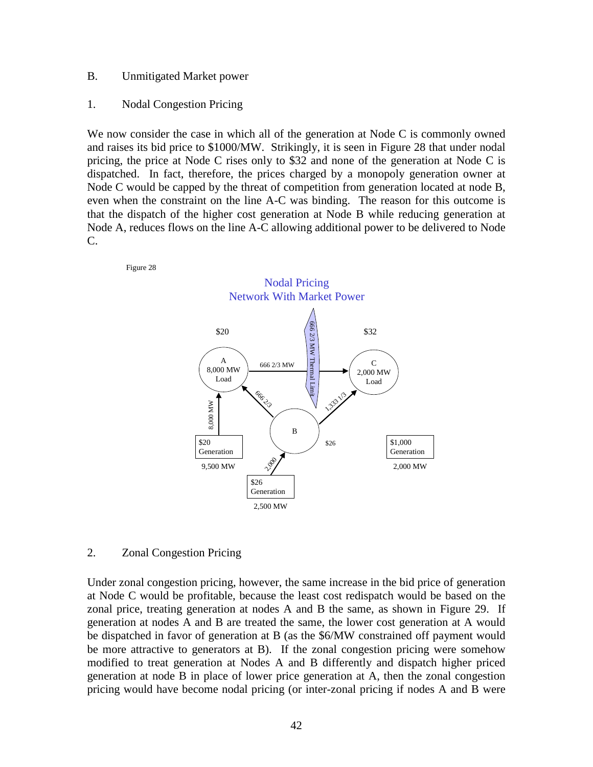## B. Unmitigated Market power

### 1. Nodal Congestion Pricing

We now consider the case in which all of the generation at Node C is commonly owned and raises its bid price to $1000/MW. Strikingly, it is seen in Figure 28 that under nodal pricing, the price at Node C rises only to $32 and none of the generation at Node C is dispatched. In fact, therefore, the prices charged by a monopoly generation owner at Node C would be capped by the threat of competition from generation located at node B, even when the constraint on the line A-C was binding. The reason for this outcome is that the dispatch of the higher cost generation at Node B while reducing generation at Node A, reduces flows on the line A-C allowing additional power to be delivered to Node C.

Figure 28

Nodal Pricing
Network With Market Power

$20 | A 8,000 MW Load | 666 2/3 MW | 666 2/3 MW Thermal Limit | $32 | C 2,000 MW Load | 666 2/3 | 1,333 1/3 | 8,000 MW | B | $26 | $20 Generation 9,500 MW | 2,000 | $26 Generation 2,500 MW | $1,000 Generation 2,000 MW

### 2. Zonal Congestion Pricing

Under zonal congestion pricing, however, the same increase in the bid price of generation at Node C would be profitable, because the least cost redispatch would be based on the zonal price, treating generation at nodes A and B the same, as shown in Figure 29. If generation at nodes A and B are treated the same, the lower cost generation at A would be dispatched in favor of generation at B (as the $6/MW constrained off payment would be more attractive to generators at B). If the zonal congestion pricing were somehow modified to treat generation at Nodes A and B differently and dispatch higher priced generation at node B in place of lower price generation at A, then the zonal congestion pricing would have become nodal pricing (or inter-zonal pricing if nodes A and B were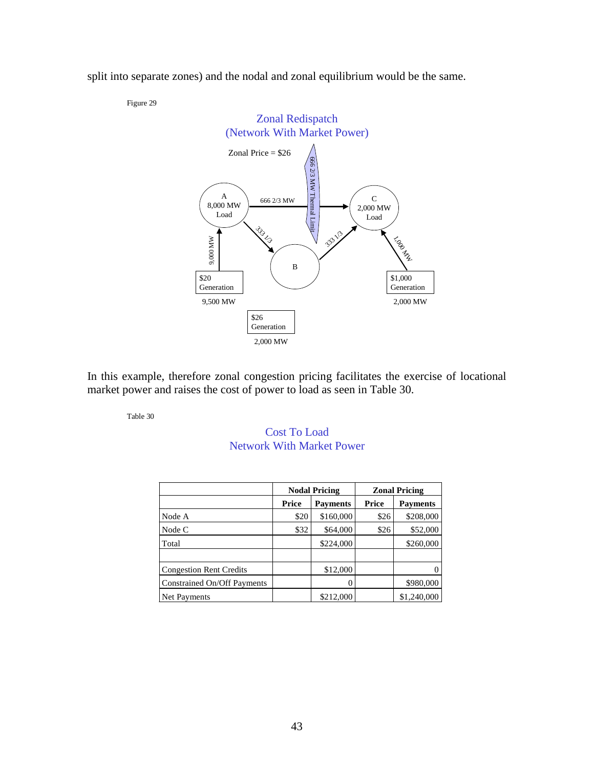split into separate zones) and the nodal and zonal equilibrium would be the same.

Figure 29

Zonal Redispatch
(Network With Market Power)

Zonal Price = $26

A
8,000 MW
Load

666 2/3 MW

666 2/3 MW Thermal Limit

C
2,000 MW
Load

333 1/3

333 1/3

B

9,000 MW

1,000 MW

$20
Generation

9,500 MW

$1,000
Generation

2,000 MW

$26
Generation

2,000 MW

In this example, therefore zonal congestion pricing facilitates the exercise of locational market power and raises the cost of power to load as seen in Table 30.

Table 30

Cost To Load
Network With Market Power

| | Nodal Pricing | | Zonal Pricing | |
|---|---|---|---|---|
| | **Price** | **Payments** | **Price** | **Payments** |
| Node A | $20 | $160,000 | $26 | $208,000 |
| Node C | $32 | $64,000 | $26 | $52,000 |
| Total | | $224,000 | | $260,000 |
| | | | | |
| Congestion Rent Credits | | $12,000 | | 0 |
| Constrained On/Off Payments | | 0 | | $980,000 |
| Net Payments | | $212,000 | | $1,240,000 |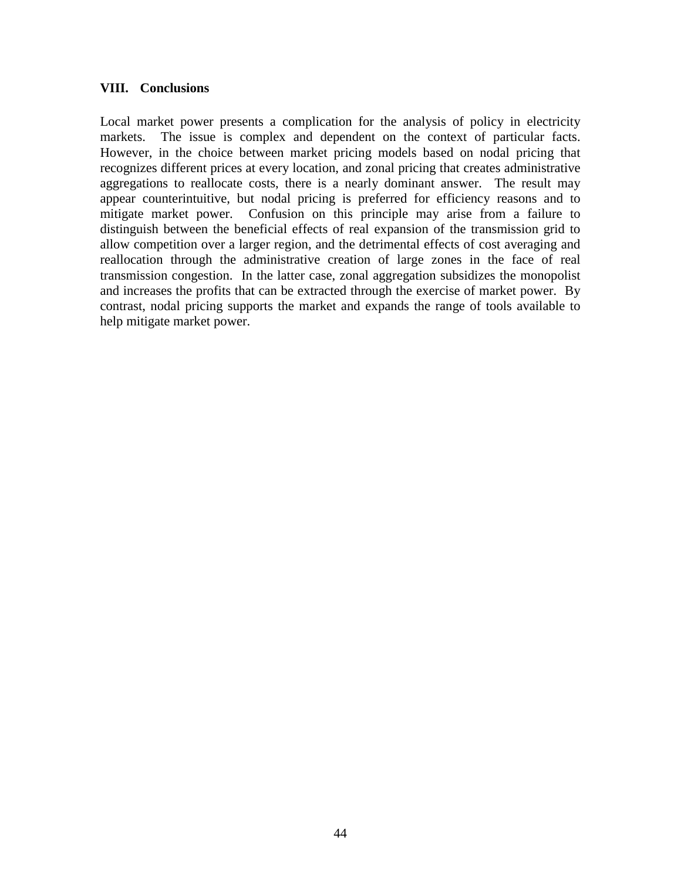## VIII. Conclusions

Local market power presents a complication for the analysis of policy in electricity markets. The issue is complex and dependent on the context of particular facts. However, in the choice between market pricing models based on nodal pricing that recognizes different prices at every location, and zonal pricing that creates administrative aggregations to reallocate costs, there is a nearly dominant answer. The result may appear counterintuitive, but nodal pricing is preferred for efficiency reasons and to mitigate market power. Confusion on this principle may arise from a failure to distinguish between the beneficial effects of real expansion of the transmission grid to allow competition over a larger region, and the detrimental effects of cost averaging and reallocation through the administrative creation of large zones in the face of real transmission congestion. In the latter case, zonal aggregation subsidizes the monopolist and increases the profits that can be extracted through the exercise of market power. By contrast, nodal pricing supports the market and expands the range of tools available to help mitigate market power.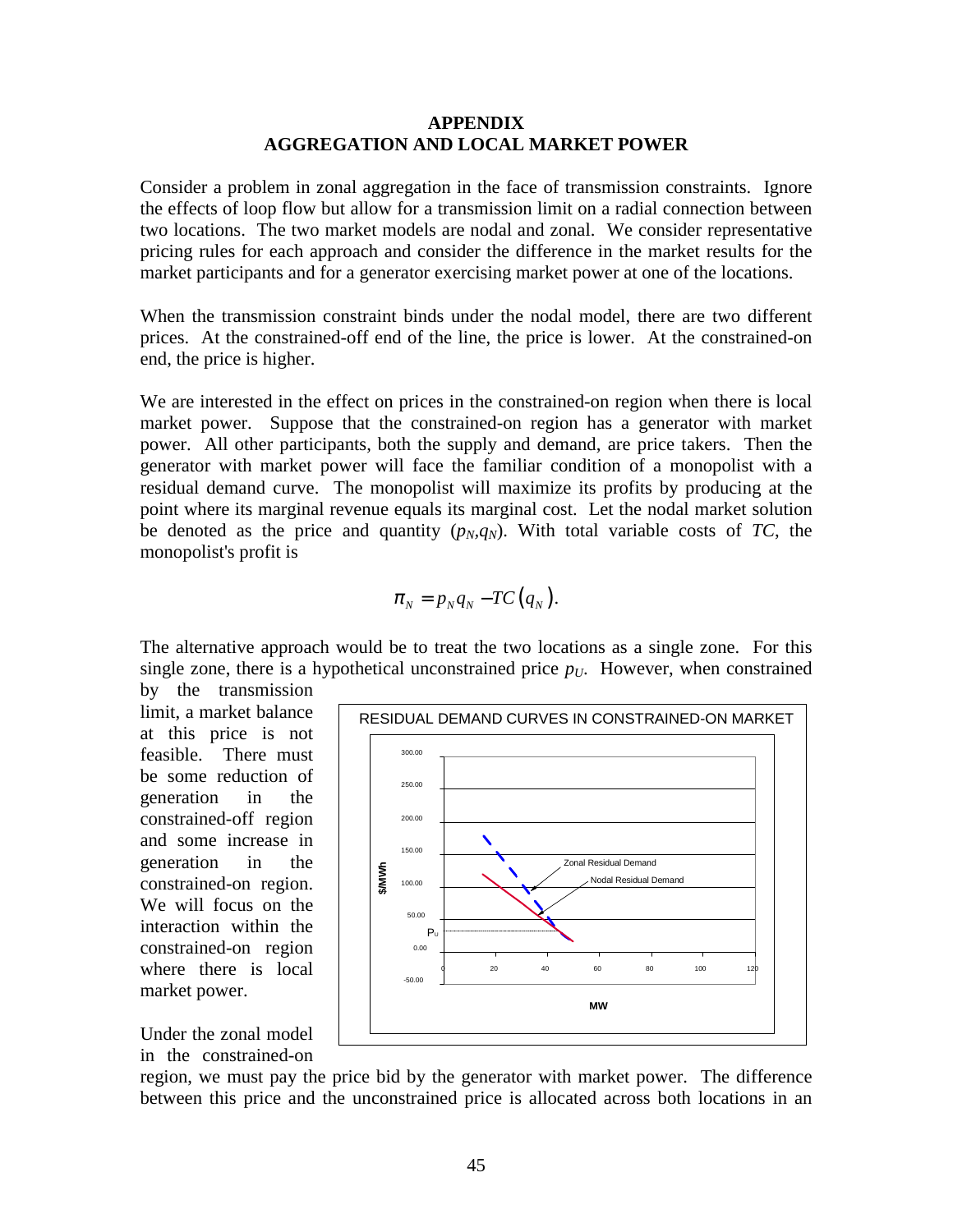## APPENDIX
## AGGREGATION AND LOCAL MARKET POWER

Consider a problem in zonal aggregation in the face of transmission constraints. Ignore the effects of loop flow but allow for a transmission limit on a radial connection between two locations. The two market models are nodal and zonal. We consider representative pricing rules for each approach and consider the difference in the market results for the market participants and for a generator exercising market power at one of the locations.

When the transmission constraint binds under the nodal model, there are two different prices. At the constrained-off end of the line, the price is lower. At the constrained-on end, the price is higher.

We are interested in the effect on prices in the constrained-on region when there is local market power. Suppose that the constrained-on region has a generator with market power. All other participants, both the supply and demand, are price takers. Then the generator with market power will face the familiar condition of a monopolist with a residual demand curve. The monopolist will maximize its profits by producing at the point where its marginal revenue equals its marginal cost. Let the nodal market solution be denoted as the price and quantity ($p_N$,$q_N$). With total variable costs of $TC$, the monopolist's profit is

$$\pi_N = p_N q_N - TC\left(q_N\right).$$

The alternative approach would be to treat the two locations as a single zone. For this single zone, there is a hypothetical unconstrained price $p_U$. However, when constrained by the transmission limit, a market balance at this price is not feasible. There must be some reduction of generation in the constrained-off region and some increase in generation in the constrained-on region. We will focus on the interaction within the constrained-on region where there is local market power.

Under the zonal model in the constrained-on region, we must pay the price bid by the generator with market power. The difference between this price and the unconstrained price is allocated across both locations in an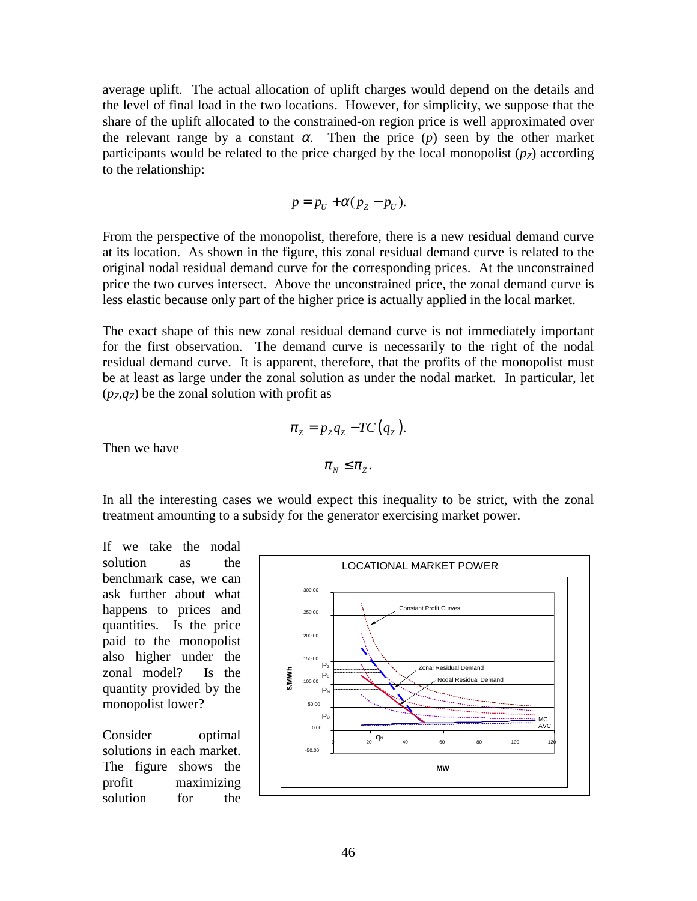average uplift. The actual allocation of uplift charges would depend on the details and the level of final load in the two locations. However, for simplicity, we suppose that the share of the uplift allocated to the constrained-on region price is well approximated over the relevant range by a constant $\alpha$. Then the price ($p$) seen by the other market participants would be related to the price charged by the local monopolist ($p_Z$) according to the relationship:

$$p = p_U + \alpha (p_Z - p_U).$$

From the perspective of the monopolist, therefore, there is a new residual demand curve at its location. As shown in the figure, this zonal residual demand curve is related to the original nodal residual demand curve for the corresponding prices. At the unconstrained price the two curves intersect. Above the unconstrained price, the zonal demand curve is less elastic because only part of the higher price is actually applied in the local market.

The exact shape of this new zonal residual demand curve is not immediately important for the first observation. The demand curve is necessarily to the right of the nodal residual demand curve. It is apparent, therefore, that the profits of the monopolist must be at least as large under the zonal solution as under the nodal market. In particular, let $(p_Z,q_Z)$ be the zonal solution with profit as

$$\pi_Z = p_Z q_Z - TC(q_Z).$$

Then we have

$$\pi_N \leq \pi_Z.$$

In all the interesting cases we would expect this inequality to be strict, with the zonal treatment amounting to a subsidy for the generator exercising market power.

If we take the nodal solution as the benchmark case, we can ask further about what happens to prices and quantities. Is the price paid to the monopolist also higher under the zonal model? Is the quantity provided by the monopolist lower?

Consider optimal solutions in each market. The figure shows the profit maximizing solution for the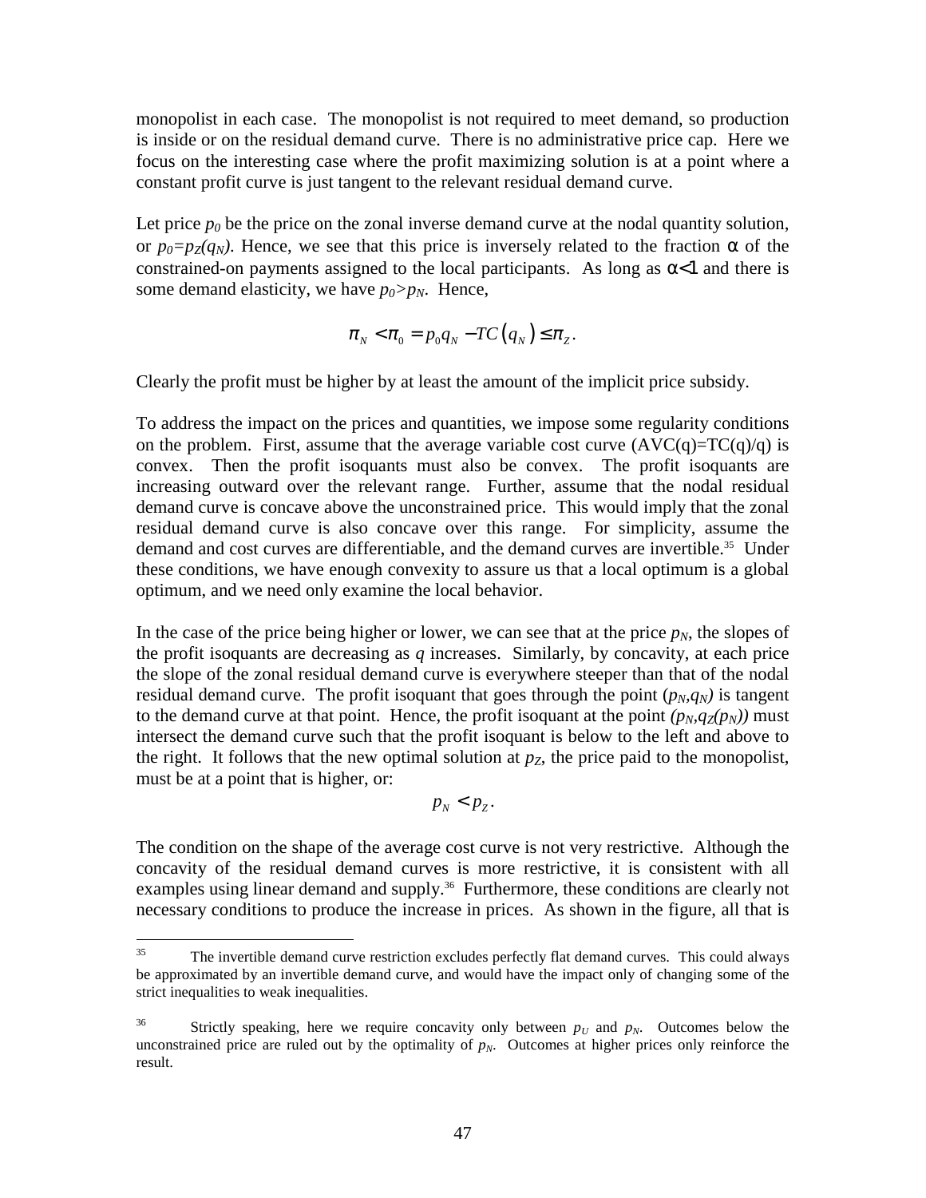monopolist in each case. The monopolist is not required to meet demand, so production is inside or on the residual demand curve. There is no administrative price cap. Here we focus on the interesting case where the profit maximizing solution is at a point where a constant profit curve is just tangent to the relevant residual demand curve.

Let price $p_0$ be the price on the zonal inverse demand curve at the nodal quantity solution, or $p_0=p_Z(q_N)$. Hence, we see that this price is inversely related to the fraction $\alpha$ of the constrained-on payments assigned to the local participants. As long as $\alpha<1$ and there is some demand elasticity, we have $p_0>p_N$. Hence,

$$\pi_N < \pi_0 = p_0 q_N - TC\left(q_N\right) \leq \pi_Z .$$

Clearly the profit must be higher by at least the amount of the implicit price subsidy.

To address the impact on the prices and quantities, we impose some regularity conditions on the problem. First, assume that the average variable cost curve (AVC(q)=TC(q)/q) is convex. Then the profit isoquants must also be convex. The profit isoquants are increasing outward over the relevant range. Further, assume that the nodal residual demand curve is concave above the unconstrained price. This would imply that the zonal residual demand curve is also concave over this range. For simplicity, assume the demand and cost curves are differentiable, and the demand curves are invertible.[35] Under these conditions, we have enough convexity to assure us that a local optimum is a global optimum, and we need only examine the local behavior.

In the case of the price being higher or lower, we can see that at the price $p_N$, the slopes of the profit isoquants are decreasing as $q$ increases. Similarly, by concavity, at each price the slope of the zonal residual demand curve is everywhere steeper than that of the nodal residual demand curve. The profit isoquant that goes through the point $(p_N,q_N)$ is tangent to the demand curve at that point. Hence, the profit isoquant at the point $(p_N,q_Z(p_N))$ must intersect the demand curve such that the profit isoquant is below to the left and above to the right. It follows that the new optimal solution at $p_Z$, the price paid to the monopolist, must be at a point that is higher, or:

$$p_N < p_Z .$$

The condition on the shape of the average cost curve is not very restrictive. Although the concavity of the residual demand curves is more restrictive, it is consistent with all examples using linear demand and supply.[36] Furthermore, these conditions are clearly not necessary conditions to produce the increase in prices. As shown in the figure, all that is

---

[35] The invertible demand curve restriction excludes perfectly flat demand curves. This could always be approximated by an invertible demand curve, and would have the impact only of changing some of the strict inequalities to weak inequalities.

[36] Strictly speaking, here we require concavity only between $p_U$ and $p_N$. Outcomes below the unconstrained price are ruled out by the optimality of $p_N$. Outcomes at higher prices only reinforce the result.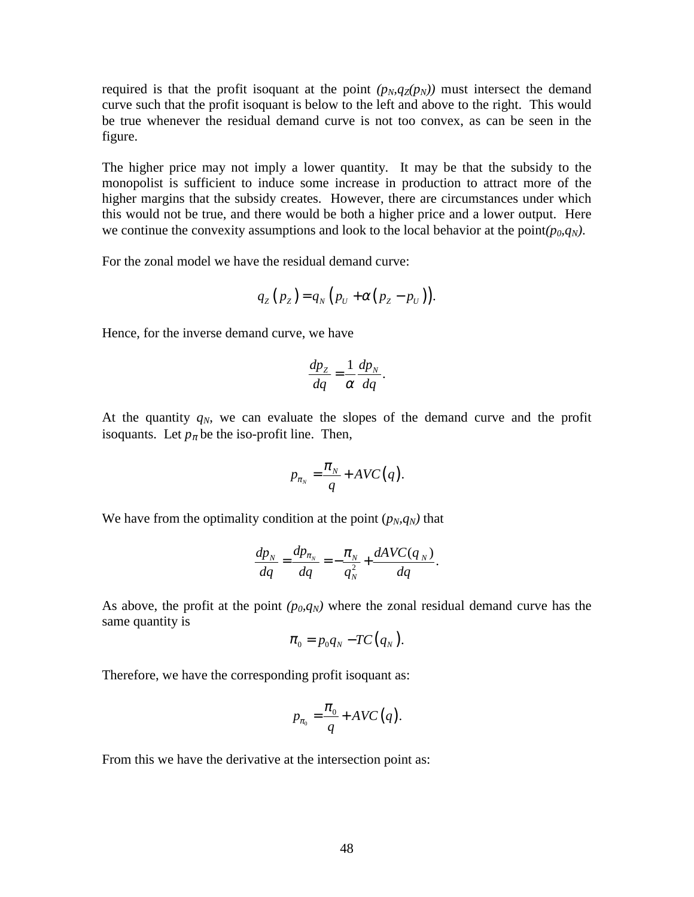required is that the profit isoquant at the point $(p_N, q_Z(p_N))$ must intersect the demand curve such that the profit isoquant is below to the left and above to the right. This would be true whenever the residual demand curve is not too convex, as can be seen in the figure.

The higher price may not imply a lower quantity. It may be that the subsidy to the monopolist is sufficient to induce some increase in production to attract more of the higher margins that the subsidy creates. However, there are circumstances under which this would not be true, and there would be both a higher price and a lower output. Here we continue the convexity assumptions and look to the local behavior at the point $(p_0, q_N)$.

For the zonal model we have the residual demand curve:

$$q_Z(p_Z) = q_N(p_U + \alpha(p_Z - p_U)).$$

Hence, for the inverse demand curve, we have

$$\frac{dp_Z}{dq} = \frac{1}{\alpha}\frac{dp_N}{dq}.$$

At the quantity $q_N$, we can evaluate the slopes of the demand curve and the profit isoquants. Let $p_\pi$ be the iso-profit line. Then,

$$p_{\pi_N} = \frac{\pi_N}{q} + AVC(q).$$

We have from the optimality condition at the point $(p_N, q_N)$ that

$$\frac{dp_N}{dq} = \frac{dp_{\pi_N}}{dq} = -\frac{\pi_N}{q_N^2} + \frac{dAVC(q_N)}{dq}.$$

As above, the profit at the point $(p_0, q_N)$ where the zonal residual demand curve has the same quantity is

$$\pi_0 = p_0 q_N - TC(q_N).$$

Therefore, we have the corresponding profit isoquant as:

$$p_{\pi_0} = \frac{\pi_0}{q} + AVC(q).$$

From this we have the derivative at the intersection point as: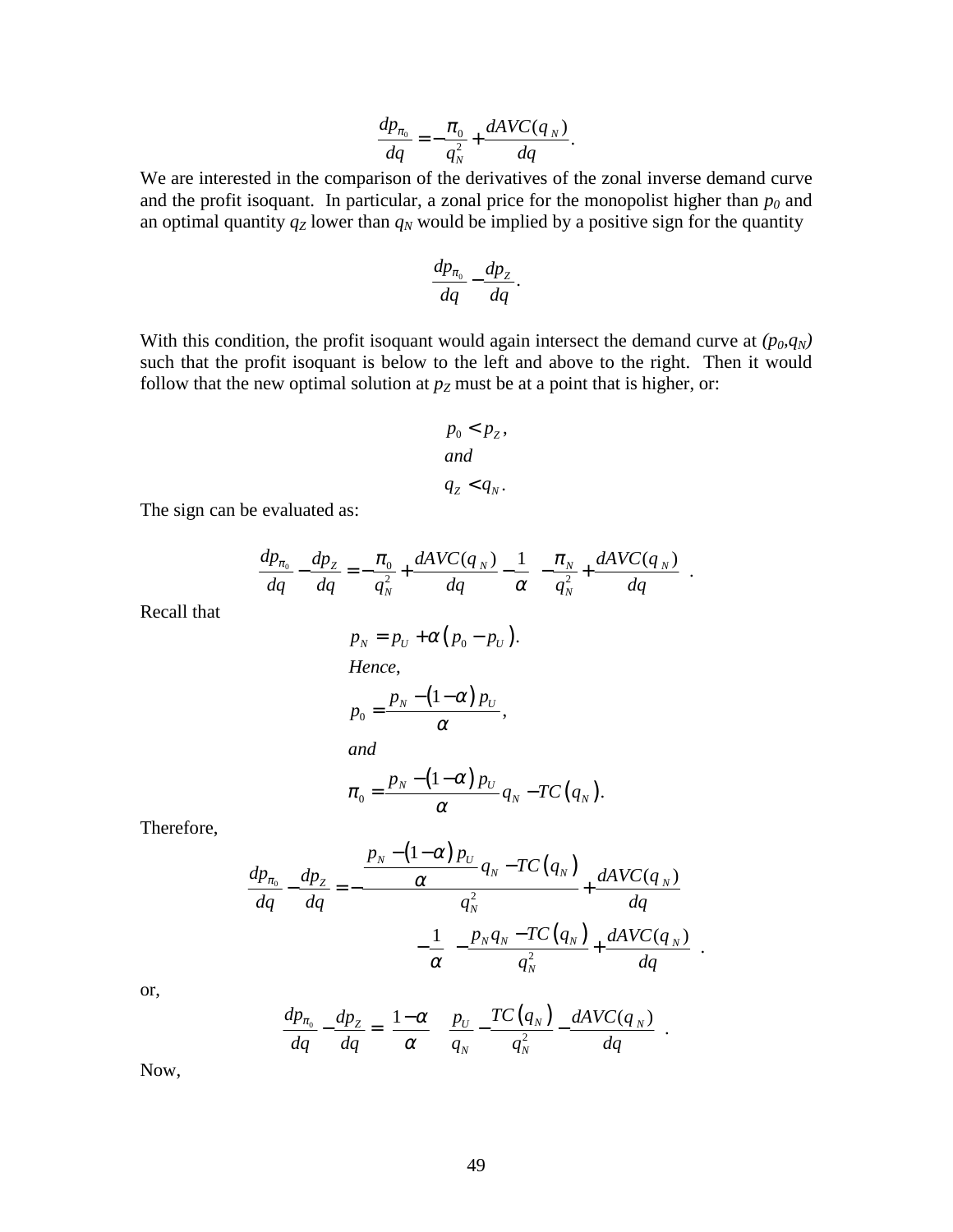$$\frac{dp_{\pi_0}}{dq} = -\frac{\pi_0}{q_N^2} + \frac{dAVC(q_N)}{dq}.$$

We are interested in the comparison of the derivatives of the zonal inverse demand curve and the profit isoquant. In particular, a zonal price for the monopolist higher than $p_0$ and an optimal quantity $q_Z$ lower than $q_N$ would be implied by a positive sign for the quantity

$$\frac{dp_{\pi_0}}{dq} - \frac{dp_Z}{dq}.$$

With this condition, the profit isoquant would again intersect the demand curve at $(p_0,q_N)$ such that the profit isoquant is below to the left and above to the right. Then it would follow that the new optimal solution at $p_Z$ must be at a point that is higher, or:

$$p_0 < p_Z,$$
$$and$$
$$q_Z < q_N.$$

The sign can be evaluated as:

$$\frac{dp_{\pi_0}}{dq} - \frac{dp_Z}{dq} = -\frac{\pi_0}{q_N^2} + \frac{dAVC(q_N)}{dq} - \frac{1}{\alpha}\left(-\frac{\pi_N}{q_N^2} + \frac{dAVC(q_N)}{dq}\right).$$

Recall that

$$p_N = p_U + \alpha\left(p_0 - p_U\right).$$
$$Hence,$$
$$p_0 = \frac{p_N - (1-\alpha)\,p_U}{\alpha},$$
$$and$$
$$\pi_0 = \frac{p_N - (1-\alpha)\,p_U}{\alpha} q_N - TC\left(q_N\right).$$

Therefore,

$$\frac{dp_{\pi_0}}{dq} - \frac{dp_Z}{dq} = -\frac{\frac{p_N - (1-\alpha)\,p_U}{\alpha} q_N - TC\left(q_N\right)}{q_N^2} + \frac{dAVC(q_N)}{dq}$$
$$-\frac{1}{\alpha}\left(-\frac{p_N q_N - TC\left(q_N\right)}{q_N^2} + \frac{dAVC(q_N)}{dq}\right).$$

or,

$$\frac{dp_{\pi_0}}{dq} - \frac{dp_Z}{dq} = \left(\frac{1-\alpha}{\alpha}\right)\left(\frac{p_U}{q_N} - \frac{TC\left(q_N\right)}{q_N^2} - \frac{dAVC(q_N)}{dq}\right).$$

Now,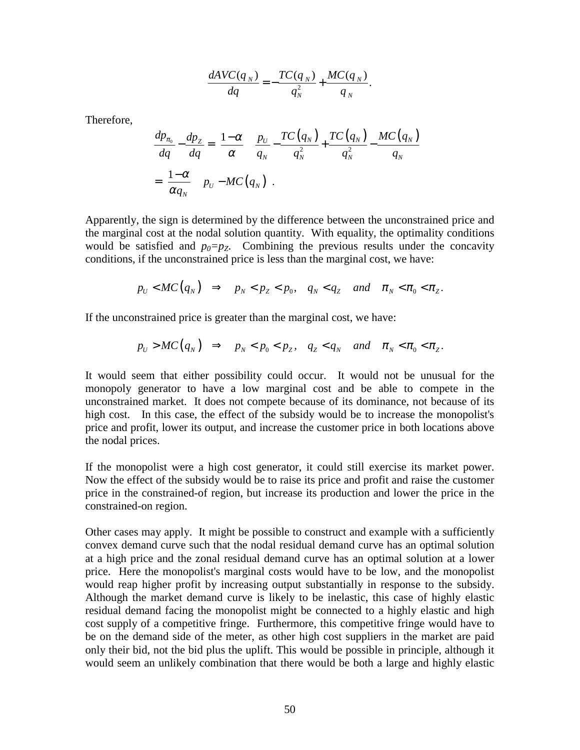$$\frac{dAVC(q_N)}{dq} = -\frac{TC(q_N)}{q_N^2} + \frac{MC(q_N)}{q_N}.$$

Therefore,

$$\frac{dp_{\pi_0}}{dq} - \frac{dp_Z}{dq} = \left(\frac{1-\alpha}{\alpha}\right)\left(\frac{p_U}{q_N} - \frac{TC(q_N)}{q_N^2} + \frac{TC(q_N)}{q_N^2} - \frac{MC(q_N)}{q_N}\right)$$

$$= \left(\frac{1-\alpha}{\alpha q_N}\right)\left(p_U - MC(q_N)\right).$$

Apparently, the sign is determined by the difference between the unconstrained price and the marginal cost at the nodal solution quantity. With equality, the optimality conditions would be satisfied and $p_0 = p_Z$. Combining the previous results under the concavity conditions, if the unconstrained price is less than the marginal cost, we have:

$$p_U < MC(q_N) \;\Rightarrow\; p_N < p_Z < p_0, \quad q_N < q_Z \quad and \quad \pi_N < \pi_0 < \pi_Z.$$

If the unconstrained price is greater than the marginal cost, we have:

$$p_U > MC(q_N) \;\Rightarrow\; p_N < p_0 < p_Z, \quad q_Z < q_N \quad and \quad \pi_N < \pi_0 < \pi_Z.$$

It would seem that either possibility could occur. It would not be unusual for the monopoly generator to have a low marginal cost and be able to compete in the unconstrained market. It does not compete because of its dominance, not because of its high cost. In this case, the effect of the subsidy would be to increase the monopolist's price and profit, lower its output, and increase the customer price in both locations above the nodal prices.

If the monopolist were a high cost generator, it could still exercise its market power. Now the effect of the subsidy would be to raise its price and profit and raise the customer price in the constrained-of region, but increase its production and lower the price in the constrained-on region.

Other cases may apply. It might be possible to construct and example with a sufficiently convex demand curve such that the nodal residual demand curve has an optimal solution at a high price and the zonal residual demand curve has an optimal solution at a lower price. Here the monopolist's marginal costs would have to be low, and the monopolist would reap higher profit by increasing output substantially in response to the subsidy. Although the market demand curve is likely to be inelastic, this case of highly elastic residual demand facing the monopolist might be connected to a highly elastic and high cost supply of a competitive fringe. Furthermore, this competitive fringe would have to be on the demand side of the meter, as other high cost suppliers in the market are paid only their bid, not the bid plus the uplift. This would be possible in principle, although it would seem an unlikely combination that there would be both a large and highly elastic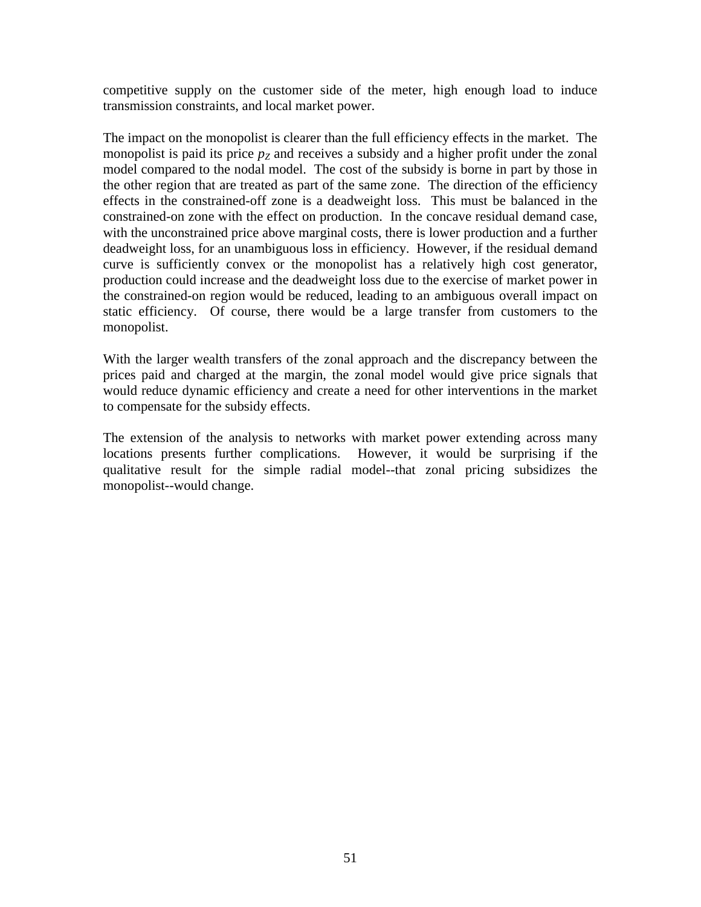competitive supply on the customer side of the meter, high enough load to induce transmission constraints, and local market power.

The impact on the monopolist is clearer than the full efficiency effects in the market. The monopolist is paid its price $p_Z$ and receives a subsidy and a higher profit under the zonal model compared to the nodal model. The cost of the subsidy is borne in part by those in the other region that are treated as part of the same zone. The direction of the efficiency effects in the constrained-off zone is a deadweight loss. This must be balanced in the constrained-on zone with the effect on production. In the concave residual demand case, with the unconstrained price above marginal costs, there is lower production and a further deadweight loss, for an unambiguous loss in efficiency. However, if the residual demand curve is sufficiently convex or the monopolist has a relatively high cost generator, production could increase and the deadweight loss due to the exercise of market power in the constrained-on region would be reduced, leading to an ambiguous overall impact on static efficiency. Of course, there would be a large transfer from customers to the monopolist.

With the larger wealth transfers of the zonal approach and the discrepancy between the prices paid and charged at the margin, the zonal model would give price signals that would reduce dynamic efficiency and create a need for other interventions in the market to compensate for the subsidy effects.

The extension of the analysis to networks with market power extending across many locations presents further complications. However, it would be surprising if the qualitative result for the simple radial model--that zonal pricing subsidizes the monopolist--would change.